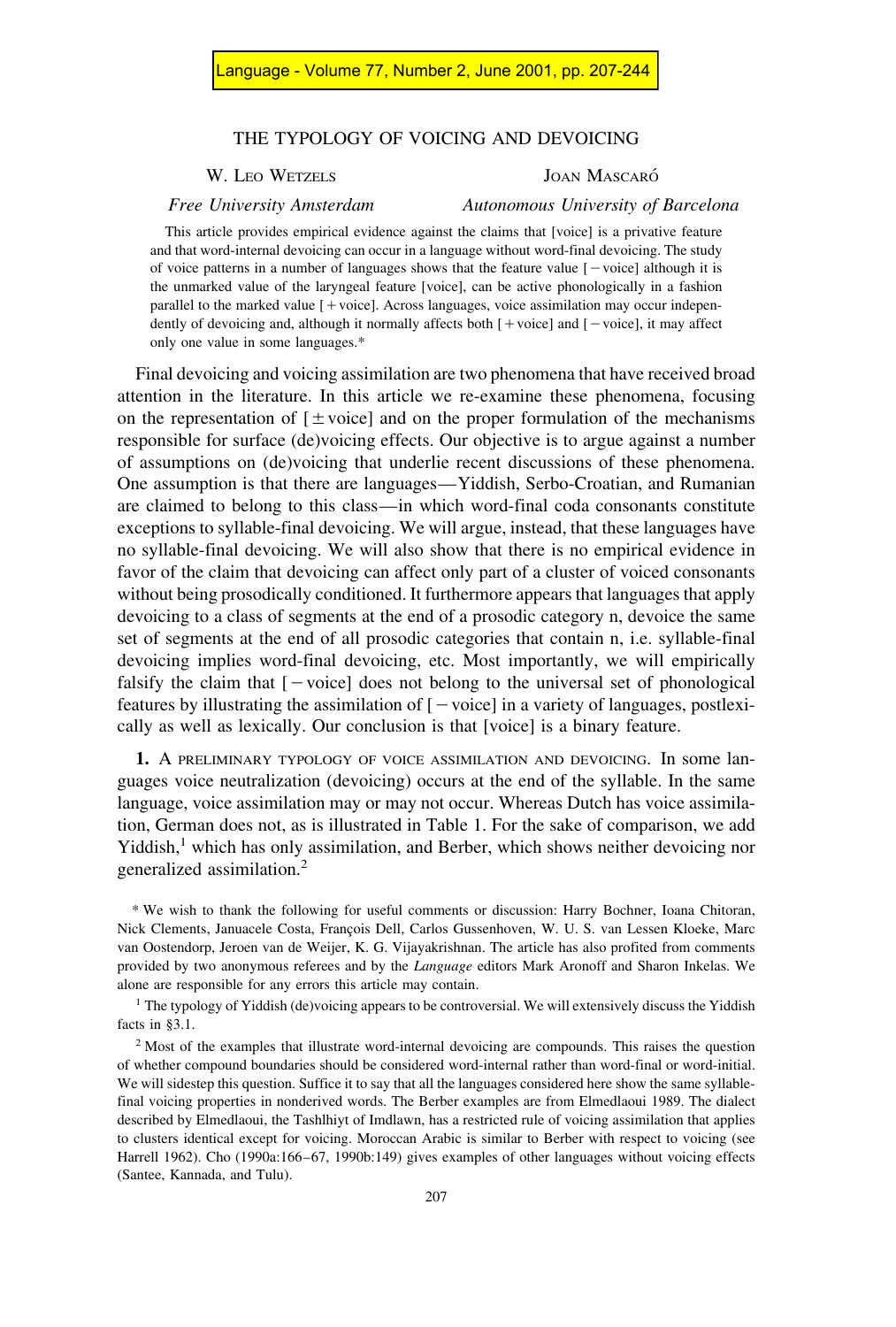# THE TYPOLOGY OF VOICING AND DEVOICING

W. Leo Wetzels — *Free University Amsterdam*

Joan Mascaró — *Autonomous University of Barcelona*

This article provides empirical evidence against the claims that [voice] is a privative feature and that word-internal devoicing can occur in a language without word-final devoicing. The study of voice patterns in a number of languages shows that the feature value [−voice] although it is the unmarked value of the laryngeal feature [voice], can be active phonologically in a fashion parallel to the marked value [+voice]. Across languages, voice assimilation may occur independently of devoicing and, although it normally affects both [+voice] and [−voice], it may affect only one value in some languages.*

Final devoicing and voicing assimilation are two phenomena that have received broad attention in the literature. In this article we re-examine these phenomena, focusing on the representation of [±voice] and on the proper formulation of the mechanisms responsible for surface (de)voicing effects. Our objective is to argue against a number of assumptions on (de)voicing that underlie recent discussions of these phenomena. One assumption is that there are languages—Yiddish, Serbo-Croatian, and Rumanian are claimed to belong to this class—in which word-final coda consonants constitute exceptions to syllable-final devoicing. We will argue, instead, that these languages have no syllable-final devoicing. We will also show that there is no empirical evidence in favor of the claim that devoicing can affect only part of a cluster of voiced consonants without being prosodically conditioned. It furthermore appears that languages that apply devoicing to a class of segments at the end of a prosodic category n, devoice the same set of segments at the end of all prosodic categories that contain n, i.e. syllable-final devoicing implies word-final devoicing, etc. Most importantly, we will empirically falsify the claim that [−voice] does not belong to the universal set of phonological features by illustrating the assimilation of [−voice] in a variety of languages, postlexically as well as lexically. Our conclusion is that [voice] is a binary feature.

**1.** A preliminary typology of voice assimilation and devoicing. In some languages voice neutralization (devoicing) occurs at the end of the syllable. In the same language, voice assimilation may or may not occur. Whereas Dutch has voice assimilation, German does not, as is illustrated in Table 1. For the sake of comparison, we add Yiddish,[1] which has only assimilation, and Berber, which shows neither devoicing nor generalized assimilation.[2]

\* We wish to thank the following for useful comments or discussion: Harry Bochner, Ioana Chitoran, Nick Clements, Januacele Costa, François Dell, Carlos Gussenhoven, W. U. S. van Lessen Kloeke, Marc van Oostendorp, Jeroen van de Weijer, K. G. Vijayakrishnan. The article has also profited from comments provided by two anonymous referees and by the *Language* editors Mark Aronoff and Sharon Inkelas. We alone are responsible for any errors this article may contain.

[1] The typology of Yiddish (de)voicing appears to be controversial. We will extensively discuss the Yiddish facts in §3.1.

[2] Most of the examples that illustrate word-internal devoicing are compounds. This raises the question of whether compound boundaries should be considered word-internal rather than word-final or word-initial. We will sidestep this question. Suffice it to say that all the languages considered here show the same syllable-final voicing properties in nonderived words. The Berber examples are from Elmedlaoui 1989. The dialect described by Elmedlaoui, the Tashlhiyt of Imdlawn, has a restricted rule of voicing assimilation that applies to clusters identical except for voicing. Moroccan Arabic is similar to Berber with respect to voicing (see Harrell 1962). Cho (1990a:166–67, 1990b:149) gives examples of other languages without voicing effects (Santee, Kannada, and Tulu).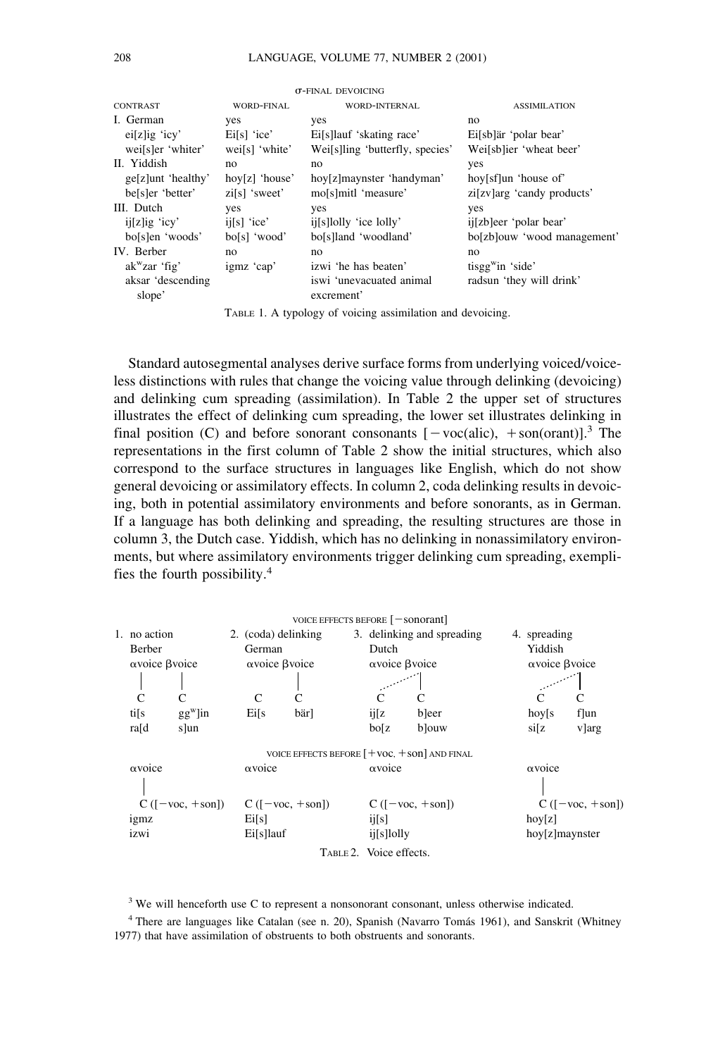| | σ-FINAL DEVOICING | | |
|---|---|---|---|
| CONTRAST | WORD-FINAL | WORD-INTERNAL | ASSIMILATION |
| I. German | yes | yes | no |
| ei[z]ig 'icy' | Ei[s] 'ice' | Ei[s]lauf 'skating race' | Ei[sb]är 'polar bear' |
| wei[s]er 'whiter' | wei[s] 'white' | Wei[s]ling 'butterfly, species' | Wei[sb]ier 'wheat beer' |
| II. Yiddish | no | no | yes |
| ge[z]unt 'healthy' | hoy[z] 'house' | hoy[z]maynster 'handyman' | hoy[sf]un 'house of' |
| be[s]er 'better' | zi[s] 'sweet' | mo[s]mitl 'measure' | zi[zv]arg 'candy products' |
| III. Dutch | yes | yes | yes |
| ij[z]ig 'icy' | ij[s] 'ice' | ij[s]lolly 'ice lolly' | ij[zb]eer 'polar bear' |
| bo[s]en 'woods' | bo[s] 'wood' | bo[s]land 'woodland' | bo[zb]ouw 'wood management' |
| IV. Berber | no | no | no |
| akʷzar 'fig' | igmz 'cap' | izwi 'he has beaten' | tisggʷin 'side' |
| aksar 'descending slope' | | iswi 'unevacuated animal excrement' | radsun 'they will drink' |

TABLE 1. A typology of voicing assimilation and devoicing.

Standard autosegmental analyses derive surface forms from underlying voiced/voiceless distinctions with rules that change the voicing value through delinking (devoicing) and delinking cum spreading (assimilation). In Table 2 the upper set of structures illustrates the effect of delinking cum spreading, the lower set illustrates delinking in final position (C) and before sonorant consonants [−voc(alic), +son(orant)].[3] The representations in the first column of Table 2 show the initial structures, which also correspond to the surface structures in languages like English, which do not show general devoicing or assimilatory effects. In column 2, coda delinking results in devoicing, both in potential assimilatory environments and before sonorants, as in German. If a language has both delinking and spreading, the resulting structures are those in column 3, the Dutch case. Yiddish, which has no delinking in nonassimilatory environments, but where assimilatory environments trigger delinking cum spreading, exemplifies the fourth possibility.[4]

| VOICE EFFECTS BEFORE [−sonorant] | | | |
|---|---|---|---|
| 1. no action | 2. (coda) delinking | 3. delinking and spreading | 4. spreading |
| Berber | German | Dutch | Yiddish |
| αvoice βvoice (each linked to its C) | αvoice βvoice (αvoice delinked from first C) | αvoice βvoice (βvoice spreads to first C) | αvoice βvoice (βvoice spreads to first C) |
| C C | C C | C C | C C |
| ti[s ggʷ]in | Ei[s bär] | ij[z b]eer | hoy[s f]un |
| ra[d s]un | | bo[z b]ouw | si[z v]arg |
| **VOICE EFFECTS BEFORE [+VOC, +SON] AND FINAL** | | | |
| αvoice (linked) | αvoice (delinked) | αvoice (delinked) | αvoice (linked) |
| C ([−voc, +son]) | C ([−voc, +son]) | C ([−voc, +son]) | C ([−voc, +son]) |
| igmz | Ei[s] | ij[s] | hoy[z] |
| izwi | Ei[s]lauf | ij[s]lolly | hoy[z]maynster |

TABLE 2. Voice effects.

[3] We will henceforth use C to represent a nonsonorant consonant, unless otherwise indicated.

[4] There are languages like Catalan (see n. 20), Spanish (Navarro Tomás 1961), and Sanskrit (Whitney 1977) that have assimilation of obstruents to both obstruents and sonorants.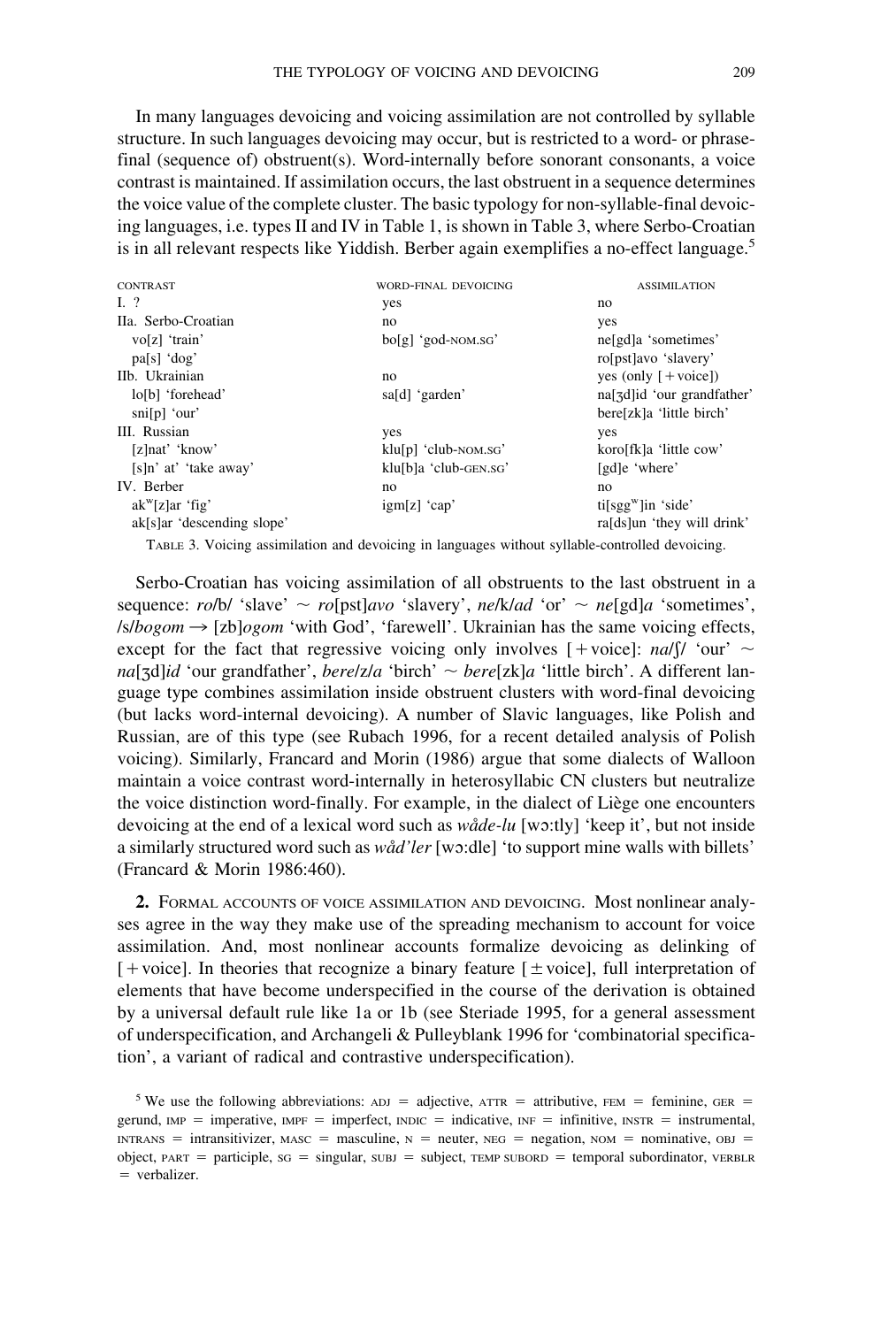In many languages devoicing and voicing assimilation are not controlled by syllable structure. In such languages devoicing may occur, but is restricted to a word- or phrase-final (sequence of) obstruent(s). Word-internally before sonorant consonants, a voice contrast is maintained. If assimilation occurs, the last obstruent in a sequence determines the voice value of the complete cluster. The basic typology for non-syllable-final devoicing languages, i.e. types II and IV in Table 1, is shown in Table 3, where Serbo-Croatian is in all relevant respects like Yiddish. Berber again exemplifies a no-effect language.[5]

| CONTRAST | WORD-FINAL DEVOICING | ASSIMILATION |
|---|---|---|
| I. ? | yes | no |
| IIa. Serbo-Croatian | no | yes |
| vo[z] 'train' | bo[g] 'god-NOM.SG' | ne[gd]a 'sometimes' |
| pa[s] 'dog' | | ro[pst]avo 'slavery' |
| IIb. Ukrainian | no | yes (only [+voice]) |
| lo[b] 'forehead' | sa[d] 'garden' | na[ʒd]id 'our grandfather' |
| sni[p] 'our' | | bere[zk]a 'little birch' |
| III. Russian | yes | yes |
| [z]nat' 'know' | klu[p] 'club-NOM.SG' | koro[fk]a 'little cow' |
| [s]n' at' 'take away' | klu[b]a 'club-GEN.SG' | [gd]e 'where' |
| IV. Berber | no | no |
| ak$^{w}$[z]ar 'fig' | igm[z] 'cap' | ti[sgg$^{w}$]in 'side' |
| ak[s]ar 'descending slope' | | ra[ds]un 'they will drink' |

TABLE 3. Voicing assimilation and devoicing in languages without syllable-controlled devoicing.

Serbo-Croatian has voicing assimilation of all obstruents to the last obstruent in a sequence: *ro*/b/ 'slave' ~ *ro*[pst]*avo* 'slavery', *ne*/k/*ad* 'or' ~ *ne*[gd]*a* 'sometimes', /s/*bogom* → [zb]*ogom* 'with God', 'farewell'. Ukrainian has the same voicing effects, except for the fact that regressive voicing only involves [+voice]: *na*/ʃ/ 'our' ~ *na*[ʒd]*id* 'our grandfather', *bere*/z/*a* 'birch' ~ *bere*[zk]*a* 'little birch'. A different language type combines assimilation inside obstruent clusters with word-final devoicing (but lacks word-internal devoicing). A number of Slavic languages, like Polish and Russian, are of this type (see Rubach 1996, for a recent detailed analysis of Polish voicing). Similarly, Francard and Morin (1986) argue that some dialects of Walloon maintain a voice contrast word-internally in heterosyllabic CN clusters but neutralize the voice distinction word-finally. For example, in the dialect of Liège one encounters devoicing at the end of a lexical word such as *wåde-lu* [wɔ:tly] 'keep it', but not inside a similarly structured word such as *wåd'ler* [wɔ:dle] 'to support mine walls with billets' (Francard & Morin 1986:460).

**2.** FORMAL ACCOUNTS OF VOICE ASSIMILATION AND DEVOICING. Most nonlinear analyses agree in the way they make use of the spreading mechanism to account for voice assimilation. And, most nonlinear accounts formalize devoicing as delinking of [+voice]. In theories that recognize a binary feature [±voice], full interpretation of elements that have become underspecified in the course of the derivation is obtained by a universal default rule like 1a or 1b (see Steriade 1995, for a general assessment of underspecification, and Archangeli & Pulleyblank 1996 for 'combinatorial specification', a variant of radical and contrastive underspecification).

[5] We use the following abbreviations: ADJ = adjective, ATTR = attributive, FEM = feminine, GER = gerund, IMP = imperative, IMPF = imperfect, INDIC = indicative, INF = infinitive, INSTR = instrumental, INTRANS = intransitivizer, MASC = masculine, N = neuter, NEG = negation, NOM = nominative, OBJ = object, PART = participle, SG = singular, SUBJ = subject, TEMP SUBORD = temporal subordinator, VERBLR = verbalizer.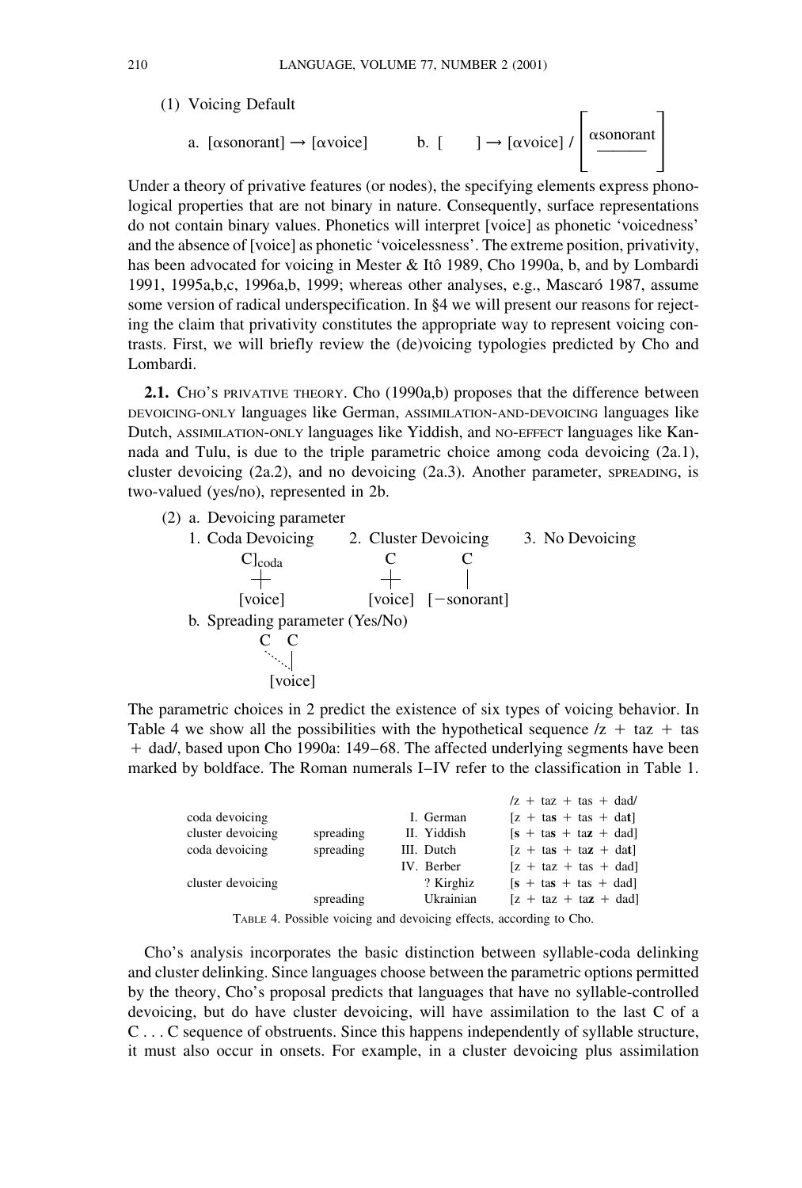(1) Voicing Default

a. [αsonorant] → [αvoice] b. [ ] → [αvoice] / [αsonorant ___ ]

Under a theory of privative features (or nodes), the specifying elements express phonological properties that are not binary in nature. Consequently, surface representations do not contain binary values. Phonetics will interpret [voice] as phonetic 'voicedness' and the absence of [voice] as phonetic 'voicelessness'. The extreme position, privativity, has been advocated for voicing in Mester & Itô 1989, Cho 1990a, b, and by Lombardi 1991, 1995a,b,c, 1996a,b, 1999; whereas other analyses, e.g., Mascaró 1987, assume some version of radical underspecification. In §4 we will present our reasons for rejecting the claim that privativity constitutes the appropriate way to represent voicing contrasts. First, we will briefly review the (de)voicing typologies predicted by Cho and Lombardi.

**2.1.** Cho's privative theory. Cho (1990a,b) proposes that the difference between devoicing-only languages like German, assimilation-and-devoicing languages like Dutch, assimilation-only languages like Yiddish, and no-effect languages like Kannada and Tulu, is due to the triple parametric choice among coda devoicing (2a.1), cluster devoicing (2a.2), and no devoicing (2a.3). Another parameter, spreading, is two-valued (yes/no), represented in 2b.

(2) a. Devoicing parameter

1. Coda Devoicing: C]$_{coda}$ delinked from [voice]
2. Cluster Devoicing: C delinked from [voice], C linked to [−sonorant]
3. No Devoicing

b. Spreading parameter (Yes/No): C C, [voice] of the second C spreads (dotted line) to the first C

The parametric choices in 2 predict the existence of six types of voicing behavior. In Table 4 we show all the possibilities with the hypothetical sequence /z + taz + tas + dad/, based upon Cho 1990a: 149–68. The affected underlying segments have been marked by boldface. The Roman numerals I–IV refer to the classification in Table 1.

| | | | /z + taz + tas + dad/ |
|---|---|---|---|
| coda devoicing | | I. German | [z + ta**s** + tas + da**t**] |
| cluster devoicing | spreading | II. Yiddish | [**s** + ta**s** + ta**z** + dad] |
| coda devoicing | spreading | III. Dutch | [z + ta**s** + ta**z** + da**t**] |
| | | IV. Berber | [z + taz + tas + dad] |
| cluster devoicing | | ? Kirghiz | [**s** + ta**s** + tas + dad] |
| | spreading | Ukrainian | [z + taz + ta**z** + dad] |

Table 4. Possible voicing and devoicing effects, according to Cho.

Cho's analysis incorporates the basic distinction between syllable-coda delinking and cluster delinking. Since languages choose between the parametric options permitted by the theory, Cho's proposal predicts that languages that have no syllable-controlled devoicing, but do have cluster devoicing, will have assimilation to the last C of a C . . . C sequence of obstruents. Since this happens independently of syllable structure, it must also occur in onsets. For example, in a cluster devoicing plus assimilation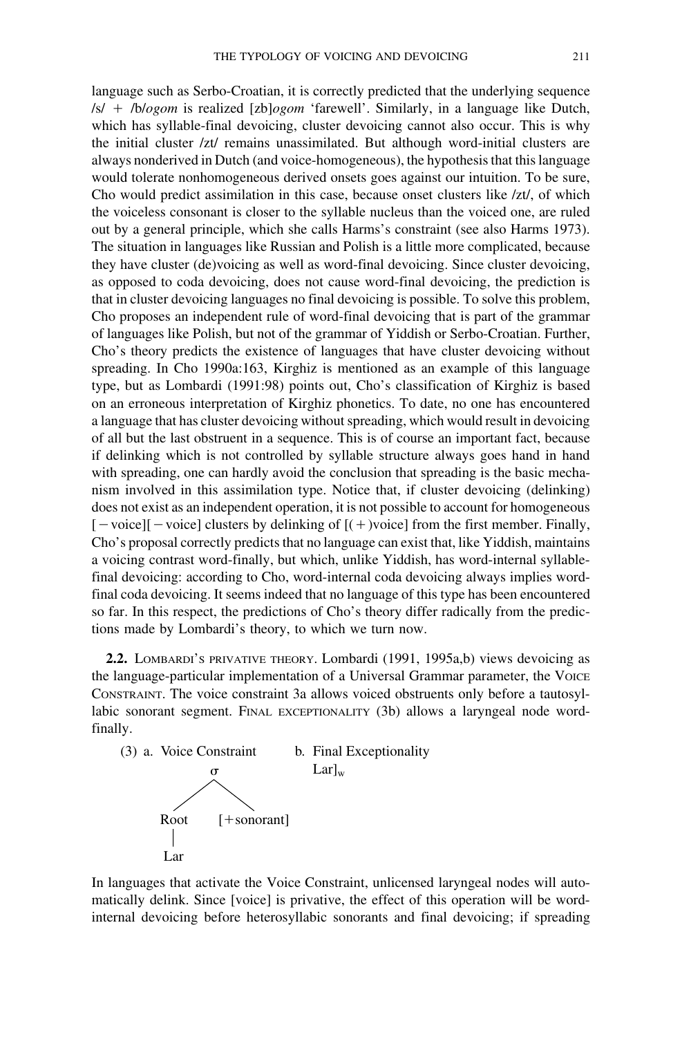language such as Serbo-Croatian, it is correctly predicted that the underlying sequence /s/ + /b/*ogom* is realized [zb]*ogom* 'farewell'. Similarly, in a language like Dutch, which has syllable-final devoicing, cluster devoicing cannot also occur. This is why the initial cluster /zt/ remains unassimilated. But although word-initial clusters are always nonderived in Dutch (and voice-homogeneous), the hypothesis that this language would tolerate nonhomogeneous derived onsets goes against our intuition. To be sure, Cho would predict assimilation in this case, because onset clusters like /zt/, of which the voiceless consonant is closer to the syllable nucleus than the voiced one, are ruled out by a general principle, which she calls Harms's constraint (see also Harms 1973). The situation in languages like Russian and Polish is a little more complicated, because they have cluster (de)voicing as well as word-final devoicing. Since cluster devoicing, as opposed to coda devoicing, does not cause word-final devoicing, the prediction is that in cluster devoicing languages no final devoicing is possible. To solve this problem, Cho proposes an independent rule of word-final devoicing that is part of the grammar of languages like Polish, but not of the grammar of Yiddish or Serbo-Croatian. Further, Cho's theory predicts the existence of languages that have cluster devoicing without spreading. In Cho 1990a:163, Kirghiz is mentioned as an example of this language type, but as Lombardi (1991:98) points out, Cho's classification of Kirghiz is based on an erroneous interpretation of Kirghiz phonetics. To date, no one has encountered a language that has cluster devoicing without spreading, which would result in devoicing of all but the last obstruent in a sequence. This is of course an important fact, because if delinking which is not controlled by syllable structure always goes hand in hand with spreading, one can hardly avoid the conclusion that spreading is the basic mechanism involved in this assimilation type. Notice that, if cluster devoicing (delinking) does not exist as an independent operation, it is not possible to account for homogeneous [−voice][−voice] clusters by delinking of [(+)voice] from the first member. Finally, Cho's proposal correctly predicts that no language can exist that, like Yiddish, maintains a voicing contrast word-finally, but which, unlike Yiddish, has word-internal syllable-final devoicing: according to Cho, word-internal coda devoicing always implies word-final coda devoicing. It seems indeed that no language of this type has been encountered so far. In this respect, the predictions of Cho's theory differ radically from the predictions made by Lombardi's theory, to which we turn now.

**2.2.** Lombardi's privative theory. Lombardi (1991, 1995a,b) views devoicing as the language-particular implementation of a Universal Grammar parameter, the Voice Constraint. The voice constraint 3a allows voiced obstruents only before a tautosyllabic sonorant segment. Final exceptionality (3b) allows a laryngeal node word-finally.

(3) a. Voice Constraint

```
        σ
       / \
   Root   [+sonorant]
    |
   Lar
```

b. Final Exceptionality

$\text{Lar}]_w$

In languages that activate the Voice Constraint, unlicensed laryngeal nodes will automatically delink. Since [voice] is privative, the effect of this operation will be word-internal devoicing before heterosyllabic sonorants and final devoicing; if spreading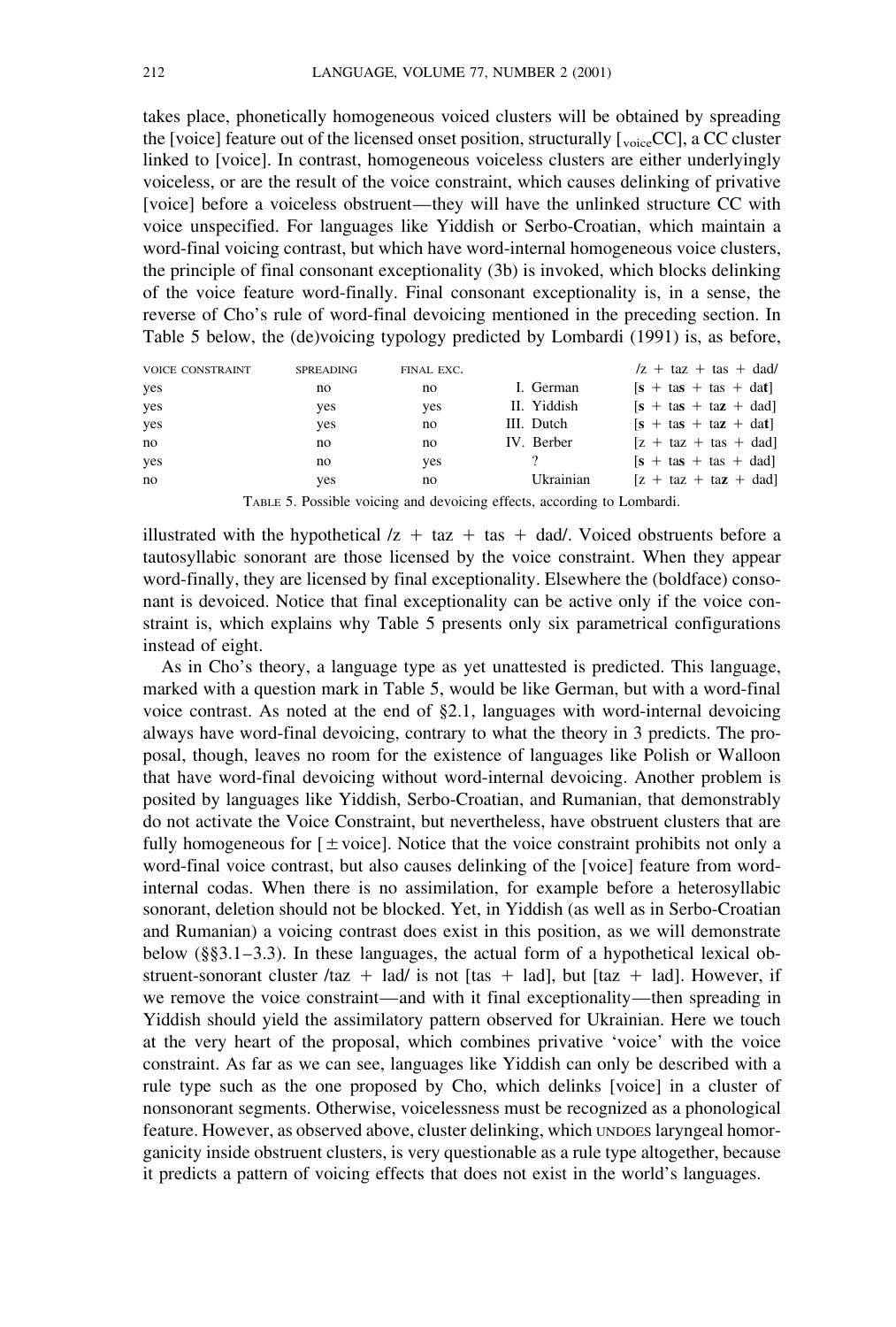takes place, phonetically homogeneous voiced clusters will be obtained by spreading the [voice] feature out of the licensed onset position, structurally [$_{\text{voice}}$CC], a CC cluster linked to [voice]. In contrast, homogeneous voiceless clusters are either underlyingly voiceless, or are the result of the voice constraint, which causes delinking of privative [voice] before a voiceless obstruent—they will have the unlinked structure CC with voice unspecified. For languages like Yiddish or Serbo-Croatian, which maintain a word-final voicing contrast, but which have word-internal homogeneous voice clusters, the principle of final consonant exceptionality (3b) is invoked, which blocks delinking of the voice feature word-finally. Final consonant exceptionality is, in a sense, the reverse of Cho's rule of word-final devoicing mentioned in the preceding section. In Table 5 below, the (de)voicing typology predicted by Lombardi (1991) is, as before,

| VOICE CONSTRAINT | SPREADING | FINAL EXC. | | /z + taz + tas + dad/ |
|---|---|---|---|---|
| yes | no | no | I. German | [**s** + ta**s** + tas + da**t**] |
| yes | yes | yes | II. Yiddish | [**s** + ta**s** + ta**z** + dad] |
| yes | yes | no | III. Dutch | [**s** + ta**s** + ta**z** + da**t**] |
| no | no | no | IV. Berber | [z + taz + tas + dad] |
| yes | no | yes | ? | [**s** + ta**s** + tas + dad] |
| no | yes | no | Ukrainian | [z + taz + ta**z** + dad] |

TABLE 5. Possible voicing and devoicing effects, according to Lombardi.

illustrated with the hypothetical /z + taz + tas + dad/. Voiced obstruents before a tautosyllabic sonorant are those licensed by the voice constraint. When they appear word-finally, they are licensed by final exceptionality. Elsewhere the (boldface) consonant is devoiced. Notice that final exceptionality can be active only if the voice constraint is, which explains why Table 5 presents only six parametrical configurations instead of eight.

As in Cho's theory, a language type as yet unattested is predicted. This language, marked with a question mark in Table 5, would be like German, but with a word-final voice contrast. As noted at the end of §2.1, languages with word-internal devoicing always have word-final devoicing, contrary to what the theory in 3 predicts. The proposal, though, leaves no room for the existence of languages like Polish or Walloon that have word-final devoicing without word-internal devoicing. Another problem is posited by languages like Yiddish, Serbo-Croatian, and Rumanian, that demonstrably do not activate the Voice Constraint, but nevertheless, have obstruent clusters that are fully homogeneous for [± voice]. Notice that the voice constraint prohibits not only a word-final voice contrast, but also causes delinking of the [voice] feature from word-internal codas. When there is no assimilation, for example before a heterosyllabic sonorant, deletion should not be blocked. Yet, in Yiddish (as well as in Serbo-Croatian and Rumanian) a voicing contrast does exist in this position, as we will demonstrate below (§§3.1–3.3). In these languages, the actual form of a hypothetical lexical obstruent-sonorant cluster /taz + lad/ is not [tas + lad], but [taz + lad]. However, if we remove the voice constraint—and with it final exceptionality—then spreading in Yiddish should yield the assimilatory pattern observed for Ukrainian. Here we touch at the very heart of the proposal, which combines privative 'voice' with the voice constraint. As far as we can see, languages like Yiddish can only be described with a rule type such as the one proposed by Cho, which delinks [voice] in a cluster of nonsonorant segments. Otherwise, voicelessness must be recognized as a phonological feature. However, as observed above, cluster delinking, which UNDOES laryngeal homorganicity inside obstruent clusters, is very questionable as a rule type altogether, because it predicts a pattern of voicing effects that does not exist in the world's languages.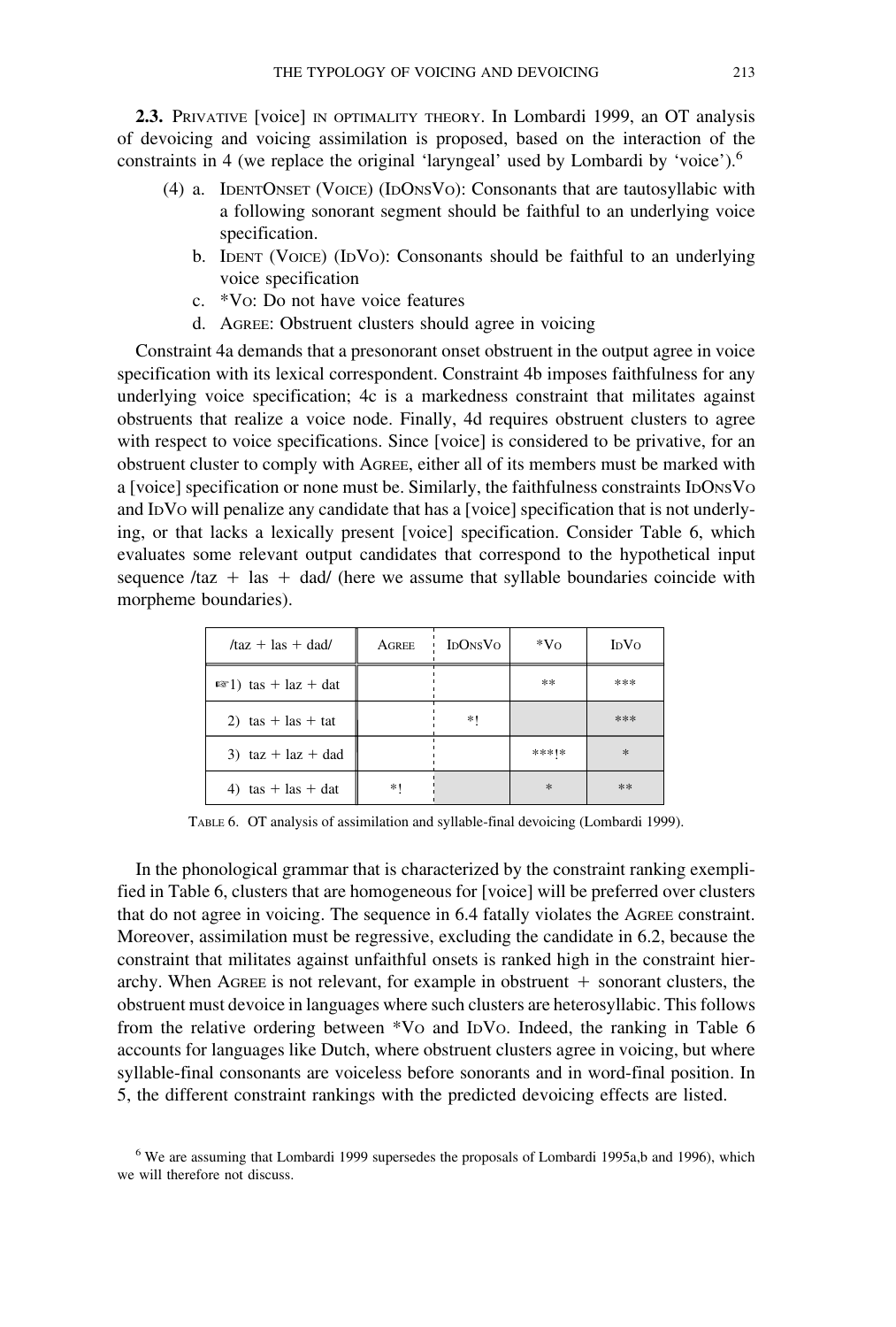**2.3.** Privative [voice] in optimality theory. In Lombardi 1999, an OT analysis of devoicing and voicing assimilation is proposed, based on the interaction of the constraints in 4 (we replace the original 'laryngeal' used by Lombardi by 'voice').[6]

(4) a. IdentOnset (Voice) (IdOnsVo): Consonants that are tautosyllabic with a following sonorant segment should be faithful to an underlying voice specification.

b. Ident (Voice) (IdVo): Consonants should be faithful to an underlying voice specification

c. *Vo: Do not have voice features

d. Agree: Obstruent clusters should agree in voicing

Constraint 4a demands that a presonorant onset obstruent in the output agree in voice specification with its lexical correspondent. Constraint 4b imposes faithfulness for any underlying voice specification; 4c is a markedness constraint that militates against obstruents that realize a voice node. Finally, 4d requires obstruent clusters to agree with respect to voice specifications. Since [voice] is considered to be privative, for an obstruent cluster to comply with Agree, either all of its members must be marked with a [voice] specification or none must be. Similarly, the faithfulness constraints IdOnsVo and IdVo will penalize any candidate that has a [voice] specification that is not underlying, or that lacks a lexically present [voice] specification. Consider Table 6, which evaluates some relevant output candidates that correspond to the hypothetical input sequence /taz + las + dad/ (here we assume that syllable boundaries coincide with morpheme boundaries).

| /taz + las + dad/ | Agree | IdOnsVo | *Vo | IdVo |
|---|---|---|---|---|
| ☞1) tas + laz + dat | | | ** | *** |
| 2) tas + las + tat | | *! | | *** |
| 3) taz + laz + dad | | | ***!* | * |
| 4) tas + las + dat | *! | | * | ** |

Table 6. OT analysis of assimilation and syllable-final devoicing (Lombardi 1999).

In the phonological grammar that is characterized by the constraint ranking exemplified in Table 6, clusters that are homogeneous for [voice] will be preferred over clusters that do not agree in voicing. The sequence in 6.4 fatally violates the Agree constraint. Moreover, assimilation must be regressive, excluding the candidate in 6.2, because the constraint that militates against unfaithful onsets is ranked high in the constraint hierarchy. When Agree is not relevant, for example in obstruent + sonorant clusters, the obstruent must devoice in languages where such clusters are heterosyllabic. This follows from the relative ordering between *Vo and IdVo. Indeed, the ranking in Table 6 accounts for languages like Dutch, where obstruent clusters agree in voicing, but where syllable-final consonants are voiceless before sonorants and in word-final position. In 5, the different constraint rankings with the predicted devoicing effects are listed.

[6] We are assuming that Lombardi 1999 supersedes the proposals of Lombardi 1995a,b and 1996), which we will therefore not discuss.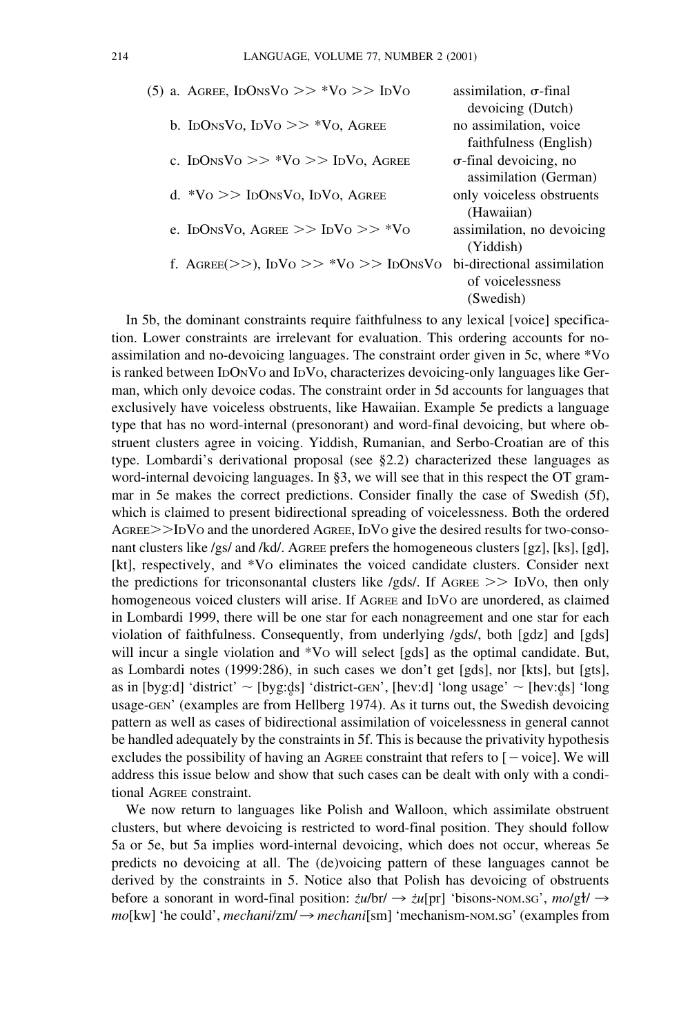(5) a. AGREE, IDONSVO >> *VO >> IDVO — assimilation, σ-final devoicing (Dutch)

b. IDONSVO, IDVO >> *VO, AGREE — no assimilation, voice faithfulness (English)

c. IDONSVO >> *VO >> IDVO, AGREE — σ-final devoicing, no assimilation (German)

d. *VO >> IDONSVO, IDVO, AGREE — only voiceless obstruents (Hawaiian)

e. IDONSVO, AGREE >> IDVO >> *VO — assimilation, no devoicing (Yiddish)

f. AGREE(>>), IDVO >> *VO >> IDONSVO — bi-directional assimilation of voicelessness (Swedish)

In 5b, the dominant constraints require faithfulness to any lexical [voice] specification. Lower constraints are irrelevant for evaluation. This ordering accounts for no-assimilation and no-devoicing languages. The constraint order given in 5c, where *VO is ranked between IDONVO and IDVO, characterizes devoicing-only languages like German, which only devoice codas. The constraint order in 5d accounts for languages that exclusively have voiceless obstruents, like Hawaiian. Example 5e predicts a language type that has no word-internal (presonorant) and word-final devoicing, but where obstruent clusters agree in voicing. Yiddish, Rumanian, and Serbo-Croatian are of this type. Lombardi's derivational proposal (see §2.2) characterized these languages as word-internal devoicing languages. In §3, we will see that in this respect the OT grammar in 5e makes the correct predictions. Consider finally the case of Swedish (5f), which is claimed to present bidirectional spreading of voicelessness. Both the ordered AGREE>>IDVO and the unordered AGREE, IDVO give the desired results for two-consonant clusters like /gs/ and /kd/. AGREE prefers the homogeneous clusters [gz], [ks], [gd], [kt], respectively, and *VO eliminates the voiced candidate clusters. Consider next the predictions for triconsonantal clusters like /gds/. If AGREE >> IDVO, then only homogeneous voiced clusters will arise. If AGREE and IDVO are unordered, as claimed in Lombardi 1999, there will be one star for each nonagreement and one star for each violation of faithfulness. Consequently, from underlying /gds/, both [gdz] and [gds] will incur a single violation and *VO will select [gds] as the optimal candidate. But, as Lombardi notes (1999:286), in such cases we don't get [gds], nor [kts], but [gts], as in [byg:d] 'district' ~ [byg:d̥s] 'district-GEN', [hev:d] 'long usage' ~ [hev:d̥s] 'long usage-GEN' (examples are from Hellberg 1974). As it turns out, the Swedish devoicing pattern as well as cases of bidirectional assimilation of voicelessness in general cannot be handled adequately by the constraints in 5f. This is because the privativity hypothesis excludes the possibility of having an AGREE constraint that refers to [−voice]. We will address this issue below and show that such cases can be dealt with only with a conditional AGREE constraint.

We now return to languages like Polish and Walloon, which assimilate obstruent clusters, but where devoicing is restricted to word-final position. They should follow 5a or 5e, but 5a implies word-internal devoicing, which does not occur, whereas 5e predicts no devoicing at all. The (de)voicing pattern of these languages cannot be derived by the constraints in 5. Notice also that Polish has devoicing of obstruents before a sonorant in word-final position: *żu*/br/ → *żu*[pr] 'bisons-NOM.SG', *mo*/gɫ/ → *mo*[kw] 'he could', *mechani*/zm/ → *mechani*[sm] 'mechanism-NOM.SG' (examples from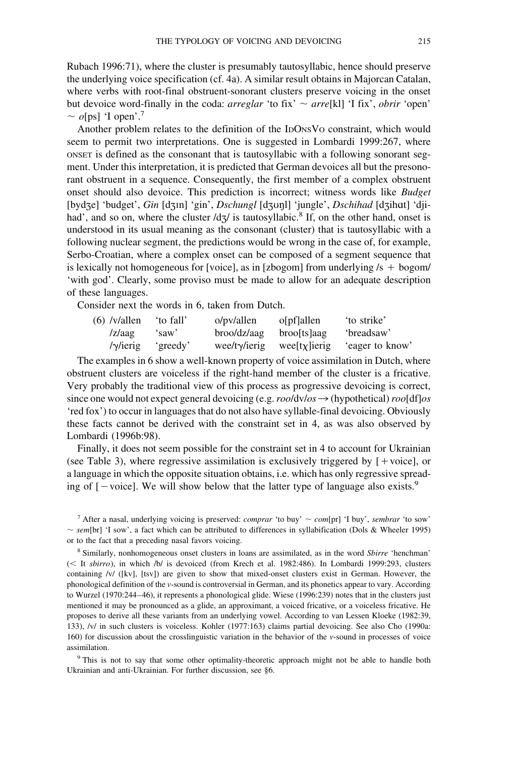Rubach 1996:71), where the cluster is presumably tautosyllabic, hence should preserve the underlying voice specification (cf. 4a). A similar result obtains in Majorcan Catalan, where verbs with root-final obstruent-sonorant clusters preserve voicing in the onset but devoice word-finally in the coda: *arreglar* 'to fix' ~ *arre*[kl] 'I fix', *obrir* 'open' ~ *o*[ps] 'I open'.[7]

Another problem relates to the definition of the IDONSVO constraint, which would seem to permit two interpretations. One is suggested in Lombardi 1999:267, where ONSET is defined as the consonant that is tautosyllabic with a following sonorant segment. Under this interpretation, it is predicted that German devoices all but the presonorant obstruent in a sequence. Consequently, the first member of a complex obstruent onset should also devoice. This prediction is incorrect; witness words like *Budget* [bydʒe] 'budget', *Gin* [dʒɪn] 'gin', *Dschungl* [dʒʊŋl] 'jungle', *Dschihad* [dʒihɑt] 'djihad', and so on, where the cluster /dʒ/ is tautosyllabic.[8] If, on the other hand, onset is understood in its usual meaning as the consonant (cluster) that is tautosyllabic with a following nuclear segment, the predictions would be wrong in the case of, for example, Serbo-Croatian, where a complex onset can be composed of a segment sequence that is lexically not homogeneous for [voice], as in [zbogom] from underlying /s + bogom/ 'with god'. Clearly, some proviso must be made to allow for an adequate description of these languages.

Consider next the words in 6, taken from Dutch.

| (6) /v/allen | 'to fall' | o/pv/allen | o[pf]allen | 'to strike' |
|---|---|---|---|---|
| /z/aag | 'saw' | broo/dz/aag | broo[ts]aag | 'breadsaw' |
| /ɣ/ierig | 'greedy' | wee/tɣ/ierig | wee[tχ]ierig | 'eager to know' |

The examples in 6 show a well-known property of voice assimilation in Dutch, where obstruent clusters are voiceless if the right-hand member of the cluster is a fricative. Very probably the traditional view of this process as progressive devoicing is correct, since one would not expect general devoicing (e.g. *roo*/dv/*os* → (hypothetical) *roo*[df]*os* 'red fox') to occur in languages that do not also have syllable-final devoicing. Obviously these facts cannot be derived with the constraint set in 4, as was also observed by Lombardi (1996b:98).

Finally, it does not seem possible for the constraint set in 4 to account for Ukrainian (see Table 3), where regressive assimilation is exclusively triggered by [+voice], or a language in which the opposite situation obtains, i.e. which has only regressive spreading of [−voice]. We will show below that the latter type of language also exists.[9]

[7] After a nasal, underlying voicing is preserved: *comprar* 'to buy' ~ *com*[pr] 'I buy', *sembrar* 'to sow' ~ *sem*[br] 'I sow', a fact which can be attributed to differences in syllabification (Dols & Wheeler 1995) or to the fact that a preceding nasal favors voicing.

[8] Similarly, nonhomogeneous onset clusters in loans are assimilated, as in the word *Sbirre* 'henchman' (< It *sbirro*), in which /b/ is devoiced (from Krech et al. 1982:486). In Lombardi 1999:293, clusters containing /v/ ([kv], [tsv]) are given to show that mixed-onset clusters exist in German. However, the phonological definition of the *v*-sound is controversial in German, and its phonetics appear to vary. According to Wurzel (1970:244–46), it represents a phonological glide. Wiese (1996:239) notes that in the clusters just mentioned it may be pronounced as a glide, an approximant, a voiced fricative, or a voiceless fricative. He proposes to derive all these variants from an underlying vowel. According to van Lessen Kloeke (1982:39, 133), /v/ in such clusters is voiceless. Kohler (1977:163) claims partial devoicing. See also Cho (1990a: 160) for discussion about the crosslinguistic variation in the behavior of the *v*-sound in processes of voice assimilation.

[9] This is not to say that some other optimality-theoretic approach might not be able to handle both Ukrainian and anti-Ukrainian. For further discussion, see §6.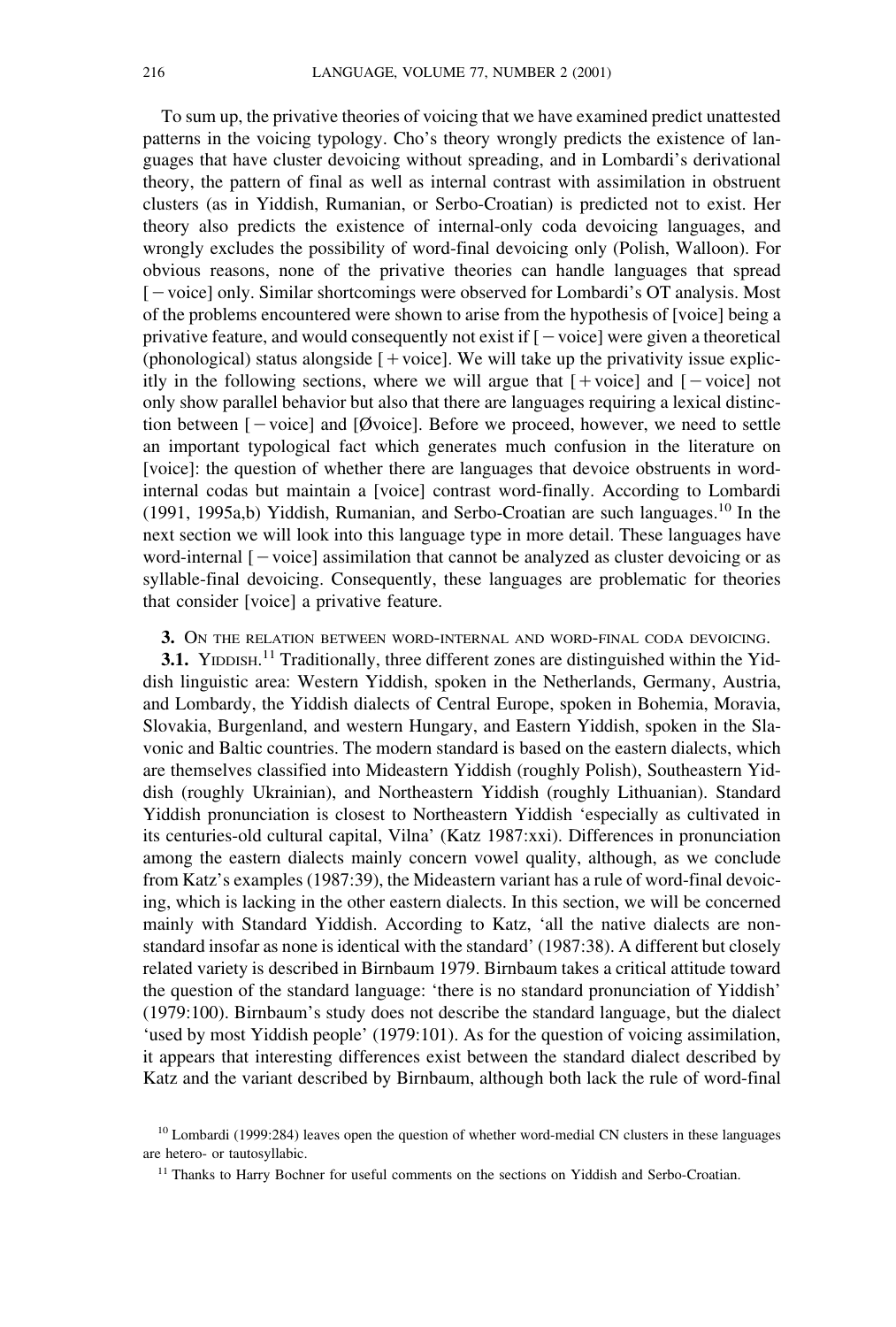To sum up, the privative theories of voicing that we have examined predict unattested patterns in the voicing typology. Cho's theory wrongly predicts the existence of languages that have cluster devoicing without spreading, and in Lombardi's derivational theory, the pattern of final as well as internal contrast with assimilation in obstruent clusters (as in Yiddish, Rumanian, or Serbo-Croatian) is predicted not to exist. Her theory also predicts the existence of internal-only coda devoicing languages, and wrongly excludes the possibility of word-final devoicing only (Polish, Walloon). For obvious reasons, none of the privative theories can handle languages that spread [ − voice] only. Similar shortcomings were observed for Lombardi's OT analysis. Most of the problems encountered were shown to arise from the hypothesis of [voice] being a privative feature, and would consequently not exist if [ − voice] were given a theoretical (phonological) status alongside [ + voice]. We will take up the privativity issue explicitly in the following sections, where we will argue that [ + voice] and [ − voice] not only show parallel behavior but also that there are languages requiring a lexical distinction between [ − voice] and [Øvoice]. Before we proceed, however, we need to settle an important typological fact which generates much confusion in the literature on [voice]: the question of whether there are languages that devoice obstruents in word-internal codas but maintain a [voice] contrast word-finally. According to Lombardi (1991, 1995a,b) Yiddish, Rumanian, and Serbo-Croatian are such languages.[10] In the next section we will look into this language type in more detail. These languages have word-internal [ − voice] assimilation that cannot be analyzed as cluster devoicing or as syllable-final devoicing. Consequently, these languages are problematic for theories that consider [voice] a privative feature.

## 3. On the relation between word-internal and word-final coda devoicing.

**3.1.** Yiddish.[11] Traditionally, three different zones are distinguished within the Yiddish linguistic area: Western Yiddish, spoken in the Netherlands, Germany, Austria, and Lombardy, the Yiddish dialects of Central Europe, spoken in Bohemia, Moravia, Slovakia, Burgenland, and western Hungary, and Eastern Yiddish, spoken in the Slavonic and Baltic countries. The modern standard is based on the eastern dialects, which are themselves classified into Mideastern Yiddish (roughly Polish), Southeastern Yiddish (roughly Ukrainian), and Northeastern Yiddish (roughly Lithuanian). Standard Yiddish pronunciation is closest to Northeastern Yiddish 'especially as cultivated in its centuries-old cultural capital, Vilna' (Katz 1987:xxi). Differences in pronunciation among the eastern dialects mainly concern vowel quality, although, as we conclude from Katz's examples (1987:39), the Mideastern variant has a rule of word-final devoicing, which is lacking in the other eastern dialects. In this section, we will be concerned mainly with Standard Yiddish. According to Katz, 'all the native dialects are non-standard insofar as none is identical with the standard' (1987:38). A different but closely related variety is described in Birnbaum 1979. Birnbaum takes a critical attitude toward the question of the standard language: 'there is no standard pronunciation of Yiddish' (1979:100). Birnbaum's study does not describe the standard language, but the dialect 'used by most Yiddish people' (1979:101). As for the question of voicing assimilation, it appears that interesting differences exist between the standard dialect described by Katz and the variant described by Birnbaum, although both lack the rule of word-final

[10] Lombardi (1999:284) leaves open the question of whether word-medial CN clusters in these languages are hetero- or tautosyllabic.

[11] Thanks to Harry Bochner for useful comments on the sections on Yiddish and Serbo-Croatian.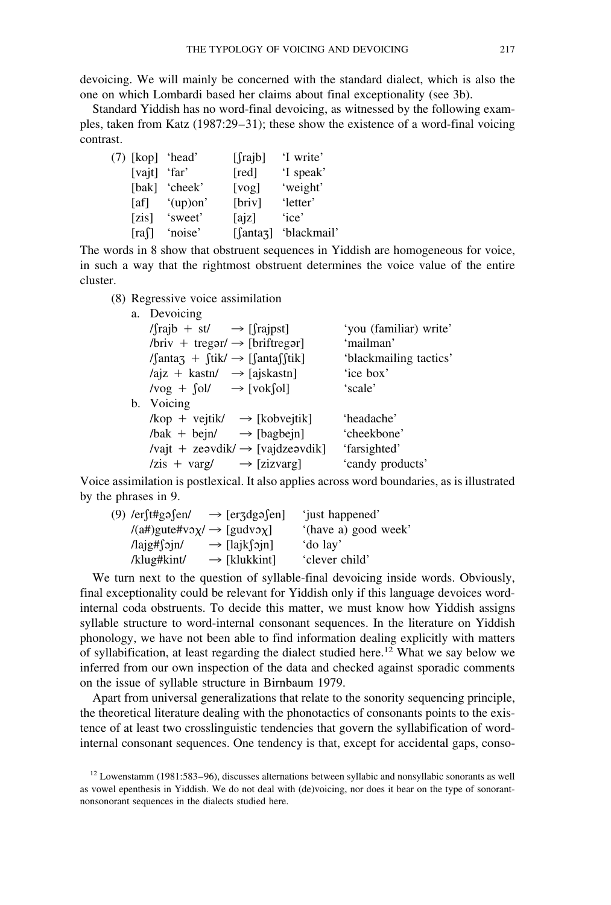devoicing. We will mainly be concerned with the standard dialect, which is also the one on which Lombardi based her claims about final exceptionality (see 3b).

Standard Yiddish has no word-final devoicing, as witnessed by the following examples, taken from Katz (1987:29–31); these show the existence of a word-final voicing contrast.

(7)

| | | | |
|---|---|---|---|
| [kop] | 'head' | [ʃrajb] | 'I write' |
| [vajt] | 'far' | [red] | 'I speak' |
| [bak] | 'cheek' | [vog] | 'weight' |
| [af] | '(up)on' | [briv] | 'letter' |
| [zis] | 'sweet' | [ajz] | 'ice' |
| [raʃ] | 'noise' | [ʃantaʒ] | 'blackmail' |

The words in 8 show that obstruent sequences in Yiddish are homogeneous for voice, in such a way that the rightmost obstruent determines the voice value of the entire cluster.

(8) Regressive voice assimilation

a. Devoicing

| | | |
|---|---|---|
| /ʃrajb + st/ | → [ʃrajpst] | 'you (familiar) write' |
| /briv + tregər/ | → [briftregər] | 'mailman' |
| /ʃantaʒ + ʃtik/ | → [ʃantaʃʃtik] | 'blackmailing tactics' |
| /ajz + kastn/ | → [ajskastn] | 'ice box' |
| /vog + ʃol/ | → [vokʃol] | 'scale' |

b. Voicing

| | | |
|---|---|---|
| /kop + vejtik/ | → [kobvejtik] | 'headache' |
| /bak + bejn/ | → [bagbejn] | 'cheekbone' |
| /vajt + zeəvdik/ | → [vajdzeəvdik] | 'farsighted' |
| /zis + varg/ | → [zizvarg] | 'candy products' |

Voice assimilation is postlexical. It also applies across word boundaries, as is illustrated by the phrases in 9.

(9)

| | | |
|---|---|---|
| /erʃt#gəʃen/ | → [erʒdgəʃen] | 'just happened' |
| /(a#)gute#vɔχ/ | → [gudvɔχ] | '(have a) good week' |
| /lajg#ʃɔjn/ | → [lajkʃɔjn] | 'do lay' |
| /klug#kint/ | → [klukkint] | 'clever child' |

We turn next to the question of syllable-final devoicing inside words. Obviously, final exceptionality could be relevant for Yiddish only if this language devoices word-internal coda obstruents. To decide this matter, we must know how Yiddish assigns syllable structure to word-internal consonant sequences. In the literature on Yiddish phonology, we have not been able to find information dealing explicitly with matters of syllabification, at least regarding the dialect studied here.[12] What we say below we inferred from our own inspection of the data and checked against sporadic comments on the issue of syllable structure in Birnbaum 1979.

Apart from universal generalizations that relate to the sonority sequencing principle, the theoretical literature dealing with the phonotactics of consonants points to the existence of at least two crosslinguistic tendencies that govern the syllabification of word-internal consonant sequences. One tendency is that, except for accidental gaps, conso-

[12] Lowenstamm (1981:583–96), discusses alternations between syllabic and nonsyllabic sonorants as well as vowel epenthesis in Yiddish. We do not deal with (de)voicing, nor does it bear on the type of sonorant-nonsonorant sequences in the dialects studied here.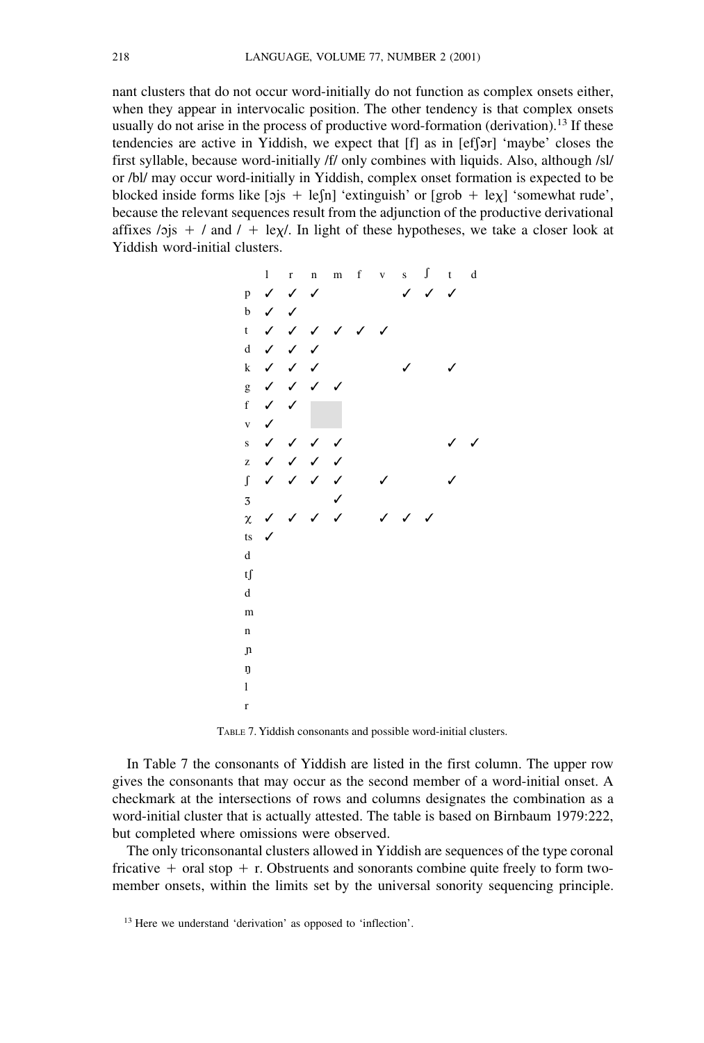nant clusters that do not occur word-initially do not function as complex onsets either, when they appear in intervocalic position. The other tendency is that complex onsets usually do not arise in the process of productive word-formation (derivation).[13] If these tendencies are active in Yiddish, we expect that [f] as in [efʃər] 'maybe' closes the first syllable, because word-initially /f/ only combines with liquids. Also, although /sl/ or /bl/ may occur word-initially in Yiddish, complex onset formation is expected to be blocked inside forms like [ɔjs + leʃn] 'extinguish' or [grob + leχ] 'somewhat rude', because the relevant sequences result from the adjunction of the productive derivational affixes /ɔjs + / and / + leχ/. In light of these hypotheses, we take a closer look at Yiddish word-initial clusters.

| | l | r | n | m | f | v | s | ʃ | t | d |
|---|---|---|---|---|---|---|---|---|---|---|
| p | ✓ | ✓ | ✓ | | | | ✓ | ✓ | ✓ | |
| b | ✓ | ✓ | | | | | | | | |
| t | ✓ | ✓ | ✓ | ✓ | ✓ | ✓ | | | | |
| d | ✓ | ✓ | ✓ | | | | | | | |
| k | ✓ | ✓ | ✓ | | | | ✓ | | ✓ | |
| g | ✓ | ✓ | ✓ | ✓ | | | | | | |
| f | ✓ | ✓ | | | | | | | | |
| v | ✓ | | | | | | | | | |
| s | ✓ | ✓ | ✓ | ✓ | | | | | ✓ | ✓ |
| z | ✓ | ✓ | ✓ | ✓ | | | | | | |
| ʃ | ✓ | ✓ | ✓ | ✓ | | ✓ | | | ✓ | |
| ʒ | | | | ✓ | | | | | | |
| χ | ✓ | ✓ | ✓ | ✓ | | ✓ | ✓ | ✓ | | |
| ts | ✓ | | | | | | | | | |
| d | | | | | | | | | | |
| tʃ | | | | | | | | | | |
| d | | | | | | | | | | |
| m | | | | | | | | | | |
| n | | | | | | | | | | |
| ɲ | | | | | | | | | | |
| ŋ | | | | | | | | | | |
| l | | | | | | | | | | |
| r | | | | | | | | | | |

TABLE 7. Yiddish consonants and possible word-initial clusters.

In Table 7 the consonants of Yiddish are listed in the first column. The upper row gives the consonants that may occur as the second member of a word-initial onset. A checkmark at the intersections of rows and columns designates the combination as a word-initial cluster that is actually attested. The table is based on Birnbaum 1979:222, but completed where omissions were observed.

The only triconsonantal clusters allowed in Yiddish are sequences of the type coronal fricative + oral stop + r. Obstruents and sonorants combine quite freely to form two-member onsets, within the limits set by the universal sonority sequencing principle.

[13] Here we understand 'derivation' as opposed to 'inflection'.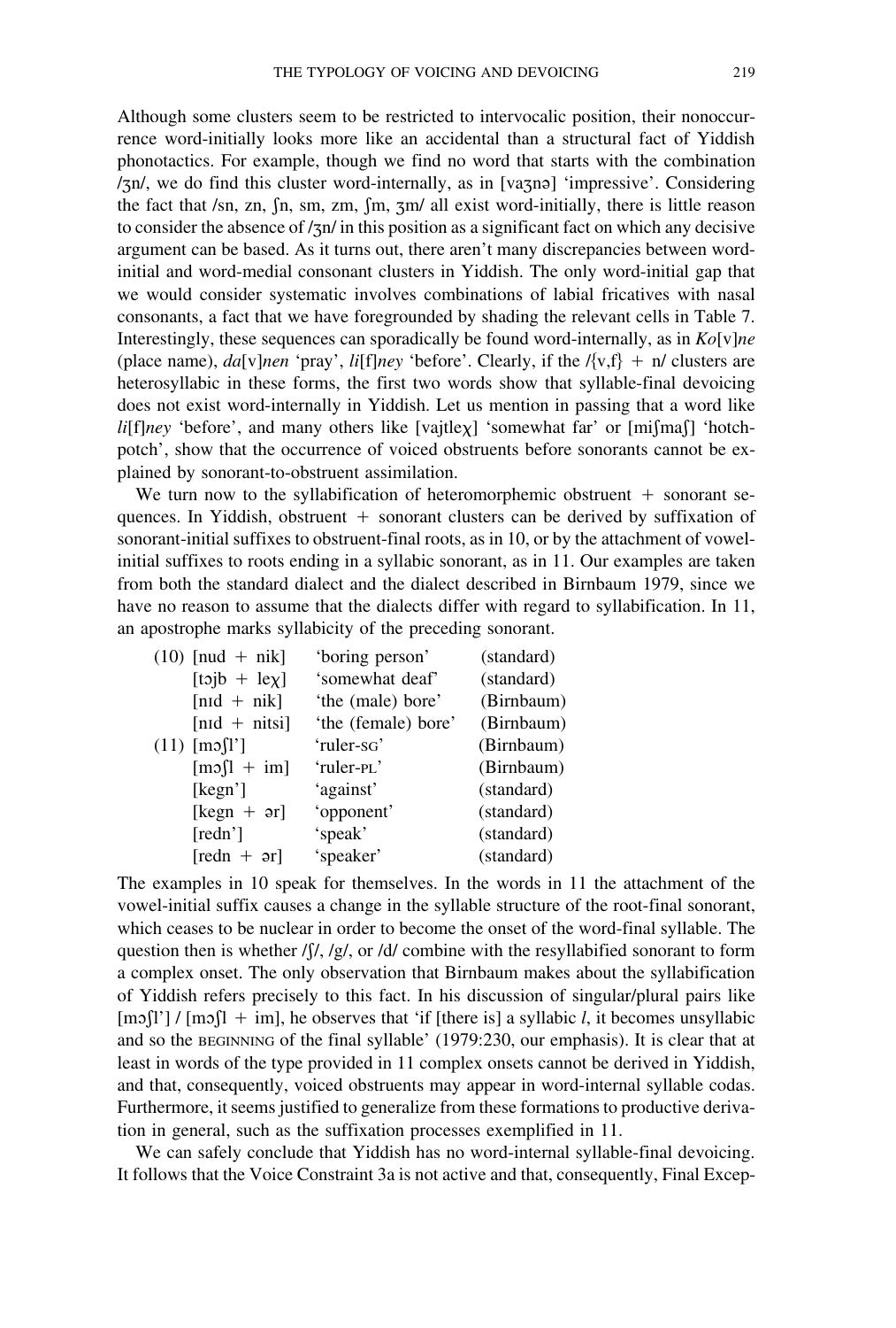Although some clusters seem to be restricted to intervocalic position, their nonoccurrence word-initially looks more like an accidental than a structural fact of Yiddish phonotactics. For example, though we find no word that starts with the combination /ʒn/, we do find this cluster word-internally, as in [vaʒnə] 'impressive'. Considering the fact that /sn, zn, ʃn, sm, zm, ʃm, ʒm/ all exist word-initially, there is little reason to consider the absence of /ʒn/ in this position as a significant fact on which any decisive argument can be based. As it turns out, there aren't many discrepancies between word-initial and word-medial consonant clusters in Yiddish. The only word-initial gap that we would consider systematic involves combinations of labial fricatives with nasal consonants, a fact that we have foregrounded by shading the relevant cells in Table 7. Interestingly, these sequences can sporadically be found word-internally, as in *Ko*[v]*ne* (place name), *da*[v]*nen* 'pray', *li*[f]*ney* 'before'. Clearly, if the /{v,f} + n/ clusters are heterosyllabic in these forms, the first two words show that syllable-final devoicing does not exist word-internally in Yiddish. Let us mention in passing that a word like *li*[f]*ney* 'before', and many others like [vajtleχ] 'somewhat far' or [miʃmaʃ] 'hotchpotch', show that the occurrence of voiced obstruents before sonorants cannot be explained by sonorant-to-obstruent assimilation.

We turn now to the syllabification of heteromorphemic obstruent + sonorant sequences. In Yiddish, obstruent + sonorant clusters can be derived by suffixation of sonorant-initial suffixes to obstruent-final roots, as in 10, or by the attachment of vowel-initial suffixes to roots ending in a syllabic sonorant, as in 11. Our examples are taken from both the standard dialect and the dialect described in Birnbaum 1979, since we have no reason to assume that the dialects differ with regard to syllabification. In 11, an apostrophe marks syllabicity of the preceding sonorant.

| | | | |
|---|---|---|---|
| (10) | [nud + nik] | 'boring person' | (standard) |
| | [tɔjb + leχ] | 'somewhat deaf' | (standard) |
| | [nɪd + nik] | 'the (male) bore' | (Birnbaum) |
| | [nɪd + nitsi] | 'the (female) bore' | (Birnbaum) |
| (11) | [mɔʃl'] | 'ruler-SG' | (Birnbaum) |
| | [mɔʃl + im] | 'ruler-PL' | (Birnbaum) |
| | [kegn'] | 'against' | (standard) |
| | [kegn + ər] | 'opponent' | (standard) |
| | [redn'] | 'speak' | (standard) |
| | [redn + ər] | 'speaker' | (standard) |

The examples in 10 speak for themselves. In the words in 11 the attachment of the vowel-initial suffix causes a change in the syllable structure of the root-final sonorant, which ceases to be nuclear in order to become the onset of the word-final syllable. The question then is whether /ʃ/, /g/, or /d/ combine with the resyllabified sonorant to form a complex onset. The only observation that Birnbaum makes about the syllabification of Yiddish refers precisely to this fact. In his discussion of singular/plural pairs like [mɔʃl'] / [mɔʃl + im], he observes that 'if [there is] a syllabic *l*, it becomes unsyllabic and so the BEGINNING of the final syllable' (1979:230, our emphasis). It is clear that at least in words of the type provided in 11 complex onsets cannot be derived in Yiddish, and that, consequently, voiced obstruents may appear in word-internal syllable codas. Furthermore, it seems justified to generalize from these formations to productive derivation in general, such as the suffixation processes exemplified in 11.

We can safely conclude that Yiddish has no word-internal syllable-final devoicing. It follows that the Voice Constraint 3a is not active and that, consequently, Final Excep-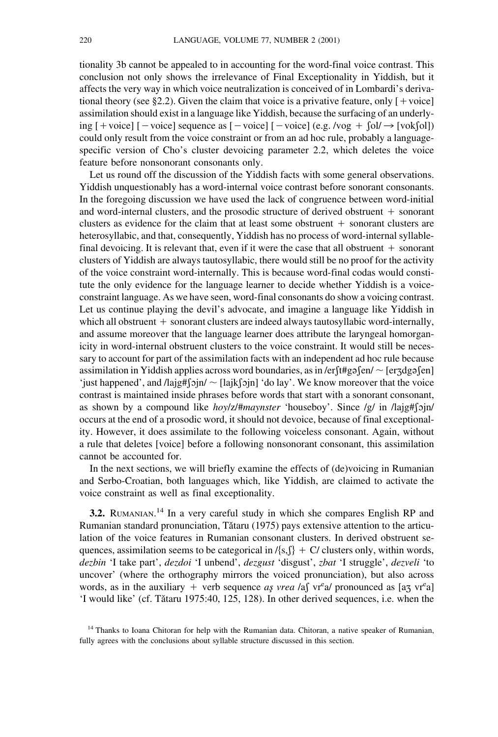tionality 3b cannot be appealed to in accounting for the word-final voice contrast. This conclusion not only shows the irrelevance of Final Exceptionality in Yiddish, but it affects the very way in which voice neutralization is conceived of in Lombardi's derivational theory (see §2.2). Given the claim that voice is a privative feature, only [+voice] assimilation should exist in a language like Yiddish, because the surfacing of an underlying [+voice] [−voice] sequence as [−voice] [−voice] (e.g. /vog + ʃol/ → [vokʃol]) could only result from the voice constraint or from an ad hoc rule, probably a language-specific version of Cho's cluster devoicing parameter 2.2, which deletes the voice feature before nonsonorant consonants only.

Let us round off the discussion of the Yiddish facts with some general observations. Yiddish unquestionably has a word-internal voice contrast before sonorant consonants. In the foregoing discussion we have used the lack of congruence between word-initial and word-internal clusters, and the prosodic structure of derived obstruent + sonorant clusters as evidence for the claim that at least some obstruent + sonorant clusters are heterosyllabic, and that, consequently, Yiddish has no process of word-internal syllable-final devoicing. It is relevant that, even if it were the case that all obstruent + sonorant clusters of Yiddish are always tautosyllabic, there would still be no proof for the activity of the voice constraint word-internally. This is because word-final codas would constitute the only evidence for the language learner to decide whether Yiddish is a voice-constraint language. As we have seen, word-final consonants do show a voicing contrast. Let us continue playing the devil's advocate, and imagine a language like Yiddish in which all obstruent + sonorant clusters are indeed always tautosyllabic word-internally, and assume moreover that the language learner does attribute the laryngeal homorganicity in word-internal obstruent clusters to the voice constraint. It would still be necessary to account for part of the assimilation facts with an independent ad hoc rule because assimilation in Yiddish applies across word boundaries, as in /erʃt#gəʃen/ ~ [erʒdgəʃen] 'just happened', and /lajg#ʃɔjn/ ~ [lajkʃɔjn] 'do lay'. We know moreover that the voice contrast is maintained inside phrases before words that start with a sonorant consonant, as shown by a compound like *hoy*/z/#*maynster* 'houseboy'. Since /g/ in /lajg#ʃɔjn/ occurs at the end of a prosodic word, it should not devoice, because of final exceptionality. However, it does assimilate to the following voiceless consonant. Again, without a rule that deletes [voice] before a following nonsonorant consonant, this assimilation cannot be accounted for.

In the next sections, we will briefly examine the effects of (de)voicing in Rumanian and Serbo-Croatian, both languages which, like Yiddish, are claimed to activate the voice constraint as well as final exceptionality.

**3.2.** Rumanian.[14] In a very careful study in which she compares English RP and Rumanian standard pronunciation, Tătaru (1975) pays extensive attention to the articulation of the voice features in Rumanian consonant clusters. In derived obstruent sequences, assimilation seems to be categorical in /{s,ʃ} + C/ clusters only, within words, *dezbin* 'I take part', *dezdoi* 'I unbend', *dezgust* 'disgust', *zbat* 'I struggle', *dezveli* 'to uncover' (where the orthography mirrors the voiced pronunciation), but also across words, as in the auxiliary + verb sequence *aş vrea* /aʃ vr$^{e}$a/ pronounced as [aʒ vr$^{e}$a] 'I would like' (cf. Tătaru 1975:40, 125, 128). In other derived sequences, i.e. when the

[14] Thanks to Ioana Chitoran for help with the Rumanian data. Chitoran, a native speaker of Rumanian, fully agrees with the conclusions about syllable structure discussed in this section.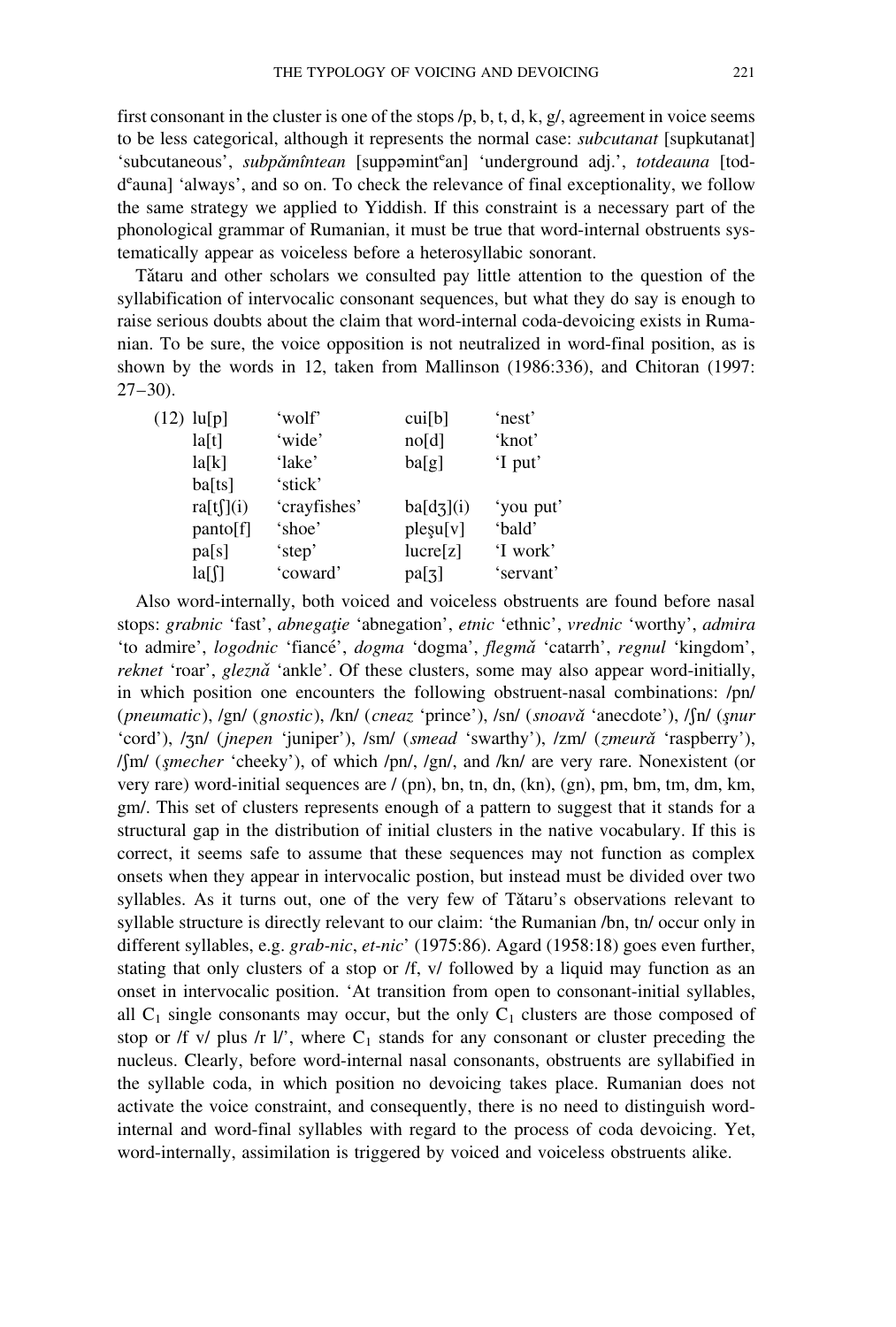first consonant in the cluster is one of the stops /p, b, t, d, k, g/, agreement in voice seems to be less categorical, although it represents the normal case: *subcutanat* [supkutanat] 'subcutaneous', *subpământean* [suppəmint$^{e}$an] 'underground adj.', *totdeauna* [tod-d$^{e}$auna] 'always', and so on. To check the relevance of final exceptionality, we follow the same strategy we applied to Yiddish. If this constraint is a necessary part of the phonological grammar of Rumanian, it must be true that word-internal obstruents systematically appear as voiceless before a heterosyllabic sonorant.

Tătaru and other scholars we consulted pay little attention to the question of the syllabification of intervocalic consonant sequences, but what they do say is enough to raise serious doubts about the claim that word-internal coda-devoicing exists in Rumanian. To be sure, the voice opposition is not neutralized in word-final position, as is shown by the words in 12, taken from Mallinson (1986:336), and Chitoran (1997: 27–30).

| (12) | | | | |
|---|---|---|---|---|
| | lu[p] | 'wolf' | cui[b] | 'nest' |
| | la[t] | 'wide' | no[d] | 'knot' |
| | la[k] | 'lake' | ba[g] | 'I put' |
| | ba[ts] | 'stick' | | |
| | ra[tʃ](i) | 'crayfishes' | ba[dʒ](i) | 'you put' |
| | panto[f] | 'shoe' | pleșu[v] | 'bald' |
| | pa[s] | 'step' | lucre[z] | 'I work' |
| | la[ʃ] | 'coward' | pa[ʒ] | 'servant' |

Also word-internally, both voiced and voiceless obstruents are found before nasal stops: *grabnic* 'fast', *abnegație* 'abnegation', *etnic* 'ethnic', *vrednic* 'worthy', *admira* 'to admire', *logodnic* 'fiancé', *dogma* 'dogma', *flegmă* 'catarrh', *regnul* 'kingdom', *reknet* 'roar', *gleznă* 'ankle'. Of these clusters, some may also appear word-initially, in which position one encounters the following obstruent-nasal combinations: /pn/ (*pneumatic*), /gn/ (*gnostic*), /kn/ (*cneaz* 'prince'), /sn/ (*snoavă* 'anecdote'), /ʃn/ (*șnur* 'cord'), /ʒn/ (*jnepen* 'juniper'), /sm/ (*smead* 'swarthy'), /zm/ (*zmeură* 'raspberry'), /ʃm/ (*șmecher* 'cheeky'), of which /pn/, /gn/, and /kn/ are very rare. Nonexistent (or very rare) word-initial sequences are / (pn), bn, tn, dn, (kn), (gn), pm, bm, tm, dm, km, gm/. This set of clusters represents enough of a pattern to suggest that it stands for a structural gap in the distribution of initial clusters in the native vocabulary. If this is correct, it seems safe to assume that these sequences may not function as complex onsets when they appear in intervocalic postion, but instead must be divided over two syllables. As it turns out, one of the very few of Tătaru's observations relevant to syllable structure is directly relevant to our claim: 'the Rumanian /bn, tn/ occur only in different syllables, e.g. *grab-nic*, *et-nic*' (1975:86). Agard (1958:18) goes even further, stating that only clusters of a stop or /f, v/ followed by a liquid may function as an onset in intervocalic position. 'At transition from open to consonant-initial syllables, all $C_1$ single consonants may occur, but the only $C_1$ clusters are those composed of stop or /f v/ plus /r l/', where $C_1$ stands for any consonant or cluster preceding the nucleus. Clearly, before word-internal nasal consonants, obstruents are syllabified in the syllable coda, in which position no devoicing takes place. Rumanian does not activate the voice constraint, and consequently, there is no need to distinguish word-internal and word-final syllables with regard to the process of coda devoicing. Yet, word-internally, assimilation is triggered by voiced and voiceless obstruents alike.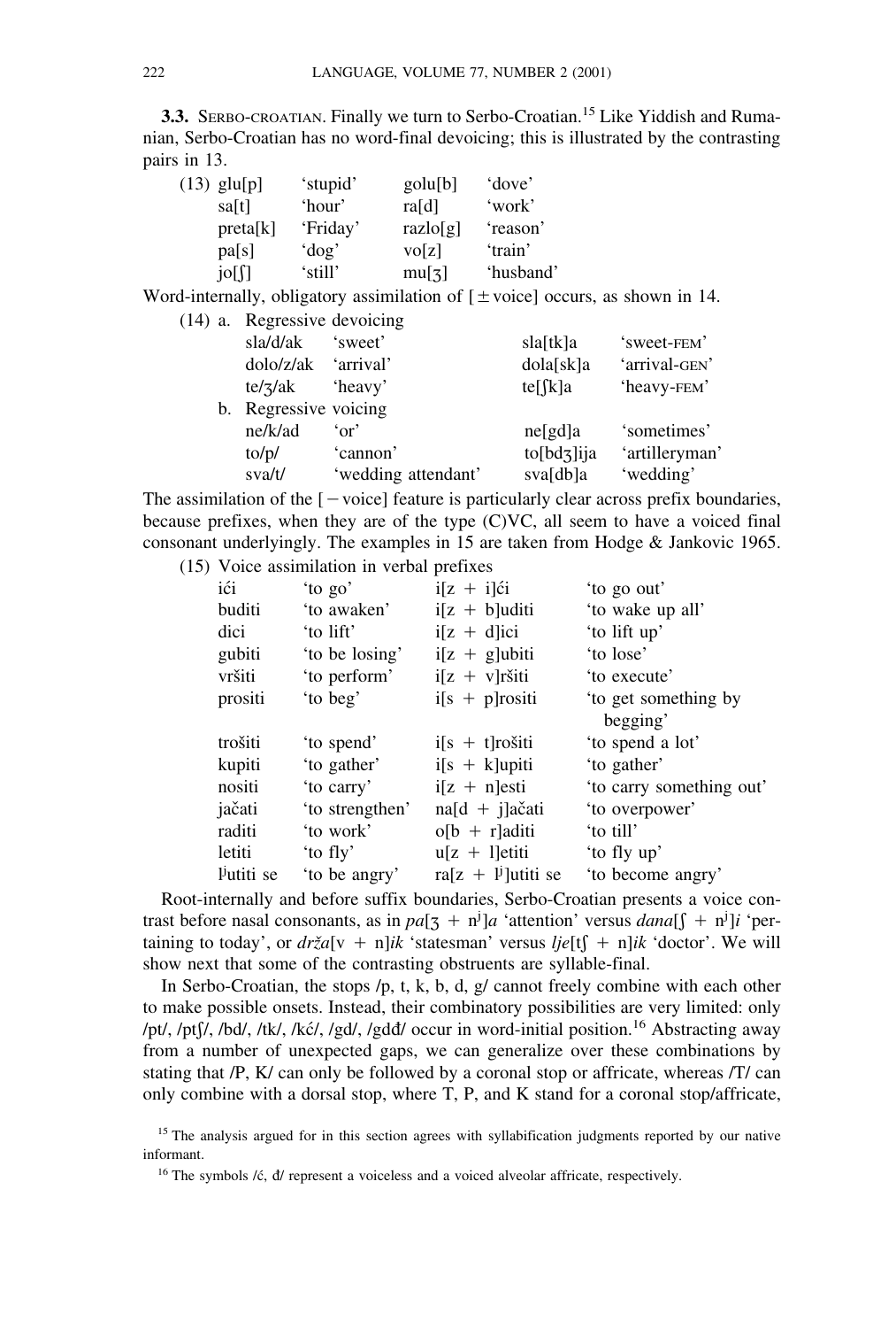**3.3.** Serbo-Croatian. Finally we turn to Serbo-Croatian.[15] Like Yiddish and Rumanian, Serbo-Croatian has no word-final devoicing; this is illustrated by the contrasting pairs in 13.

(13)

| | | | |
|---|---|---|---|
| glu[p] | 'stupid' | golu[b] | 'dove' |
| sa[t] | 'hour' | ra[d] | 'work' |
| preta[k] | 'Friday' | razlo[g] | 'reason' |
| pa[s] | 'dog' | vo[z] | 'train' |
| jo[ʃ] | 'still' | mu[ʒ] | 'husband' |

Word-internally, obligatory assimilation of [±voice] occurs, as shown in 14.

(14) a. Regressive devoicing

| | | | |
|---|---|---|---|
| sla/d/ak | 'sweet' | sla[tk]a | 'sweet-FEM' |
| dolo/z/ak | 'arrival' | dola[sk]a | 'arrival-GEN' |
| te/ʒ/ak | 'heavy' | te[ʃk]a | 'heavy-FEM' |

b. Regressive voicing

| | | | |
|---|---|---|---|
| ne/k/ad | 'or' | ne[gd]a | 'sometimes' |
| to/p/ | 'cannon' | to[bdʒ]ija | 'artilleryman' |
| sva/t/ | 'wedding attendant' | sva[db]a | 'wedding' |

The assimilation of the [−voice] feature is particularly clear across prefix boundaries, because prefixes, when they are of the type (C)VC, all seem to have a voiced final consonant underlyingly. The examples in 15 are taken from Hodge & Jankovic 1965.

(15) Voice assimilation in verbal prefixes

| | | | |
|---|---|---|---|
| ići | 'to go' | i[z + i]ći | 'to go out' |
| buditi | 'to awaken' | i[z + b]uditi | 'to wake up all' |
| dici | 'to lift' | i[z + d]ici | 'to lift up' |
| gubiti | 'to be losing' | i[z + g]ubiti | 'to lose' |
| vršiti | 'to perform' | i[z + v]ršiti | 'to execute' |
| prositi | 'to beg' | i[s + p]rositi | 'to get something by begging' |
| trošiti | 'to spend' | i[s + t]rošiti | 'to spend a lot' |
| kupiti | 'to gather' | i[s + k]upiti | 'to gather' |
| nositi | 'to carry' | i[z + n]esti | 'to carry something out' |
| jačati | 'to strengthen' | na[d + j]ačati | 'to overpower' |
| raditi | 'to work' | o[b + r]aditi | 'to till' |
| letiti | 'to fly' | u[z + l]etiti | 'to fly up' |
| $l^j$utiti se | 'to be angry' | ra[z + $l^j$]utiti se | 'to become angry' |

Root-internally and before suffix boundaries, Serbo-Croatian presents a voice contrast before nasal consonants, as in *pa*[ʒ + $n^j$]*a* 'attention' versus *dana*[ʃ + $n^j$]*i* 'pertaining to today', or *drža*[v + n]*ik* 'statesman' versus *lje*[tʃ + n]*ik* 'doctor'. We will show next that some of the contrasting obstruents are syllable-final.

In Serbo-Croatian, the stops /p, t, k, b, d, g/ cannot freely combine with each other to make possible onsets. Instead, their combinatory possibilities are very limited: only /pt/, /ptʃ/, /bd/, /tk/, /kć/, /gd/, /gdđ/ occur in word-initial position.[16] Abstracting away from a number of unexpected gaps, we can generalize over these combinations by stating that /P, K/ can only be followed by a coronal stop or affricate, whereas /T/ can only combine with a dorsal stop, where T, P, and K stand for a coronal stop/affricate,

[15] The analysis argued for in this section agrees with syllabification judgments reported by our native informant.

[16] The symbols /ć, đ/ represent a voiceless and a voiced alveolar affricate, respectively.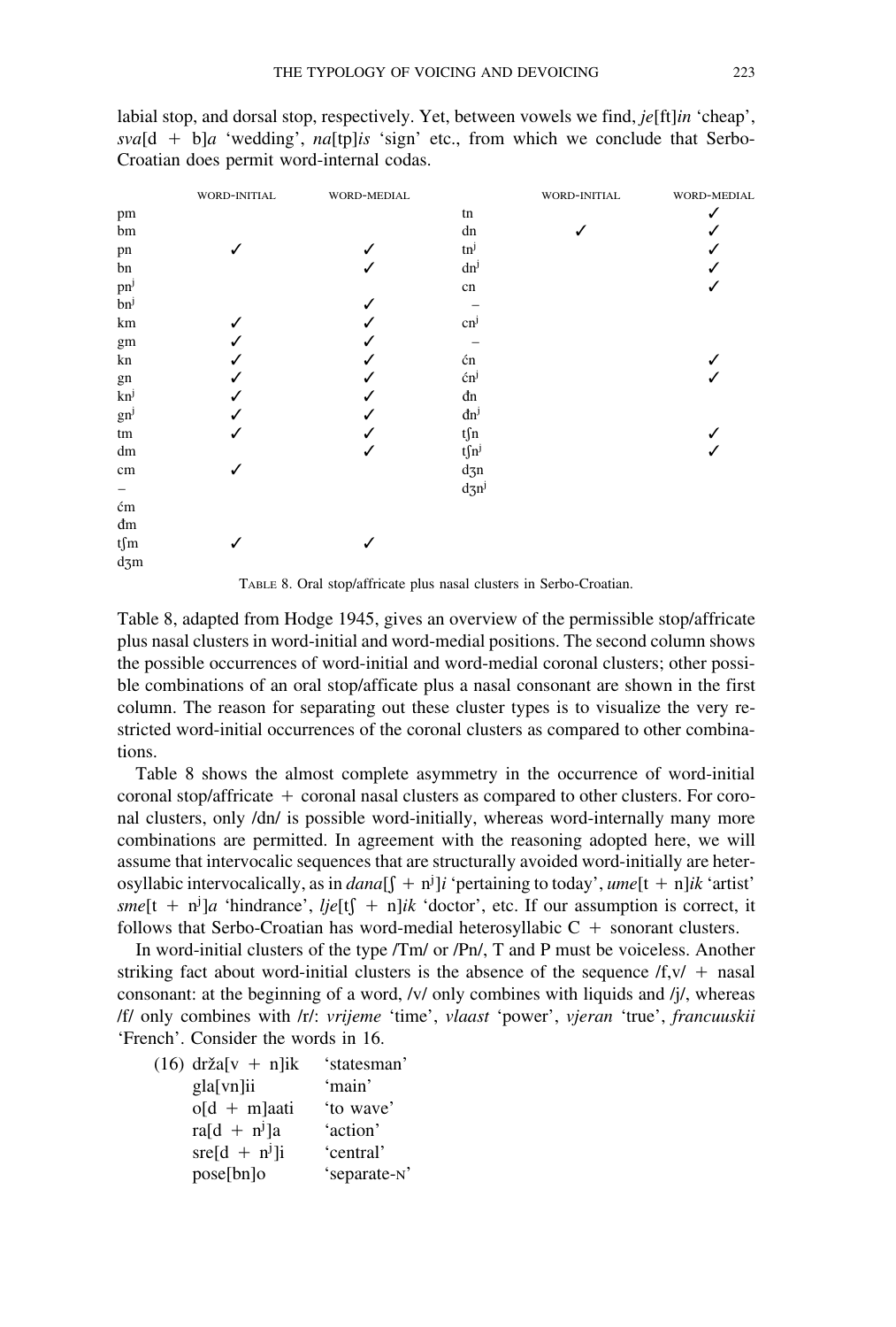labial stop, and dorsal stop, respectively. Yet, between vowels we find, *je*[ft]*in* 'cheap', *sva*[d + b]*a* 'wedding', *na*[tp]*is* 'sign' etc., from which we conclude that Serbo-Croatian does permit word-internal codas.

| | WORD-INITIAL | WORD-MEDIAL | | WORD-INITIAL | WORD-MEDIAL |
|---|---|---|---|---|---|
| pm | | | tn | | ✓ |
| bm | | | dn | ✓ | ✓ |
| pn | ✓ | ✓ | tnʲ | | ✓ |
| bn | | ✓ | dnʲ | | ✓ |
| pnʲ | | | cn | | ✓ |
| bnʲ | | ✓ | – | | |
| km | ✓ | ✓ | cnʲ | | |
| gm | ✓ | ✓ | – | | |
| kn | ✓ | ✓ | ćn | | ✓ |
| gn | ✓ | ✓ | ćnʲ | | ✓ |
| knʲ | ✓ | ✓ | đn | | |
| gnʲ | ✓ | ✓ | đnʲ | | |
| tm | ✓ | ✓ | tʃn | | ✓ |
| dm | | ✓ | tʃnʲ | | ✓ |
| cm | ✓ | | dʒn | | |
| – | | | dʒnʲ | | |
| ćm | | | | | |
| đm | | | | | |
| tʃm | ✓ | ✓ | | | |
| dʒm | | | | | |

TABLE 8. Oral stop/affricate plus nasal clusters in Serbo-Croatian.

Table 8, adapted from Hodge 1945, gives an overview of the permissible stop/affricate plus nasal clusters in word-initial and word-medial positions. The second column shows the possible occurrences of word-initial and word-medial coronal clusters; other possible combinations of an oral stop/afficate plus a nasal consonant are shown in the first column. The reason for separating out these cluster types is to visualize the very restricted word-initial occurrences of the coronal clusters as compared to other combinations.

Table 8 shows the almost complete asymmetry in the occurrence of word-initial coronal stop/affricate + coronal nasal clusters as compared to other clusters. For coronal clusters, only /dn/ is possible word-initially, whereas word-internally many more combinations are permitted. In agreement with the reasoning adopted here, we will assume that intervocalic sequences that are structurally avoided word-initially are heterosyllabic intervocalically, as in *dana*[ʃ + nʲ]*i* 'pertaining to today', *ume*[t + n]*ik* 'artist' *sme*[t + nʲ]*a* 'hindrance', *lje*[tʃ + n]*ik* 'doctor', etc. If our assumption is correct, it follows that Serbo-Croatian has word-medial heterosyllabic C + sonorant clusters.

In word-initial clusters of the type /Tm/ or /Pn/, T and P must be voiceless. Another striking fact about word-initial clusters is the absence of the sequence /f,v/ + nasal consonant: at the beginning of a word, /v/ only combines with liquids and /j/, whereas /f/ only combines with /r/: *vrijeme* 'time', *vlaast* 'power', *vjeran* 'true', *francuuskii* 'French'. Consider the words in 16.

(16)
| | |
|---|---|
| drža[v + n]ik | 'statesman' |
| gla[vn]ii | 'main' |
| o[d + m]aati | 'to wave' |
| ra[d + nʲ]a | 'action' |
| sre[d + nʲ]i | 'central' |
| pose[bn]o | 'separate-N' |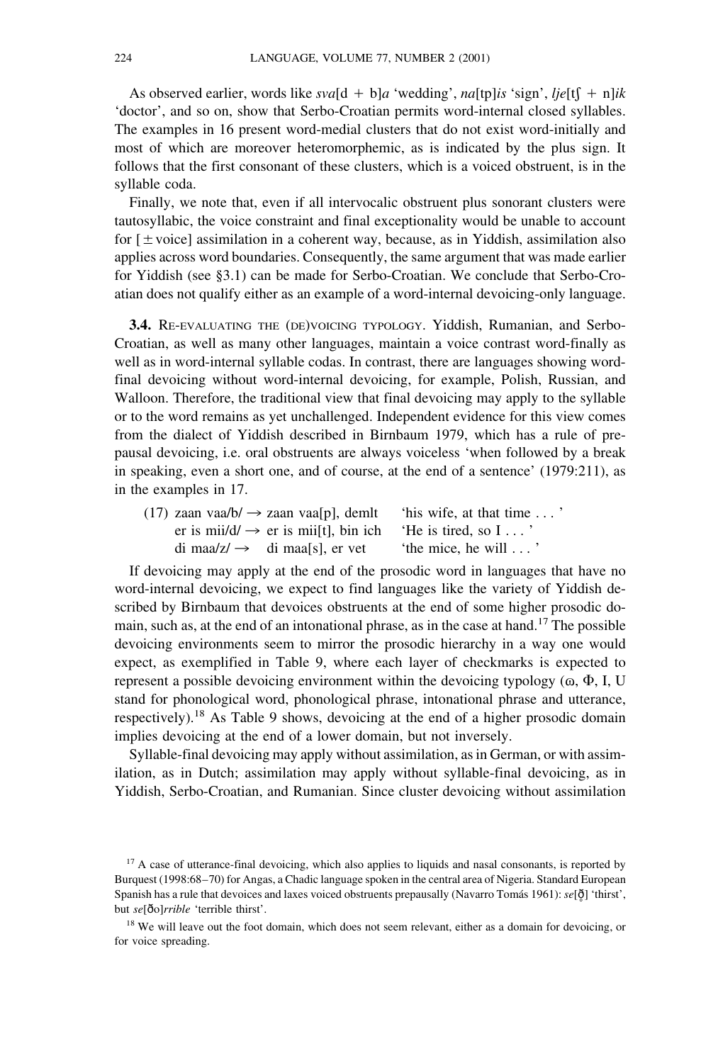As observed earlier, words like *sva*[d + b]*a* 'wedding', *na*[tp]*is* 'sign', *lje*[tʃ + n]*ik* 'doctor', and so on, show that Serbo-Croatian permits word-internal closed syllables. The examples in 16 present word-medial clusters that do not exist word-initially and most of which are moreover heteromorphemic, as is indicated by the plus sign. It follows that the first consonant of these clusters, which is a voiced obstruent, is in the syllable coda.

Finally, we note that, even if all intervocalic obstruent plus sonorant clusters were tautosyllabic, the voice constraint and final exceptionality would be unable to account for [± voice] assimilation in a coherent way, because, as in Yiddish, assimilation also applies across word boundaries. Consequently, the same argument that was made earlier for Yiddish (see §3.1) can be made for Serbo-Croatian. We conclude that Serbo-Croatian does not qualify either as an example of a word-internal devoicing-only language.

**3.4.** Re-evaluating the (de)voicing typology. Yiddish, Rumanian, and Serbo-Croatian, as well as many other languages, maintain a voice contrast word-finally as well as in word-internal syllable codas. In contrast, there are languages showing word-final devoicing without word-internal devoicing, for example, Polish, Russian, and Walloon. Therefore, the traditional view that final devoicing may apply to the syllable or to the word remains as yet unchallenged. Independent evidence for this view comes from the dialect of Yiddish described in Birnbaum 1979, which has a rule of prepausal devoicing, i.e. oral obstruents are always voiceless 'when followed by a break in speaking, even a short one, and of course, at the end of a sentence' (1979:211), as in the examples in 17.

(17) zaan vaa/b/ → zaan vaa[p], demlt 'his wife, at that time . . . '
er is mii/d/ → er is mii[t], bin ich 'He is tired, so I . . . '
di maa/z/ → di maa[s], er vet 'the mice, he will . . . '

If devoicing may apply at the end of the prosodic word in languages that have no word-internal devoicing, we expect to find languages like the variety of Yiddish described by Birnbaum that devoices obstruents at the end of some higher prosodic domain, such as, at the end of an intonational phrase, as in the case at hand.[17] The possible devoicing environments seem to mirror the prosodic hierarchy in a way one would expect, as exemplified in Table 9, where each layer of checkmarks is expected to represent a possible devoicing environment within the devoicing typology (ω, Φ, I, U stand for phonological word, phonological phrase, intonational phrase and utterance, respectively).[18] As Table 9 shows, devoicing at the end of a higher prosodic domain implies devoicing at the end of a lower domain, but not inversely.

Syllable-final devoicing may apply without assimilation, as in German, or with assimilation, as in Dutch; assimilation may apply without syllable-final devoicing, as in Yiddish, Serbo-Croatian, and Rumanian. Since cluster devoicing without assimilation

[17] A case of utterance-final devoicing, which also applies to liquids and nasal consonants, is reported by Burquest (1998:68–70) for Angas, a Chadic language spoken in the central area of Nigeria. Standard European Spanish has a rule that devoices and laxes voiced obstruents prepausally (Navarro Tomás 1961): *se*[ð̥] 'thirst', but *se*[ðo]*rrible* 'terrible thirst'.

[18] We will leave out the foot domain, which does not seem relevant, either as a domain for devoicing, or for voice spreading.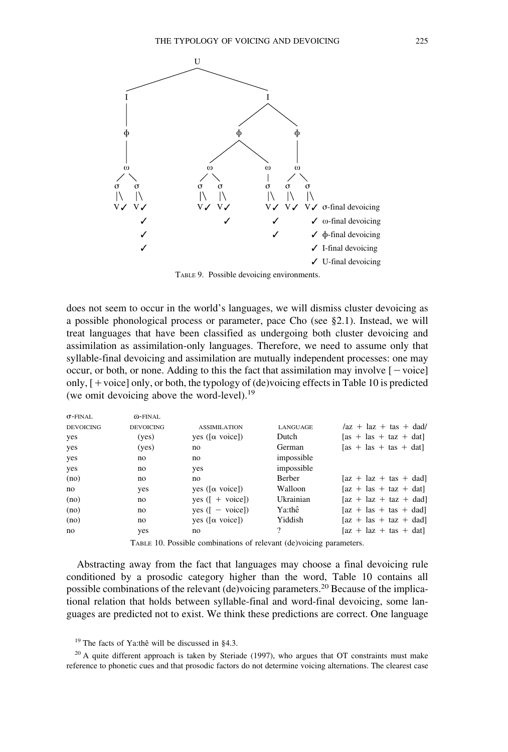```
                              U
              ________________|________________
             I                                 I
             |                          _______|_______
             φ                         φ               φ
             |                      ___|___            |
             ω                     ω       ω           ω
            / \                   / \      |          / \
           σ   σ                 σ   σ     σ         σ   σ
           |\  |\                |\  |\    |\        |\  |\
          V✓  V✓                V✓  V✓    V✓        V✓  V✓   σ-final devoicing
               ✓                     ✓     ✓             ✓   ω-final devoicing
               ✓                           ✓             ✓   φ-final devoicing
               ✓                                         ✓   I-final devoicing
                                                         ✓   U-final devoicing
```

TABLE 9. Possible devoicing environments.

does not seem to occur in the world's languages, we will dismiss cluster devoicing as a possible phonological process or parameter, pace Cho (see §2.1). Instead, we will treat languages that have been classified as undergoing both cluster devoicing and assimilation as assimilation-only languages. Therefore, we need to assume only that syllable-final devoicing and assimilation are mutually independent processes: one may occur, or both, or none. Adding to this the fact that assimilation may involve [ − voice] only, [ + voice] only, or both, the typology of (de)voicing effects in Table 10 is predicted (we omit devoicing above the word-level).[19]

| σ-FINAL DEVOICING | ω-FINAL DEVOICING | ASSIMILATION | LANGUAGE | /az + laz + tas + dad/ |
|---|---|---|---|---|
| yes | (yes) | yes ([α voice]) | Dutch | [as + las + taz + dat] |
| yes | (yes) | no | German | [as + las + tas + dat] |
| yes | no | no | impossible | |
| yes | no | yes | impossible | |
| (no) | no | no | Berber | [az + laz + tas + dad] |
| no | yes | yes ([α voice]) | Walloon | [az + las + taz + dat] |
| (no) | no | yes ([ + voice]) | Ukrainian | [az + laz + taz + dad] |
| (no) | no | yes ([ − voice]) | Ya:thê | [az + las + tas + dad] |
| (no) | no | yes ([α voice]) | Yiddish | [az + las + taz + dad] |
| no | yes | no | ? | [az + laz + tas + dat] |

TABLE 10. Possible combinations of relevant (de)voicing parameters.

Abstracting away from the fact that languages may choose a final devoicing rule conditioned by a prosodic category higher than the word, Table 10 contains all possible combinations of the relevant (de)voicing parameters.[20] Because of the implicational relation that holds between syllable-final and word-final devoicing, some languages are predicted not to exist. We think these predictions are correct. One language

[19] The facts of Ya:thê will be discussed in §4.3.

[20] A quite different approach is taken by Steriade (1997), who argues that OT constraints must make reference to phonetic cues and that prosodic factors do not determine voicing alternations. The clearest case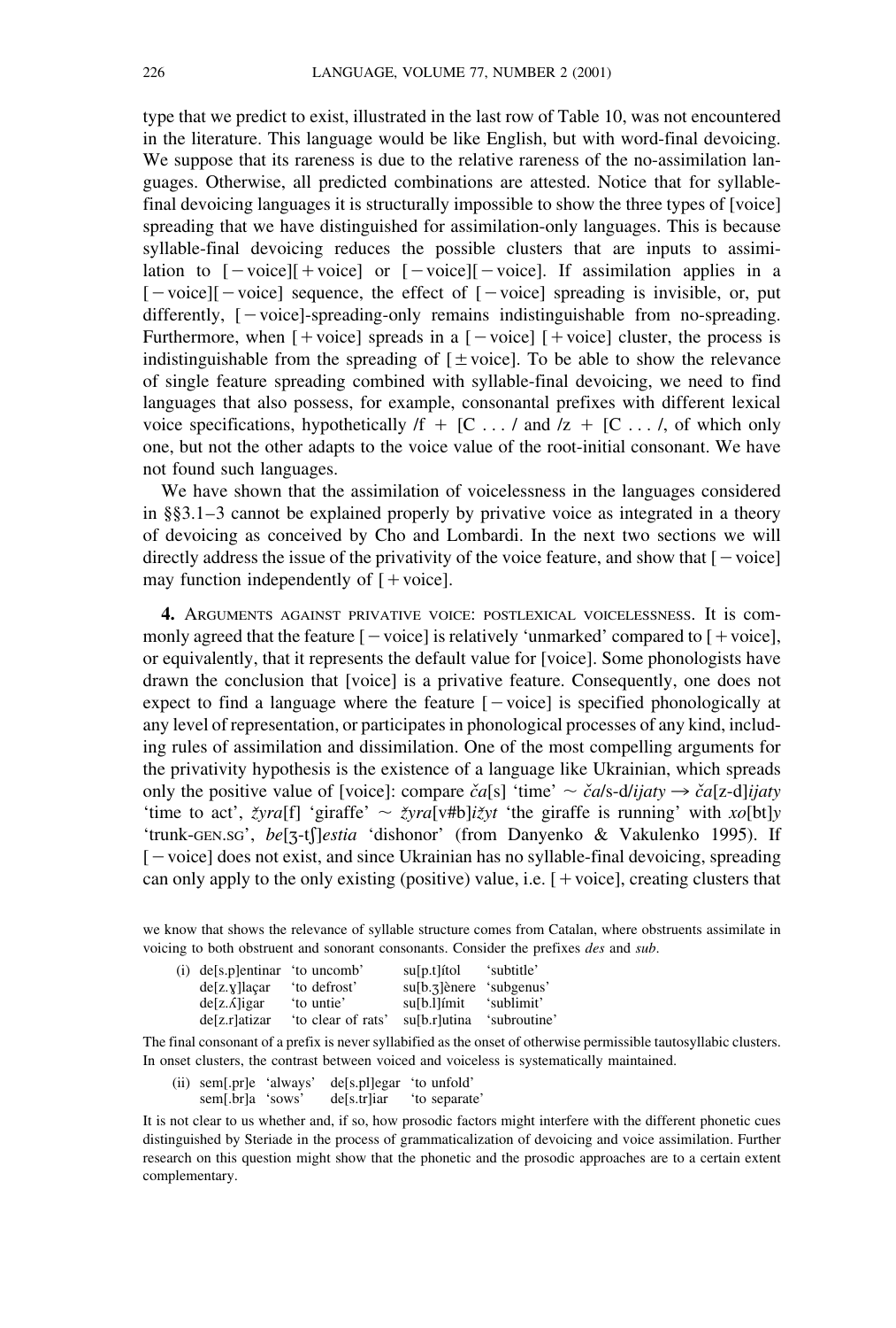type that we predict to exist, illustrated in the last row of Table 10, was not encountered in the literature. This language would be like English, but with word-final devoicing. We suppose that its rareness is due to the relative rareness of the no-assimilation languages. Otherwise, all predicted combinations are attested. Notice that for syllable-final devoicing languages it is structurally impossible to show the three types of [voice] spreading that we have distinguished for assimilation-only languages. This is because syllable-final devoicing reduces the possible clusters that are inputs to assimilation to [−voice][+voice] or [−voice][−voice]. If assimilation applies in a [−voice][−voice] sequence, the effect of [−voice] spreading is invisible, or, put differently, [−voice]-spreading-only remains indistinguishable from no-spreading. Furthermore, when [+voice] spreads in a [−voice] [+voice] cluster, the process is indistinguishable from the spreading of [±voice]. To be able to show the relevance of single feature spreading combined with syllable-final devoicing, we need to find languages that also possess, for example, consonantal prefixes with different lexical voice specifications, hypothetically /f + [C . . . / and /z + [C . . . /, of which only one, but not the other adapts to the voice value of the root-initial consonant. We have not found such languages.

We have shown that the assimilation of voicelessness in the languages considered in §§3.1–3 cannot be explained properly by privative voice as integrated in a theory of devoicing as conceived by Cho and Lombardi. In the next two sections we will directly address the issue of the privativity of the voice feature, and show that [−voice] may function independently of [+voice].

## 4. Arguments against privative voice: postlexical voicelessness.

It is commonly agreed that the feature [−voice] is relatively 'unmarked' compared to [+voice], or equivalently, that it represents the default value for [voice]. Some phonologists have drawn the conclusion that [voice] is a privative feature. Consequently, one does not expect to find a language where the feature [−voice] is specified phonologically at any level of representation, or participates in phonological processes of any kind, including rules of assimilation and dissimilation. One of the most compelling arguments for the privativity hypothesis is the existence of a language like Ukrainian, which spreads only the positive value of [voice]: compare *ča*[s] 'time' ~ *ča*/s-d/*ijaty* → *ča*[z-d]*ijaty* 'time to act', *žyra*[f] 'giraffe' ~ *žyra*[v#b]*ižyt* 'the giraffe is running' with *xo*[bt]*y* 'trunk-GEN.SG', *be*[ʒ-tʃ]*estia* 'dishonor' (from Danyenko & Vakulenko 1995). If [−voice] does not exist, and since Ukrainian has no syllable-final devoicing, spreading can only apply to the only existing (positive) value, i.e. [+voice], creating clusters that

---

we know that shows the relevance of syllable structure comes from Catalan, where obstruents assimilate in voicing to both obstruent and sonorant consonants. Consider the prefixes *des* and *sub*.

(i)

| | | | |
|---|---|---|---|
| de[s.p]entinar | 'to uncomb' | su[p.t]ítol | 'subtitle' |
| de[z.ɣ]laçar | 'to defrost' | su[b.ʒ]ènere | 'subgenus' |
| de[z.ʎ]igar | 'to untie' | su[b.l]ímit | 'sublimit' |
| de[z.r]atizar | 'to clear of rats' | su[b.r]utina | 'subroutine' |

The final consonant of a prefix is never syllabified as the onset of otherwise permissible tautosyllabic clusters. In onset clusters, the contrast between voiced and voiceless is systematically maintained.

(ii)

| | | | |
|---|---|---|---|
| sem[.pr]e | 'always' | de[s.pl]egar | 'to unfold' |
| sem[.br]a | 'sows' | de[s.tr]iar | 'to separate' |

It is not clear to us whether and, if so, how prosodic factors might interfere with the different phonetic cues distinguished by Steriade in the process of grammaticalization of devoicing and voice assimilation. Further research on this question might show that the phonetic and the prosodic approaches are to a certain extent complementary.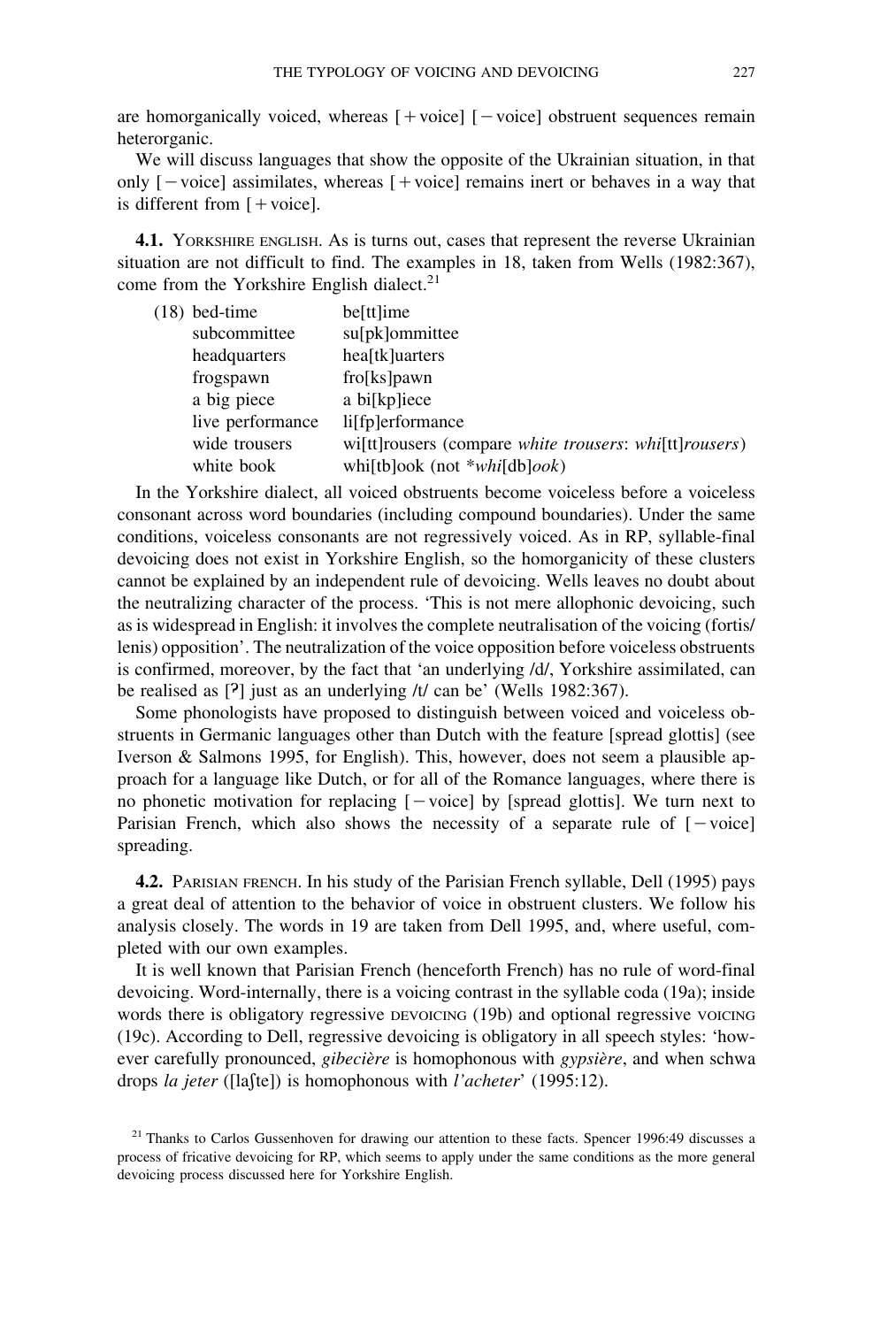are homorganically voiced, whereas [+voice] [−voice] obstruent sequences remain heterorganic.

We will discuss languages that show the opposite of the Ukrainian situation, in that only [−voice] assimilates, whereas [+voice] remains inert or behaves in a way that is different from [+voice].

**4.1.** Yorkshire English. As is turns out, cases that represent the reverse Ukrainian situation are not difficult to find. The examples in 18, taken from Wells (1982:367), come from the Yorkshire English dialect.[21]

| (18) | | |
|---|---|---|
| | bed-time | be[tt]ime |
| | subcommittee | su[pk]ommittee |
| | headquarters | hea[tk]uarters |
| | frogspawn | fro[ks]pawn |
| | a big piece | a bi[kp]iece |
| | live performance | li[fp]erformance |
| | wide trousers | wi[tt]rousers (compare *white trousers*: *whi*[tt]*rousers*) |
| | white book | whi[tb]ook (not **whi*[db]*ook*) |

In the Yorkshire dialect, all voiced obstruents become voiceless before a voiceless consonant across word boundaries (including compound boundaries). Under the same conditions, voiceless consonants are not regressively voiced. As in RP, syllable-final devoicing does not exist in Yorkshire English, so the homorganicity of these clusters cannot be explained by an independent rule of devoicing. Wells leaves no doubt about the neutralizing character of the process. 'This is not mere allophonic devoicing, such as is widespread in English: it involves the complete neutralisation of the voicing (fortis/lenis) opposition'. The neutralization of the voice opposition before voiceless obstruents is confirmed, moreover, by the fact that 'an underlying /d/, Yorkshire assimilated, can be realised as [ʔ] just as an underlying /t/ can be' (Wells 1982:367).

Some phonologists have proposed to distinguish between voiced and voiceless obstruents in Germanic languages other than Dutch with the feature [spread glottis] (see Iverson & Salmons 1995, for English). This, however, does not seem a plausible approach for a language like Dutch, or for all of the Romance languages, where there is no phonetic motivation for replacing [−voice] by [spread glottis]. We turn next to Parisian French, which also shows the necessity of a separate rule of [−voice] spreading.

**4.2.** Parisian French. In his study of the Parisian French syllable, Dell (1995) pays a great deal of attention to the behavior of voice in obstruent clusters. We follow his analysis closely. The words in 19 are taken from Dell 1995, and, where useful, completed with our own examples.

It is well known that Parisian French (henceforth French) has no rule of word-final devoicing. Word-internally, there is a voicing contrast in the syllable coda (19a); inside words there is obligatory regressive devoicing (19b) and optional regressive voicing (19c). According to Dell, regressive devoicing is obligatory in all speech styles: 'however carefully pronounced, *gibecière* is homophonous with *gypsière*, and when schwa drops *la jeter* ([laʃte]) is homophonous with *l'acheter*' (1995:12).

[21] Thanks to Carlos Gussenhoven for drawing our attention to these facts. Spencer 1996:49 discusses a process of fricative devoicing for RP, which seems to apply under the same conditions as the more general devoicing process discussed here for Yorkshire English.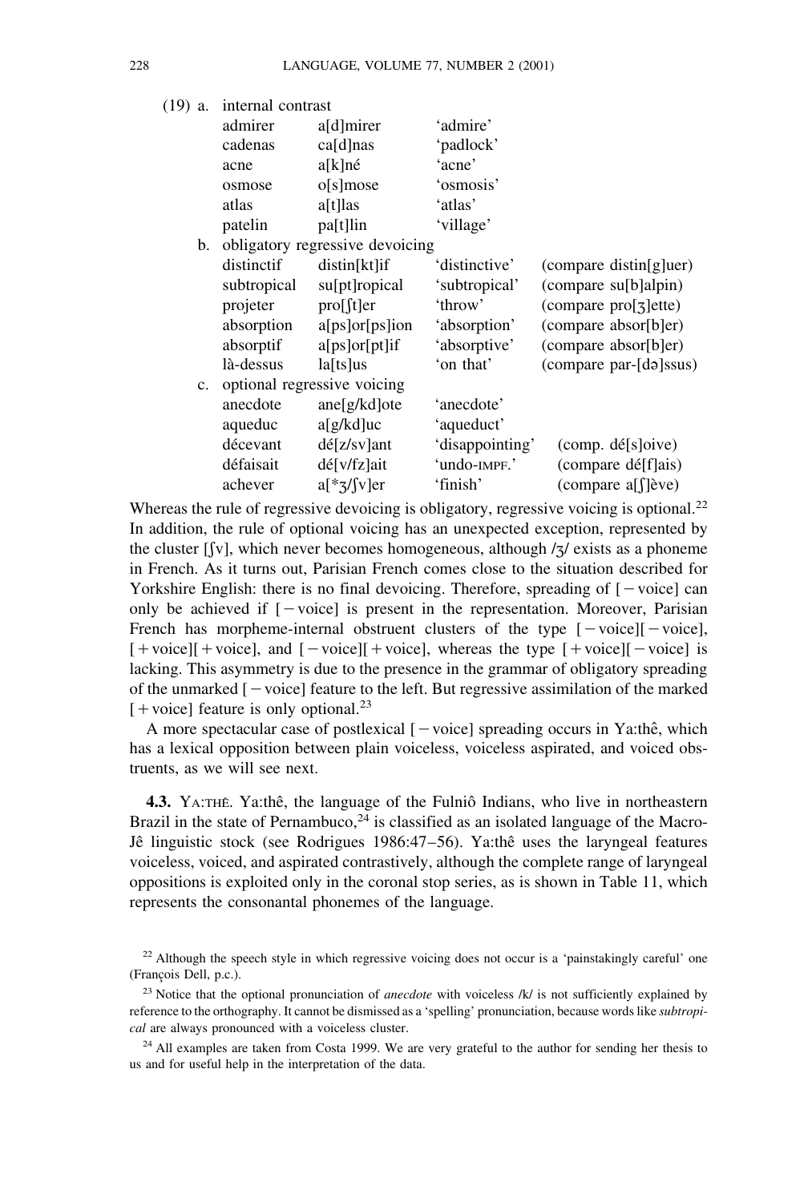(19) a. internal contrast

| | | | |
|---|---|---|---|
| admirer | a[d]mirer | 'admire' | |
| cadenas | ca[d]nas | 'padlock' | |
| acne | a[k]né | 'acne' | |
| osmose | o[s]mose | 'osmosis' | |
| atlas | a[t]las | 'atlas' | |
| patelin | pa[t]lin | 'village' | |

b. obligatory regressive devoicing

| | | | |
|---|---|---|---|
| distinctif | distin[kt]if | 'distinctive' | (compare distin[g]uer) |
| subtropical | su[pt]ropical | 'subtropical' | (compare su[b]alpin) |
| projeter | pro[ʃt]er | 'throw' | (compare pro[ʒ]ette) |
| absorption | a[ps]or[ps]ion | 'absorption' | (compare absor[b]er) |
| absorptif | a[ps]or[pt]if | 'absorptive' | (compare absor[b]er) |
| là-dessus | la[ts]us | 'on that' | (compare par-[də]ssus) |

c. optional regressive voicing

| | | | |
|---|---|---|---|
| anecdote | ane[g/kd]ote | 'anecdote' | |
| aqueduc | a[g/kd]uc | 'aqueduct' | |
| décevant | dé[z/sv]ant | 'disappointing' | (comp. dé[s]oive) |
| défaisait | dé[v/fz]ait | 'undo-IMPF.' | (compare dé[f]ais) |
| achever | a[*ʒ/ʃv]er | 'finish' | (compare a[ʃ]ève) |

Whereas the rule of regressive devoicing is obligatory, regressive voicing is optional.[22] In addition, the rule of optional voicing has an unexpected exception, represented by the cluster [ʃv], which never becomes homogeneous, although /ʒ/ exists as a phoneme in French. As it turns out, Parisian French comes close to the situation described for Yorkshire English: there is no final devoicing. Therefore, spreading of [−voice] can only be achieved if [−voice] is present in the representation. Moreover, Parisian French has morpheme-internal obstruent clusters of the type [−voice][−voice], [+voice][+voice], and [−voice][+voice], whereas the type [+voice][−voice] is lacking. This asymmetry is due to the presence in the grammar of obligatory spreading of the unmarked [−voice] feature to the left. But regressive assimilation of the marked [+voice] feature is only optional.[23]

A more spectacular case of postlexical [−voice] spreading occurs in Ya:thê, which has a lexical opposition between plain voiceless, voiceless aspirated, and voiced obstruents, as we will see next.

**4.3.** Ya:thê. Ya:thê, the language of the Fulniô Indians, who live in northeastern Brazil in the state of Pernambuco,[24] is classified as an isolated language of the Macro-Jê linguistic stock (see Rodrigues 1986:47–56). Ya:thê uses the laryngeal features voiceless, voiced, and aspirated contrastively, although the complete range of laryngeal oppositions is exploited only in the coronal stop series, as is shown in Table 11, which represents the consonantal phonemes of the language.

[22] Although the speech style in which regressive voicing does not occur is a 'painstakingly careful' one (François Dell, p.c.).

[23] Notice that the optional pronunciation of *anecdote* with voiceless /k/ is not sufficiently explained by reference to the orthography. It cannot be dismissed as a 'spelling' pronunciation, because words like *subtropical* are always pronounced with a voiceless cluster.

[24] All examples are taken from Costa 1999. We are very grateful to the author for sending her thesis to us and for useful help in the interpretation of the data.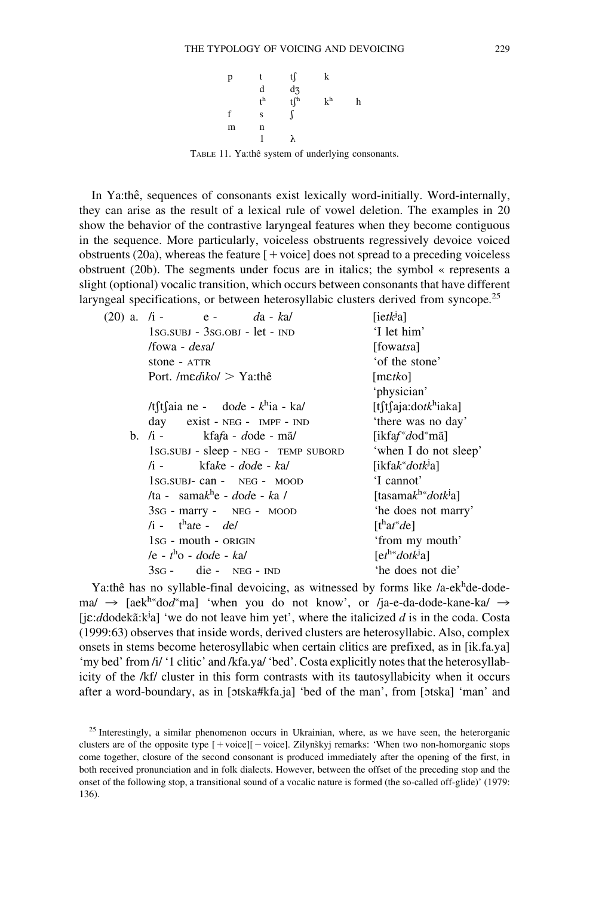| p | t | tʃ | k | |
|---|---|---|---|---|
| | d | dʒ | | |
| | tʰ | tʃʰ | kʰ | h |
| f | s | ʃ | | |
| m | n | | | |
| | l | ʎ | | |

TABLE 11. Ya:thê system of underlying consonants.

In Ya:thê, sequences of consonants exist lexically word-initially. Word-internally, they can arise as the result of a lexical rule of vowel deletion. The examples in 20 show the behavior of the contrastive laryngeal features when they become contiguous in the sequence. More particularly, voiceless obstruents regressively devoice voiced obstruents (20a), whereas the feature [ + voice] does not spread to a preceding voiceless obstruent (20b). The segments under focus are in italics; the symbol « represents a slight (optional) vocalic transition, which occurs between consonants that have different laryngeal specifications, or between heterosyllabic clusters derived from syncope.[25]

(20) a. /i - e - *d*a - *k*a/ [ie*tk*ʲa]
1SG.SUBJ - 3SG.OBJ - let - IND 'I let him'
/fowa - *d*e*s*a/ [fowa*ts*a]
stone - ATTR 'of the stone'
Port. /mɛ*dik*o/ > Ya:thê [mɛ*tk*o]
'physician'
/tʃtʃaia ne - do*d*e - *k*ʰia - ka/ [tʃtʃaja:do*tk*ʰiaka]
day exist - NEG - IMPF - IND 'there was no day'

b. /i - kfa*f*a - *d*ode - mã/ [ikfa*f*«*d*od«mã]
1SG.SUBJ - sleep - NEG - TEMP SUBORD 'when I do not sleep'
/i - kfa*k*e - *d*o*d*e - *k*a/ [ikfa*k*«*d*o*tk*ʲa]
1SG.SUBJ- can - NEG - MOOD 'I cannot'
/ta - sama*k*ʰe - *d*o*d*e - *k*a / [tasama*k*ʰ«*d*o*tk*ʲa]
3SG - marry - NEG - MOOD 'he does not marry'
/i - tʰa*t*e - *d*e/ [tʰa*t*«*d*e]
1SG - mouth - ORIGIN 'from my mouth'
/e - *t*ʰo - *d*o*d*e - *k*a/ [e*t*ʰ«*d*o*tk*ʲa]
3SG - die - NEG - IND 'he does not die'

Ya:thê has no syllable-final devoicing, as witnessed by forms like /a-ekʰde-dode-ma/ → [aekʰ«dod«ma] 'when you do not know', or /ja-e-da-dode-kane-ka/ → [jɛ:*d*dodekã:kʲa] 'we do not leave him yet', where the italicized *d* is in the coda. Costa (1999:63) observes that inside words, derived clusters are heterosyllabic. Also, complex onsets in stems become heterosyllabic when certain clitics are prefixed, as in [ik.fa.ya] 'my bed' from /i/ '1 clitic' and /kfa.ya/ 'bed'. Costa explicitly notes that the heterosyllabicity of the /kf/ cluster in this form contrasts with its tautosyllabicity when it occurs after a word-boundary, as in [ɔtska#kfa.ja] 'bed of the man', from [ɔtska] 'man' and

[25] Interestingly, a similar phenomenon occurs in Ukrainian, where, as we have seen, the heterorganic clusters are of the opposite type [ + voice][ − voice]. Zilynškyj remarks: 'When two non-homorganic stops come together, closure of the second consonant is produced immediately after the opening of the first, in both received pronunciation and in folk dialects. However, between the offset of the preceding stop and the onset of the following stop, a transitional sound of a vocalic nature is formed (the so-called off-glide)' (1979: 136).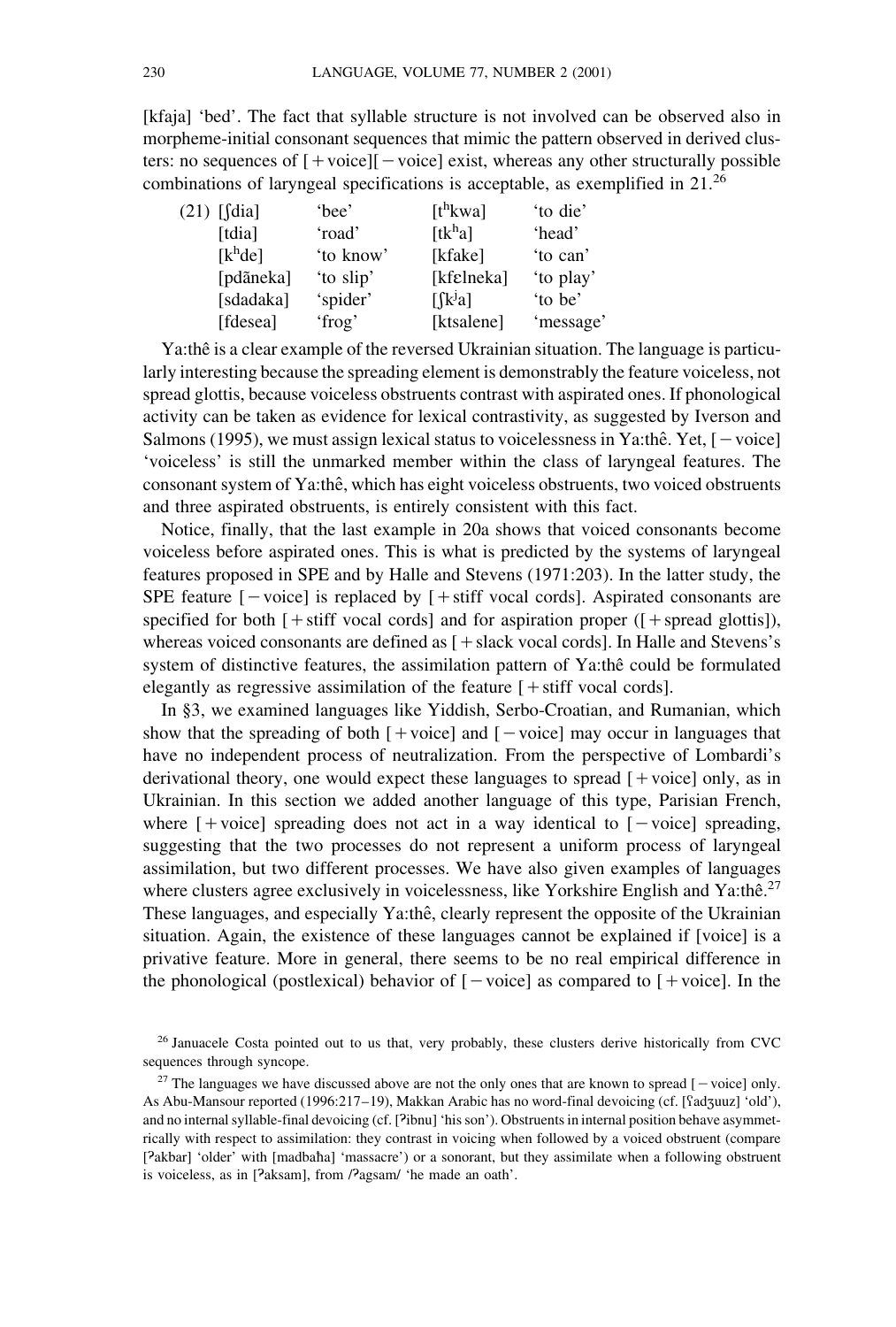[kfaja] 'bed'. The fact that syllable structure is not involved can be observed also in morpheme-initial consonant sequences that mimic the pattern observed in derived clusters: no sequences of [+voice][−voice] exist, whereas any other structurally possible combinations of laryngeal specifications is acceptable, as exemplified in 21.[26]

| (21) | | | | |
|---|---|---|---|---|
| | [ʃdia] | 'bee' | [tʰkwa] | 'to die' |
| | [tdia] | 'road' | [tkʰa] | 'head' |
| | [kʰde] | 'to know' | [kfake] | 'to can' |
| | [pdãneka] | 'to slip' | [kfɛlneka] | 'to play' |
| | [sdadaka] | 'spider' | [ʃkʲa] | 'to be' |
| | [fdesea] | 'frog' | [ktsalene] | 'message' |

Ya:thê is a clear example of the reversed Ukrainian situation. The language is particularly interesting because the spreading element is demonstrably the feature voiceless, not spread glottis, because voiceless obstruents contrast with aspirated ones. If phonological activity can be taken as evidence for lexical contrastivity, as suggested by Iverson and Salmons (1995), we must assign lexical status to voicelessness in Ya:thê. Yet, [−voice] 'voiceless' is still the unmarked member within the class of laryngeal features. The consonant system of Ya:thê, which has eight voiceless obstruents, two voiced obstruents and three aspirated obstruents, is entirely consistent with this fact.

Notice, finally, that the last example in 20a shows that voiced consonants become voiceless before aspirated ones. This is what is predicted by the systems of laryngeal features proposed in SPE and by Halle and Stevens (1971:203). In the latter study, the SPE feature [−voice] is replaced by [+stiff vocal cords]. Aspirated consonants are specified for both [+stiff vocal cords] and for aspiration proper ([+spread glottis]), whereas voiced consonants are defined as [+slack vocal cords]. In Halle and Stevens's system of distinctive features, the assimilation pattern of Ya:thê could be formulated elegantly as regressive assimilation of the feature [+stiff vocal cords].

In §3, we examined languages like Yiddish, Serbo-Croatian, and Rumanian, which show that the spreading of both [+voice] and [−voice] may occur in languages that have no independent process of neutralization. From the perspective of Lombardi's derivational theory, one would expect these languages to spread [+voice] only, as in Ukrainian. In this section we added another language of this type, Parisian French, where [+voice] spreading does not act in a way identical to [−voice] spreading, suggesting that the two processes do not represent a uniform process of laryngeal assimilation, but two different processes. We have also given examples of languages where clusters agree exclusively in voicelessness, like Yorkshire English and Ya:thê.[27] These languages, and especially Ya:thê, clearly represent the opposite of the Ukrainian situation. Again, the existence of these languages cannot be explained if [voice] is a privative feature. More in general, there seems to be no real empirical difference in the phonological (postlexical) behavior of [−voice] as compared to [+voice]. In the

[26] Januacele Costa pointed out to us that, very probably, these clusters derive historically from CVC sequences through syncope.

[27] The languages we have discussed above are not the only ones that are known to spread [−voice] only. As Abu-Mansour reported (1996:217–19), Makkan Arabic has no word-final devoicing (cf. [ʕadʒuuz] 'old'), and no internal syllable-final devoicing (cf. [ʔibnu] 'his son'). Obstruents in internal position behave asymmetrically with respect to assimilation: they contrast in voicing when followed by a voiced obstruent (compare [ʔakbar] 'older' with [madbaħa] 'massacre') or a sonorant, but they assimilate when a following obstruent is voiceless, as in [ʔaksam], from /ʔagsam/ 'he made an oath'.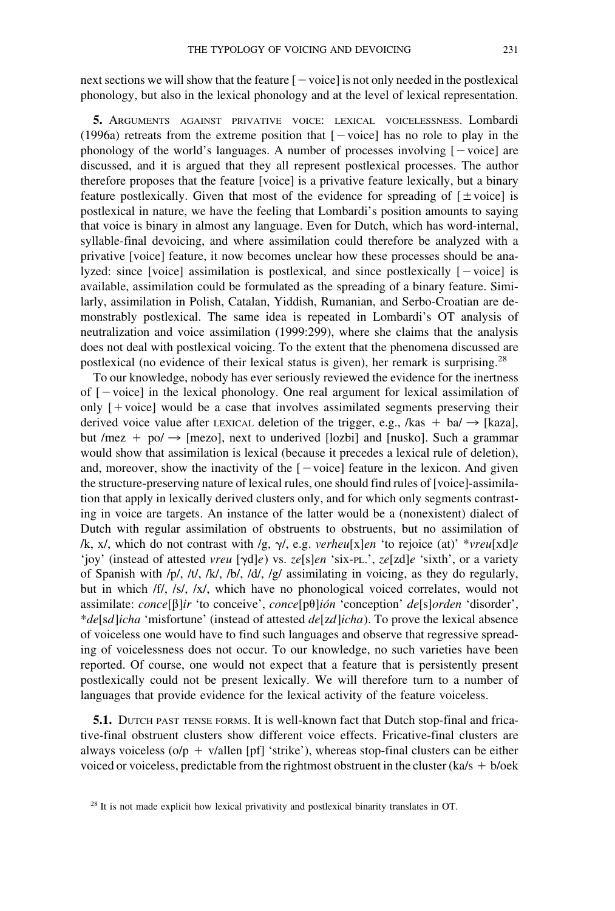next sections we will show that the feature [−voice] is not only needed in the postlexical phonology, but also in the lexical phonology and at the level of lexical representation.

## 5. Arguments against privative voice: lexical voicelessness.

Lombardi (1996a) retreats from the extreme position that [−voice] has no role to play in the phonology of the world's languages. A number of processes involving [−voice] are discussed, and it is argued that they all represent postlexical processes. The author therefore proposes that the feature [voice] is a privative feature lexically, but a binary feature postlexically. Given that most of the evidence for spreading of [±voice] is postlexical in nature, we have the feeling that Lombardi's position amounts to saying that voice is binary in almost any language. Even for Dutch, which has word-internal, syllable-final devoicing, and where assimilation could therefore be analyzed with a privative [voice] feature, it now becomes unclear how these processes should be analyzed: since [voice] assimilation is postlexical, and since postlexically [−voice] is available, assimilation could be formulated as the spreading of a binary feature. Similarly, assimilation in Polish, Catalan, Yiddish, Rumanian, and Serbo-Croatian are demonstrably postlexical. The same idea is repeated in Lombardi's OT analysis of neutralization and voice assimilation (1999:299), where she claims that the analysis does not deal with postlexical voicing. To the extent that the phenomena discussed are postlexical (no evidence of their lexical status is given), her remark is surprising.[28]

To our knowledge, nobody has ever seriously reviewed the evidence for the inertness of [−voice] in the lexical phonology. One real argument for lexical assimilation of only [+voice] would be a case that involves assimilated segments preserving their derived voice value after LEXICAL deletion of the trigger, e.g., /kas + ba/ → [kaza], but /mez + po/ → [mezo], next to underived [lozbi] and [nusko]. Such a grammar would show that assimilation is lexical (because it precedes a lexical rule of deletion), and, moreover, show the inactivity of the [−voice] feature in the lexicon. And given the structure-preserving nature of lexical rules, one should find rules of [voice]-assimilation that apply in lexically derived clusters only, and for which only segments contrasting in voice are targets. An instance of the latter would be a (nonexistent) dialect of Dutch with regular assimilation of obstruents to obstruents, but no assimilation of /k, x/, which do not contrast with /g, ɣ/, e.g. *verheu*[x]*en* 'to rejoice (at)' \**vreu*[xd]*e* 'joy' (instead of attested *vreu* [ɣd]*e*) vs. *ze*[s]*en* 'six-PL.', *ze*[zd]*e* 'sixth', or a variety of Spanish with /p/, /t/, /k/, /b/, /d/, /g/ assimilating in voicing, as they do regularly, but in which /f/, /s/, /x/, which have no phonological voiced correlates, would not assimilate: *conce*[β]*ir* 'to conceive', *conce*[pθ]*ión* 'conception' *de*[s]*orden* 'disorder', \**de*[sd]*icha* 'misfortune' (instead of attested *de*[zd]*icha*). To prove the lexical absence of voiceless one would have to find such languages and observe that regressive spreading of voicelessness does not occur. To our knowledge, no such varieties have been reported. Of course, one would not expect that a feature that is persistently present postlexically could not be present lexically. We will therefore turn to a number of languages that provide evidence for the lexical activity of the feature voiceless.

### 5.1. Dutch past tense forms.

It is well-known fact that Dutch stop-final and fricative-final obstruent clusters show different voice effects. Fricative-final clusters are always voiceless (o/p + v/allen [pf] 'strike'), whereas stop-final clusters can be either voiced or voiceless, predictable from the rightmost obstruent in the cluster (ka/s + b/oek

[28] It is not made explicit how lexical privativity and postlexical binarity translates in OT.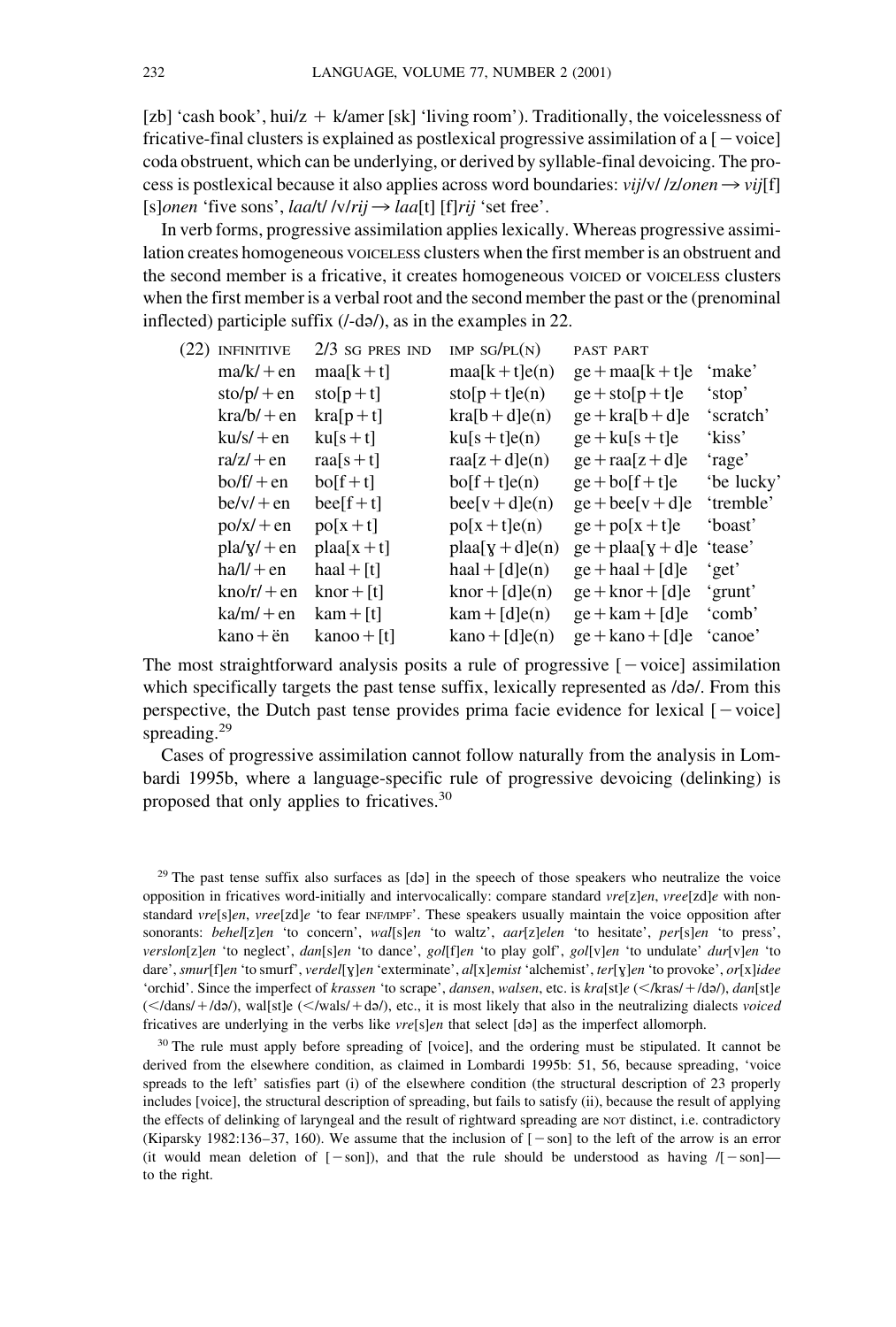[zb] 'cash book', hui/z + k/amer [sk] 'living room'). Traditionally, the voicelessness of fricative-final clusters is explained as postlexical progressive assimilation of a [−voice] coda obstruent, which can be underlying, or derived by syllable-final devoicing. The process is postlexical because it also applies across word boundaries: *vij*/v/ /z/*onen* → *vij*[f] [s]*onen* 'five sons', *laa*/t/ /v/*rij* → *laa*[t] [f]*rij* 'set free'.

In verb forms, progressive assimilation applies lexically. Whereas progressive assimilation creates homogeneous VOICELESS clusters when the first member is an obstruent and the second member is a fricative, it creates homogeneous VOICED or VOICELESS clusters when the first member is a verbal root and the second member the past or the (prenominal inflected) participle suffix (/-də/), as in the examples in 22.

(22)

| INFINITIVE | 2/3 SG PRES IND | IMP SG/PL(N) | PAST PART | |
|---|---|---|---|---|
| ma/k/ + en | maa[k + t] | maa[k + t]e(n) | ge + maa[k + t]e | 'make' |
| sto/p/ + en | sto[p + t] | sto[p + t]e(n) | ge + sto[p + t]e | 'stop' |
| kra/b/ + en | kra[p + t] | kra[b + d]e(n) | ge + kra[b + d]e | 'scratch' |
| ku/s/ + en | ku[s + t] | ku[s + t]e(n) | ge + ku[s + t]e | 'kiss' |
| ra/z/ + en | raa[s + t] | raa[z + d]e(n) | ge + raa[z + d]e | 'rage' |
| bo/f/ + en | bo[f + t] | bo[f + t]e(n) | ge + bo[f + t]e | 'be lucky' |
| be/v/ + en | bee[f + t] | bee[v + d]e(n) | ge + bee[v + d]e | 'tremble' |
| po/x/ + en | po[x + t] | po[x + t]e(n) | ge + po[x + t]e | 'boast' |
| pla/ɣ/ + en | plaa[x + t] | plaa[ɣ + d]e(n) | ge + plaa[ɣ + d]e | 'tease' |
| ha/l/ + en | haal + [t] | haal + [d]e(n) | ge + haal + [d]e | 'get' |
| kno/r/ + en | knor + [t] | knor + [d]e(n) | ge + knor + [d]e | 'grunt' |
| ka/m/ + en | kam + [t] | kam + [d]e(n) | ge + kam + [d]e | 'comb' |
| kano + ën | kanoo + [t] | kano + [d]e(n) | ge + kano + [d]e | 'canoe' |

The most straightforward analysis posits a rule of progressive [−voice] assimilation which specifically targets the past tense suffix, lexically represented as /də/. From this perspective, the Dutch past tense provides prima facie evidence for lexical [−voice] spreading.[29]

Cases of progressive assimilation cannot follow naturally from the analysis in Lombardi 1995b, where a language-specific rule of progressive devoicing (delinking) is proposed that only applies to fricatives.[30]

[29] The past tense suffix also surfaces as [də] in the speech of those speakers who neutralize the voice opposition in fricatives word-initially and intervocalically: compare standard *vre*[z]*en*, *vree*[zd]*e* with nonstandard *vre*[s]*en*, *vree*[zd]*e* 'to fear INF/IMPF'. These speakers usually maintain the voice opposition after sonorants: *behel*[z]*en* 'to concern', *wal*[s]*en* 'to waltz', *aar*[z]*elen* 'to hesitate', *per*[s]*en* 'to press', *verslon*[z]*en* 'to neglect', *dan*[s]*en* 'to dance', *gol*[f]*en* 'to play golf', *gol*[v]*en* 'to undulate' *dur*[v]*en* 'to dare', *smur*[f]*en* 'to smurf', *verdel*[ɣ]*en* 'exterminate', *al*[x]*emist* 'alchemist', *ter*[ɣ]*en* 'to provoke', *or*[x]*idee* 'orchid'. Since the imperfect of *krassen* 'to scrape', *dansen*, *walsen*, etc. is *kra*[st]*e* (</kras/ + /də/), *dan*[st]*e* (</dans/ + /də/), wal[st]e (</wals/ + də/), etc., it is most likely that also in the neutralizing dialects *voiced* fricatives are underlying in the verbs like *vre*[s]*en* that select [də] as the imperfect allomorph.

[30] The rule must apply before spreading of [voice], and the ordering must be stipulated. It cannot be derived from the elsewhere condition, as claimed in Lombardi 1995b: 51, 56, because spreading, 'voice spreads to the left' satisfies part (i) of the elsewhere condition (the structural description of 23 properly includes [voice], the structural description of spreading, but fails to satisfy (ii), because the result of applying the effects of delinking of laryngeal and the result of rightward spreading are NOT distinct, i.e. contradictory (Kiparsky 1982:136–37, 160). We assume that the inclusion of [−son] to the left of the arrow is an error (it would mean deletion of [−son]), and that the rule should be understood as having /[−son]— to the right.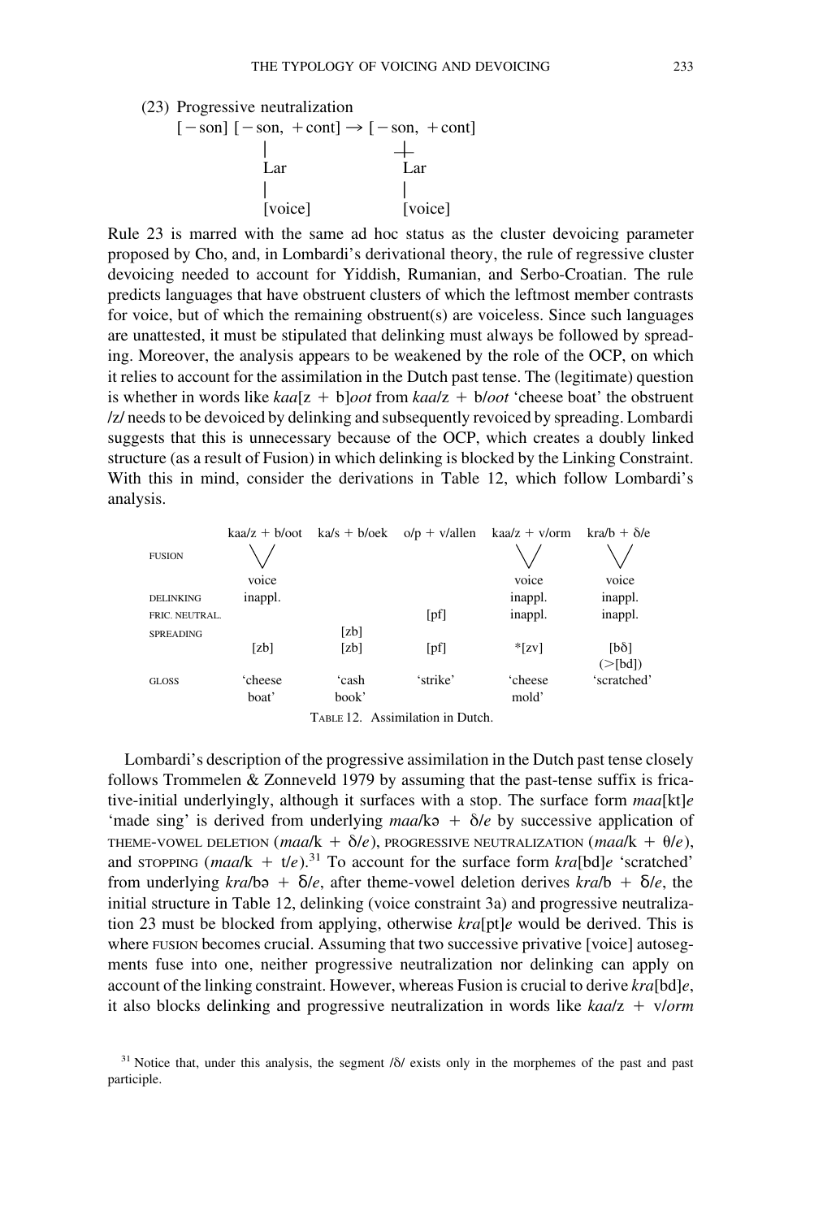(23) Progressive neutralization

```
[−son] [−son, +cont] → [−son, +cont]
         |                 ╪
        Lar               Lar
         |                 |
      [voice]           [voice]
```

Rule 23 is marred with the same ad hoc status as the cluster devoicing parameter proposed by Cho, and, in Lombardi's derivational theory, the rule of regressive cluster devoicing needed to account for Yiddish, Rumanian, and Serbo-Croatian. The rule predicts languages that have obstruent clusters of which the leftmost member contrasts for voice, but of which the remaining obstruent(s) are voiceless. Since such languages are unattested, it must be stipulated that delinking must always be followed by spreading. Moreover, the analysis appears to be weakened by the role of the OCP, on which it relies to account for the assimilation in the Dutch past tense. The (legitimate) question is whether in words like *kaa*[z + b]*oot* from *kaa*/z + b/*oot* 'cheese boat' the obstruent /z/ needs to be devoiced by delinking and subsequently revoiced by spreading. Lombardi suggests that this is unnecessary because of the OCP, which creates a doubly linked structure (as a result of Fusion) in which delinking is blocked by the Linking Constraint. With this in mind, consider the derivations in Table 12, which follow Lombardi's analysis.

| | kaa/z + b/oot | ka/s + b/oek | o/p + v/allen | kaa/z + v/orm | kra/b + ð/e |
|---|---|---|---|---|---|
| FUSION | \/ voice | | | \/ voice | \/ voice |
| DELINKING | inappl. | | | inappl. | inappl. |
| FRIC. NEUTRAL. | | | [pf] | inappl. | inappl. |
| SPREADING | | [zb] | | | |
| | [zb] | [zb] | [pf] | *[zv] | [bð] (>[bd]) |
| GLOSS | 'cheese boat' | 'cash book' | 'strike' | 'cheese mold' | 'scratched' |

TABLE 12. Assimilation in Dutch.

Lombardi's description of the progressive assimilation in the Dutch past tense closely follows Trommelen & Zonneveld 1979 by assuming that the past-tense suffix is fricative-initial underlyingly, although it surfaces with a stop. The surface form *maa*[kt]*e* 'made sing' is derived from underlying *maa*/kə + ð/*e* by successive application of THEME-VOWEL DELETION (*maa*/k + ð/*e*), PROGRESSIVE NEUTRALIZATION (*maa*/k + θ/*e*), and STOPPING (*maa*/k + t/*e*).[31] To account for the surface form *kra*[bd]*e* 'scratched' from underlying *kra*/bə + ð/*e*, after theme-vowel deletion derives *kra*/b + ð/*e*, the initial structure in Table 12, delinking (voice constraint 3a) and progressive neutralization 23 must be blocked from applying, otherwise *kra*[pt]*e* would be derived. This is where FUSION becomes crucial. Assuming that two successive privative [voice] autosegments fuse into one, neither progressive neutralization nor delinking can apply on account of the linking constraint. However, whereas Fusion is crucial to derive *kra*[bd]*e*, it also blocks delinking and progressive neutralization in words like *kaa*/z + v/*orm*

[31] Notice that, under this analysis, the segment /ð/ exists only in the morphemes of the past and past participle.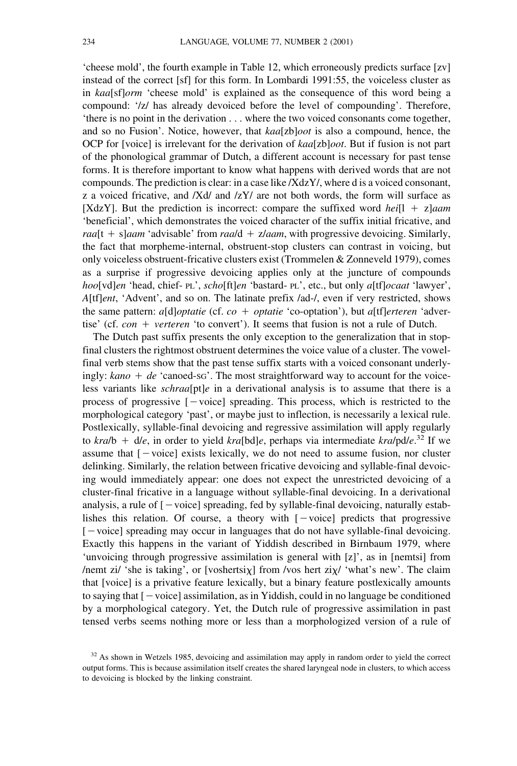'cheese mold', the fourth example in Table 12, which erroneously predicts surface [zv] instead of the correct [sf] for this form. In Lombardi 1991:55, the voiceless cluster as in *kaa*[sf]*orm* 'cheese mold' is explained as the consequence of this word being a compound: '/z/ has already devoiced before the level of compounding'. Therefore, 'there is no point in the derivation . . . where the two voiced consonants come together, and so no Fusion'. Notice, however, that *kaa*[zb]*oot* is also a compound, hence, the OCP for [voice] is irrelevant for the derivation of *kaa*[zb]*oot*. But if fusion is not part of the phonological grammar of Dutch, a different account is necessary for past tense forms. It is therefore important to know what happens with derived words that are not compounds. The prediction is clear: in a case like /XdzY/, where d is a voiced consonant, z a voiced fricative, and /Xd/ and /zY/ are not both words, the form will surface as [XdzY]. But the prediction is incorrect: compare the suffixed word *hei*[l + z]*aam* 'beneficial', which demonstrates the voiced character of the suffix initial fricative, and *raa*[t + s]*aam* 'advisable' from *raa*/d + z/*aam*, with progressive devoicing. Similarly, the fact that morpheme-internal, obstruent-stop clusters can contrast in voicing, but only voiceless obstruent-fricative clusters exist (Trommelen & Zonneveld 1979), comes as a surprise if progressive devoicing applies only at the juncture of compounds *hoo*[vd]*en* 'head, chief- PL', *scho*[ft]*en* 'bastard- PL', etc., but only *a*[tf]*ocaat* 'lawyer', *A*[tf]*ent*, 'Advent', and so on. The latinate prefix /ad-/, even if very restricted, shows the same pattern: *a*[d]*optatie* (cf. *co* + *optatie* 'co-optation'), but *a*[tf]*erteren* 'advertise' (cf. *con* + *verteren* 'to convert'). It seems that fusion is not a rule of Dutch.

The Dutch past suffix presents the only exception to the generalization that in stop-final clusters the rightmost obstruent determines the voice value of a cluster. The vowel-final verb stems show that the past tense suffix starts with a voiced consonant underlyingly: *kano* + *de* 'canoed-SG'. The most straightforward way to account for the voiceless variants like *schraa*[pt]*e* in a derivational analysis is to assume that there is a process of progressive [−voice] spreading. This process, which is restricted to the morphological category 'past', or maybe just to inflection, is necessarily a lexical rule. Postlexically, syllable-final devoicing and regressive assimilation will apply regularly to *kra*/b + d/*e*, in order to yield *kra*[bd]*e*, perhaps via intermediate *kra*/pd/*e*.[32] If we assume that [−voice] exists lexically, we do not need to assume fusion, nor cluster delinking. Similarly, the relation between fricative devoicing and syllable-final devoicing would immediately appear: one does not expect the unrestricted devoicing of a cluster-final fricative in a language without syllable-final devoicing. In a derivational analysis, a rule of [−voice] spreading, fed by syllable-final devoicing, naturally establishes this relation. Of course, a theory with [−voice] predicts that progressive [−voice] spreading may occur in languages that do not have syllable-final devoicing. Exactly this happens in the variant of Yiddish described in Birnbaum 1979, where 'unvoicing through progressive assimilation is general with [z]', as in [nemtsi] from /nemt zi/ 'she is taking', or [voshertsiχ] from /vos hert ziχ/ 'what's new'. The claim that [voice] is a privative feature lexically, but a binary feature postlexically amounts to saying that [−voice] assimilation, as in Yiddish, could in no language be conditioned by a morphological category. Yet, the Dutch rule of progressive assimilation in past tensed verbs seems nothing more or less than a morphologized version of a rule of

[32] As shown in Wetzels 1985, devoicing and assimilation may apply in random order to yield the correct output forms. This is because assimilation itself creates the shared laryngeal node in clusters, to which access to devoicing is blocked by the linking constraint.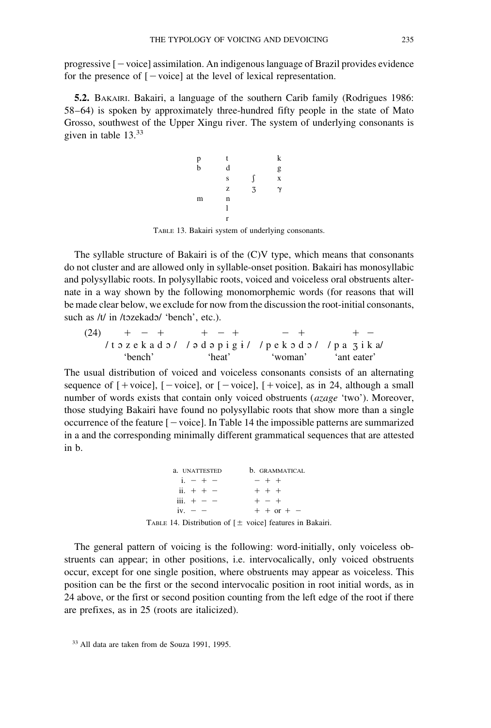progressive [−voice] assimilation. An indigenous language of Brazil provides evidence for the presence of [−voice] at the level of lexical representation.

**5.2.** BAKAIRI. Bakairi, a language of the southern Carib family (Rodrigues 1986: 58–64) is spoken by approximately three-hundred fifty people in the state of Mato Grosso, southwest of the Upper Xingu river. The system of underlying consonants is given in table 13.[33]

| | | | |
|---|---|---|---|
| p | t | | k |
| b | d | | g |
| | s | ʃ | x |
| | z | ʒ | ɣ |
| m | n | | |
| | l | | |
| | r | | |

TABLE 13. Bakairi system of underlying consonants.

The syllable structure of Bakairi is of the (C)V type, which means that consonants do not cluster and are allowed only in syllable-onset position. Bakairi has monosyllabic and polysyllabic roots. In polysyllabic roots, voiced and voiceless oral obstruents alternate in a way shown by the following monomorphemic words (for reasons that will be made clear below, we exclude for now from the discussion the root-initial consonants, such as /t/ in /tɔzekadɔ/ 'bench', etc.).

(24)

| + − + | + − + | − + | + − |
|---|---|---|---|
| /tɔzekadɔ/ | /ədəpigɨ/ | /pekɔdɔ/ | /paʒika/ |
| 'bench' | 'heat' | 'woman' | 'ant eater' |

The usual distribution of voiced and voiceless consonants consists of an alternating sequence of [+voice], [−voice], or [−voice], [+voice], as in 24, although a small number of words exists that contain only voiced obstruents (*azage* 'two'). Moreover, those studying Bakairi have found no polysyllabic roots that show more than a single occurrence of the feature [−voice]. In Table 14 the impossible patterns are summarized in a and the corresponding minimally different grammatical sequences that are attested in b.

| a. UNATTESTED | b. GRAMMATICAL |
|---|---|
| i. − + − | − + + |
| ii. + + − | + + + |
| iii. + − − | + − + |
| iv. − − | + + or + − |

TABLE 14. Distribution of [± voice] features in Bakairi.

The general pattern of voicing is the following: word-initially, only voiceless obstruents can appear; in other positions, i.e. intervocalically, only voiced obstruents occur, except for one single position, where obstruents may appear as voiceless. This position can be the first or the second intervocalic position in root initial words, as in 24 above, or the first or second position counting from the left edge of the root if there are prefixes, as in 25 (roots are italicized).

[33] All data are taken from de Souza 1991, 1995.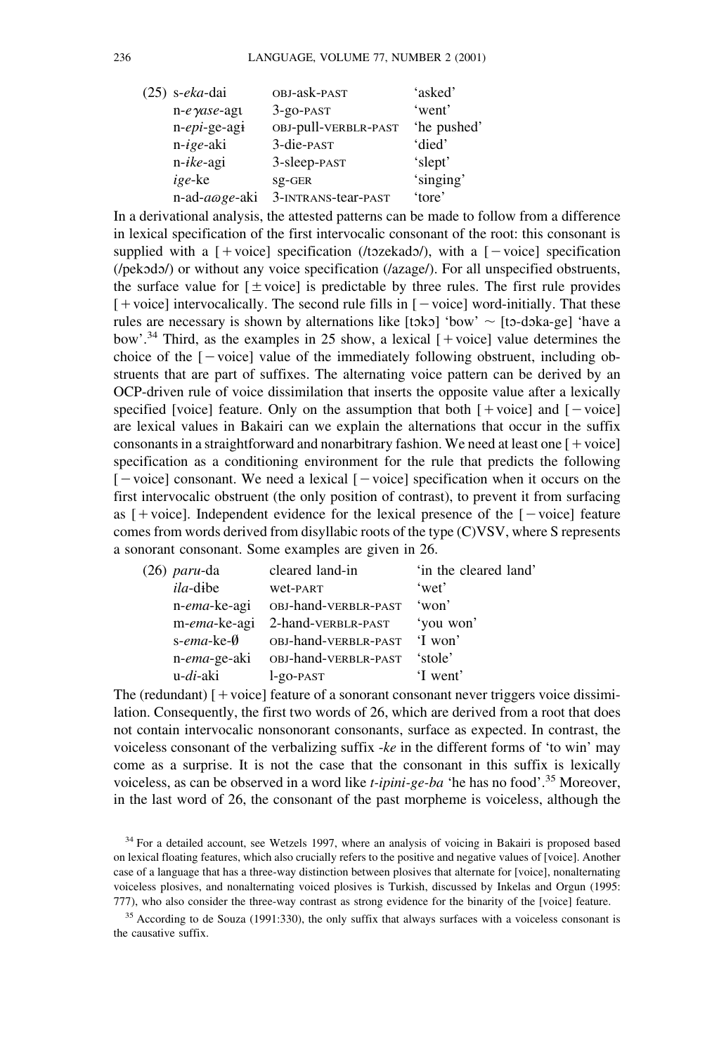(25)

| | | |
|---|---|---|
| s-*eka*-dai | OBJ-ask-PAST | 'asked' |
| n-*eɣase*-agɩ | 3-go-PAST | 'went' |
| n-*epi*-ge-agɨ | OBJ-pull-VERBLR-PAST | 'he pushed' |
| n-*ige*-aki | 3-die-PAST | 'died' |
| n-*ike*-agi | 3-sleep-PAST | 'slept' |
| *ige*-ke | SG-GER | 'singing' |
| n-ad-*aɷge*-aki | 3-INTRANS-tear-PAST | 'tore' |

In a derivational analysis, the attested patterns can be made to follow from a difference in lexical specification of the first intervocalic consonant of the root: this consonant is supplied with a [ + voice] specification (/tɔzekadɔ/), with a [ − voice] specification (/pekɔdɔ/) or without any voice specification (/azage/). For all unspecified obstruents, the surface value for [ ± voice] is predictable by three rules. The first rule provides [ + voice] intervocalically. The second rule fills in [ − voice] word-initially. That these rules are necessary is shown by alternations like [tɔkɔ] 'bow' ~ [tɔ-dɔka-ge] 'have a bow'.[34] Third, as the examples in 25 show, a lexical [ + voice] value determines the choice of the [ − voice] value of the immediately following obstruent, including obstruents that are part of suffixes. The alternating voice pattern can be derived by an OCP-driven rule of voice dissimilation that inserts the opposite value after a lexically specified [voice] feature. Only on the assumption that both [ + voice] and [ − voice] are lexical values in Bakairi can we explain the alternations that occur in the suffix consonants in a straightforward and nonarbitrary fashion. We need at least one [ + voice] specification as a conditioning environment for the rule that predicts the following [ − voice] consonant. We need a lexical [ − voice] specification when it occurs on the first intervocalic obstruent (the only position of contrast), to prevent it from surfacing as [ + voice]. Independent evidence for the lexical presence of the [ − voice] feature comes from words derived from disyllabic roots of the type (C)VSV, where S represents a sonorant consonant. Some examples are given in 26.

(26)

| | | |
|---|---|---|
| *paru*-da | cleared land-in | 'in the cleared land' |
| *ila*-dɨbe | wet-PART | 'wet' |
| n-*ema*-ke-agi | OBJ-hand-VERBLR-PAST | 'won' |
| m-*ema*-ke-agi | 2-hand-VERBLR-PAST | 'you won' |
| s-*ema*-ke-Ø | OBJ-hand-VERBLR-PAST | 'I won' |
| n-*ema*-ge-aki | OBJ-hand-VERBLR-PAST | 'stole' |
| u-*di*-aki | 1-go-PAST | 'I went' |

The (redundant) [ + voice] feature of a sonorant consonant never triggers voice dissimilation. Consequently, the first two words of 26, which are derived from a root that does not contain intervocalic nonsonorant consonants, surface as expected. In contrast, the voiceless consonant of the verbalizing suffix *-ke* in the different forms of 'to win' may come as a surprise. It is not the case that the consonant in this suffix is lexically voiceless, as can be observed in a word like *t-ipini-ge-ba* 'he has no food'.[35] Moreover, in the last word of 26, the consonant of the past morpheme is voiceless, although the

[34] For a detailed account, see Wetzels 1997, where an analysis of voicing in Bakairi is proposed based on lexical floating features, which also crucially refers to the positive and negative values of [voice]. Another case of a language that has a three-way distinction between plosives that alternate for [voice], nonalternating voiceless plosives, and nonalternating voiced plosives is Turkish, discussed by Inkelas and Orgun (1995: 777), who also consider the three-way contrast as strong evidence for the binarity of the [voice] feature.

[35] According to de Souza (1991:330), the only suffix that always surfaces with a voiceless consonant is the causative suffix.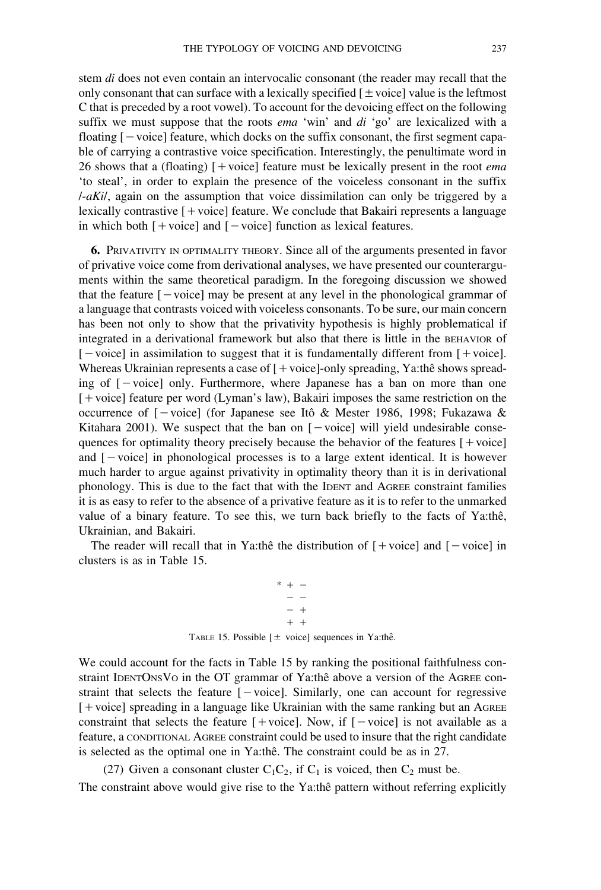stem *di* does not even contain an intervocalic consonant (the reader may recall that the only consonant that can surface with a lexically specified [±voice] value is the leftmost C that is preceded by a root vowel). To account for the devoicing effect on the following suffix we must suppose that the roots *ema* 'win' and *di* 'go' are lexicalized with a floating [−voice] feature, which docks on the suffix consonant, the first segment capable of carrying a contrastive voice specification. Interestingly, the penultimate word in 26 shows that a (floating) [+voice] feature must be lexically present in the root *ema* 'to steal', in order to explain the presence of the voiceless consonant in the suffix /*-aKi*/, again on the assumption that voice dissimilation can only be triggered by a lexically contrastive [+voice] feature. We conclude that Bakairi represents a language in which both [+voice] and [−voice] function as lexical features.

## 6. Privativity in optimality theory.

Since all of the arguments presented in favor of privative voice come from derivational analyses, we have presented our counterarguments within the same theoretical paradigm. In the foregoing discussion we showed that the feature [−voice] may be present at any level in the phonological grammar of a language that contrasts voiced with voiceless consonants. To be sure, our main concern has been not only to show that the privativity hypothesis is highly problematical if integrated in a derivational framework but also that there is little in the BEHAVIOR of [−voice] in assimilation to suggest that it is fundamentally different from [+voice]. Whereas Ukrainian represents a case of [+voice]-only spreading, Ya:thê shows spreading of [−voice] only. Furthermore, where Japanese has a ban on more than one [+voice] feature per word (Lyman's law), Bakairi imposes the same restriction on the occurrence of [−voice] (for Japanese see Itô & Mester 1986, 1998; Fukazawa & Kitahara 2001). We suspect that the ban on [−voice] will yield undesirable consequences for optimality theory precisely because the behavior of the features [+voice] and [−voice] in phonological processes is to a large extent identical. It is however much harder to argue against privativity in optimality theory than it is in derivational phonology. This is due to the fact that with the IDENT and AGREE constraint families it is as easy to refer to the absence of a privative feature as it is to refer to the unmarked value of a binary feature. To see this, we turn back briefly to the facts of Ya:thê, Ukrainian, and Bakairi.

The reader will recall that in Ya:thê the distribution of [+voice] and [−voice] in clusters is as in Table 15.

```
* + −
  − −
  − +
  + +
```

TABLE 15. Possible [± voice] sequences in Ya:thê.

We could account for the facts in Table 15 by ranking the positional faithfulness constraint IDENTONSVO in the OT grammar of Ya:thê above a version of the AGREE constraint that selects the feature [−voice]. Similarly, one can account for regressive [+voice] spreading in a language like Ukrainian with the same ranking but an AGREE constraint that selects the feature [+voice]. Now, if [−voice] is not available as a feature, a CONDITIONAL AGREE constraint could be used to insure that the right candidate is selected as the optimal one in Ya:thê. The constraint could be as in 27.

(27) Given a consonant cluster $C_1C_2$, if $C_1$ is voiced, then $C_2$ must be.

The constraint above would give rise to the Ya:thê pattern without referring explicitly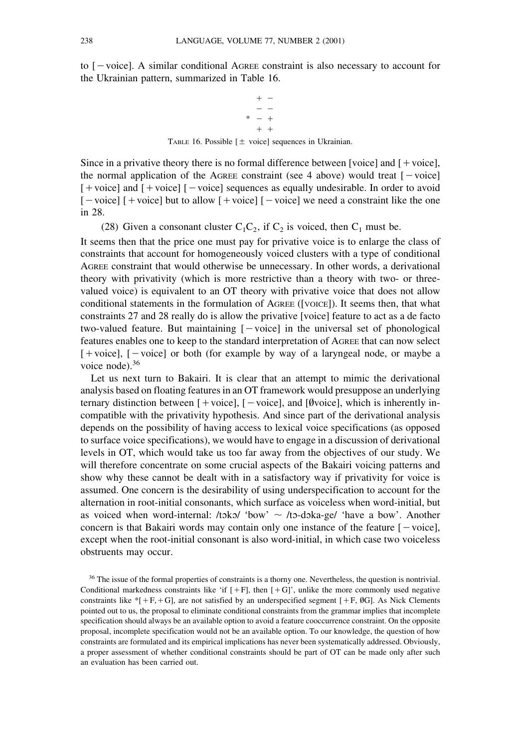to [ − voice]. A similar conditional AGREE constraint is also necessary to account for the Ukrainian pattern, summarized in Table 16.

| | | |
|---|---|---|
| | + | − |
| | − | − |
| * | − | + |
| | + | + |

TABLE 16. Possible [ ± voice] sequences in Ukrainian.

Since in a privative theory there is no formal difference between [voice] and [ + voice], the normal application of the AGREE constraint (see 4 above) would treat [ − voice] [ + voice] and [ + voice] [ − voice] sequences as equally undesirable. In order to avoid [ − voice] [ + voice] but to allow [ + voice] [ − voice] we need a constraint like the one in 28.

(28) Given a consonant cluster $C_1C_2$, if $C_2$ is voiced, then $C_1$ must be.

It seems then that the price one must pay for privative voice is to enlarge the class of constraints that account for homogeneously voiced clusters with a type of conditional AGREE constraint that would otherwise be unnecessary. In other words, a derivational theory with privativity (which is more restrictive than a theory with two- or three-valued voice) is equivalent to an OT theory with privative voice that does not allow conditional statements in the formulation of AGREE ([VOICE]). It seems then, that what constraints 27 and 28 really do is allow the privative [voice] feature to act as a de facto two-valued feature. But maintaining [ − voice] in the universal set of phonological features enables one to keep to the standard interpretation of AGREE that can now select [ + voice], [ − voice] or both (for example by way of a laryngeal node, or maybe a voice node).[36]

Let us next turn to Bakairi. It is clear that an attempt to mimic the derivational analysis based on floating features in an OT framework would presuppose an underlying ternary distinction between [ + voice], [ − voice], and [∅voice], which is inherently incompatible with the privativity hypothesis. And since part of the derivational analysis depends on the possibility of having access to lexical voice specifications (as opposed to surface voice specifications), we would have to engage in a discussion of derivational levels in OT, which would take us too far away from the objectives of our study. We will therefore concentrate on some crucial aspects of the Bakairi voicing patterns and show why these cannot be dealt with in a satisfactory way if privativity for voice is assumed. One concern is the desirability of using underspecification to account for the alternation in root-initial consonants, which surface as voiceless when word-initial, but as voiced when word-internal: /tɔkɔ/ 'bow' ~ /tɔ-dɔka-ge/ 'have a bow'. Another concern is that Bakairi words may contain only one instance of the feature [ − voice], except when the root-initial consonant is also word-initial, in which case two voiceless obstruents may occur.

[36] The issue of the formal properties of constraints is a thorny one. Nevertheless, the question is nontrivial. Conditional markedness constraints like 'if [ + F], then [ + G]', unlike the more commonly used negative constraints like *[ + F, + G], are not satisfied by an underspecified segment [ + F, ∅G]. As Nick Clements pointed out to us, the proposal to eliminate conditional constraints from the grammar implies that incomplete specification should always be an available option to avoid a feature cooccurrence constraint. On the opposite proposal, incomplete specification would not be an available option. To our knowledge, the question of how constraints are formulated and its empirical implications has never been systematically addressed. Obviously, a proper assessment of whether conditional constraints should be part of OT can be made only after such an evaluation has been carried out.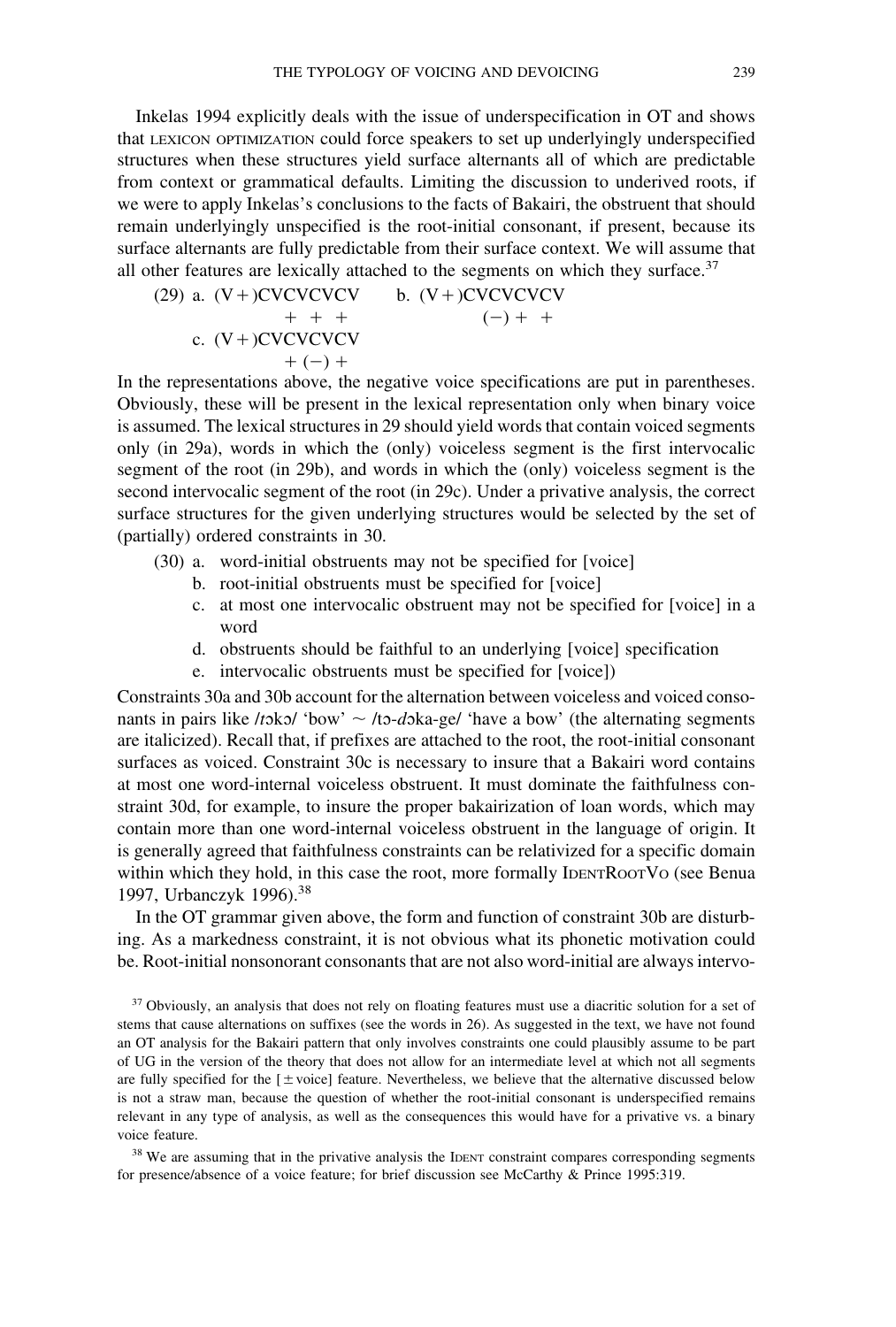Inkelas 1994 explicitly deals with the issue of underspecification in OT and shows that LEXICON OPTIMIZATION could force speakers to set up underlyingly underspecified structures when these structures yield surface alternants all of which are predictable from context or grammatical defaults. Limiting the discussion to underived roots, if we were to apply Inkelas's conclusions to the facts of Bakairi, the obstruent that should remain underlyingly unspecified is the root-initial consonant, if present, because its surface alternants are fully predictable from their surface context. We will assume that all other features are lexically attached to the segments on which they surface.[37]

```
(29) a. (V+)CVCVCVCV        b. (V+)CVCVCVCV
               +  +  +                   (−) +  +
     c. (V+)CVCVCVCV
               + (−) +
```

In the representations above, the negative voice specifications are put in parentheses. Obviously, these will be present in the lexical representation only when binary voice is assumed. The lexical structures in 29 should yield words that contain voiced segments only (in 29a), words in which the (only) voiceless segment is the first intervocalic segment of the root (in 29b), and words in which the (only) voiceless segment is the second intervocalic segment of the root (in 29c). Under a privative analysis, the correct surface structures for the given underlying structures would be selected by the set of (partially) ordered constraints in 30.

(30) a. word-initial obstruents may not be specified for [voice]
 b. root-initial obstruents must be specified for [voice]
 c. at most one intervocalic obstruent may not be specified for [voice] in a word
 d. obstruents should be faithful to an underlying [voice] specification
 e. intervocalic obstruents must be specified for [voice])

Constraints 30a and 30b account for the alternation between voiceless and voiced consonants in pairs like /*t*ɔkɔ/ 'bow' ~ /tɔ-*d*ɔka-ge/ 'have a bow' (the alternating segments are italicized). Recall that, if prefixes are attached to the root, the root-initial consonant surfaces as voiced. Constraint 30c is necessary to insure that a Bakairi word contains at most one word-internal voiceless obstruent. It must dominate the faithfulness constraint 30d, for example, to insure the proper bakairization of loan words, which may contain more than one word-internal voiceless obstruent in the language of origin. It is generally agreed that faithfulness constraints can be relativized for a specific domain within which they hold, in this case the root, more formally IDENTROOTVO (see Benua 1997, Urbanczyk 1996).[38]

In the OT grammar given above, the form and function of constraint 30b are disturbing. As a markedness constraint, it is not obvious what its phonetic motivation could be. Root-initial nonsonorant consonants that are not also word-initial are always intervo-

[37] Obviously, an analysis that does not rely on floating features must use a diacritic solution for a set of stems that cause alternations on suffixes (see the words in 26). As suggested in the text, we have not found an OT analysis for the Bakairi pattern that only involves constraints one could plausibly assume to be part of UG in the version of the theory that does not allow for an intermediate level at which not all segments are fully specified for the [±voice] feature. Nevertheless, we believe that the alternative discussed below is not a straw man, because the question of whether the root-initial consonant is underspecified remains relevant in any type of analysis, as well as the consequences this would have for a privative vs. a binary voice feature.

[38] We are assuming that in the privative analysis the IDENT constraint compares corresponding segments for presence/absence of a voice feature; for brief discussion see McCarthy & Prince 1995:319.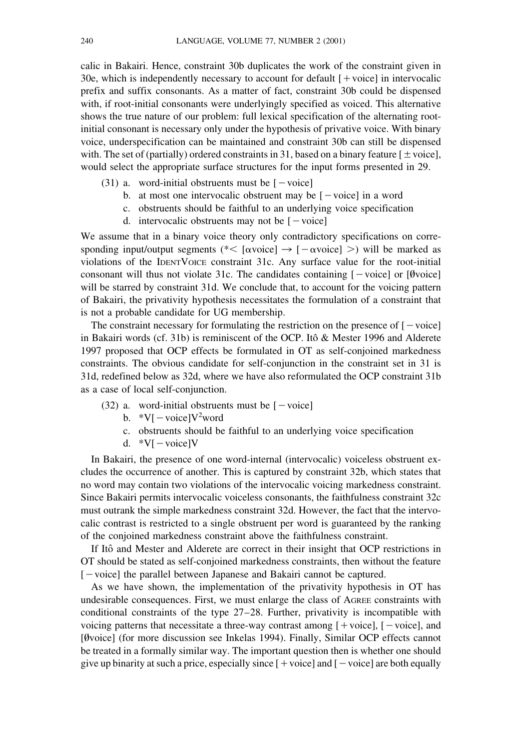calic in Bakairi. Hence, constraint 30b duplicates the work of the constraint given in 30e, which is independently necessary to account for default [+voice] in intervocalic prefix and suffix consonants. As a matter of fact, constraint 30b could be dispensed with, if root-initial consonants were underlyingly specified as voiced. This alternative shows the true nature of our problem: full lexical specification of the alternating root-initial consonant is necessary only under the hypothesis of privative voice. With binary voice, underspecification can be maintained and constraint 30b can still be dispensed with. The set of (partially) ordered constraints in 31, based on a binary feature [±voice], would select the appropriate surface structures for the input forms presented in 29.

(31) a. word-initial obstruents must be [−voice]
  b. at most one intervocalic obstruent may be [−voice] in a word
  c. obstruents should be faithful to an underlying voice specification
  d. intervocalic obstruents may not be [−voice]

We assume that in a binary voice theory only contradictory specifications on corresponding input/output segments (*< [αvoice] → [−αvoice] >) will be marked as violations of the IDENTVOICE constraint 31c. Any surface value for the root-initial consonant will thus not violate 31c. The candidates containing [−voice] or [Øvoice] will be starred by constraint 31d. We conclude that, to account for the voicing pattern of Bakairi, the privativity hypothesis necessitates the formulation of a constraint that is not a probable candidate for UG membership.

The constraint necessary for formulating the restriction on the presence of [−voice] in Bakairi words (cf. 31b) is reminiscent of the OCP. Itô & Mester 1996 and Alderete 1997 proposed that OCP effects be formulated in OT as self-conjoined markedness constraints. The obvious candidate for self-conjunction in the constraint set in 31 is 31d, redefined below as 32d, where we have also reformulated the OCP constraint 31b as a case of local self-conjunction.

(32) a. word-initial obstruents must be [−voice]
  b. *V[−voice]$V^2$word
  c. obstruents should be faithful to an underlying voice specification
  d. *V[−voice]V

In Bakairi, the presence of one word-internal (intervocalic) voiceless obstruent excludes the occurrence of another. This is captured by constraint 32b, which states that no word may contain two violations of the intervocalic voicing markedness constraint. Since Bakairi permits intervocalic voiceless consonants, the faithfulness constraint 32c must outrank the simple markedness constraint 32d. However, the fact that the intervocalic contrast is restricted to a single obstruent per word is guaranteed by the ranking of the conjoined markedness constraint above the faithfulness constraint.

If Itô and Mester and Alderete are correct in their insight that OCP restrictions in OT should be stated as self-conjoined markedness constraints, then without the feature [−voice] the parallel between Japanese and Bakairi cannot be captured.

As we have shown, the implementation of the privativity hypothesis in OT has undesirable consequences. First, we must enlarge the class of AGREE constraints with conditional constraints of the type 27–28. Further, privativity is incompatible with voicing patterns that necessitate a three-way contrast among [+voice], [−voice], and [Øvoice] (for more discussion see Inkelas 1994). Finally, Similar OCP effects cannot be treated in a formally similar way. The important question then is whether one should give up binarity at such a price, especially since [+voice] and [−voice] are both equally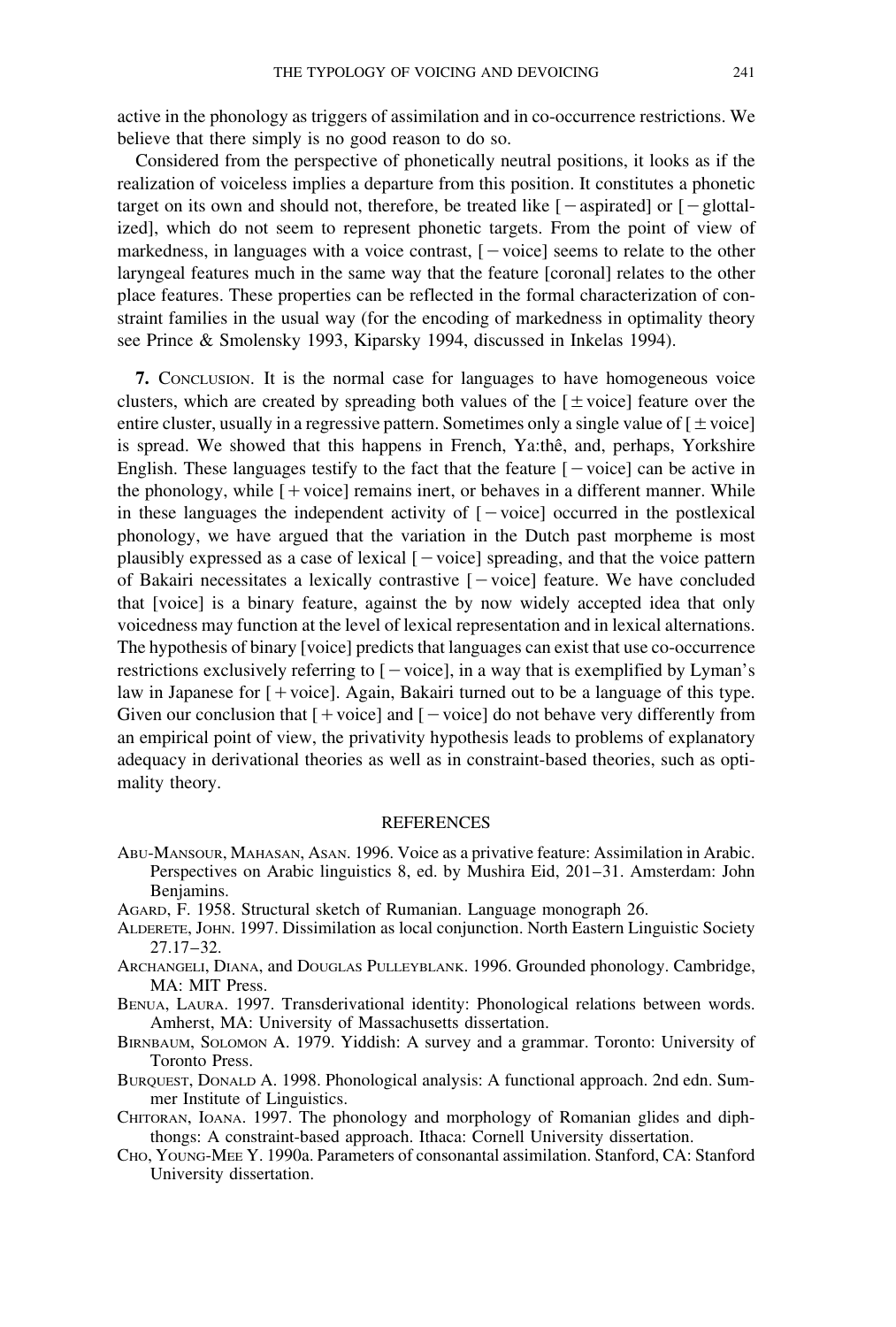active in the phonology as triggers of assimilation and in co-occurrence restrictions. We believe that there simply is no good reason to do so.

Considered from the perspective of phonetically neutral positions, it looks as if the realization of voiceless implies a departure from this position. It constitutes a phonetic target on its own and should not, therefore, be treated like [−aspirated] or [−glottalized], which do not seem to represent phonetic targets. From the point of view of markedness, in languages with a voice contrast, [−voice] seems to relate to the other laryngeal features much in the same way that the feature [coronal] relates to the other place features. These properties can be reflected in the formal characterization of constraint families in the usual way (for the encoding of markedness in optimality theory see Prince & Smolensky 1993, Kiparsky 1994, discussed in Inkelas 1994).

**7.** Conclusion. It is the normal case for languages to have homogeneous voice clusters, which are created by spreading both values of the [±voice] feature over the entire cluster, usually in a regressive pattern. Sometimes only a single value of [±voice] is spread. We showed that this happens in French, Ya:thê, and, perhaps, Yorkshire English. These languages testify to the fact that the feature [−voice] can be active in the phonology, while [+voice] remains inert, or behaves in a different manner. While in these languages the independent activity of [−voice] occurred in the postlexical phonology, we have argued that the variation in the Dutch past morpheme is most plausibly expressed as a case of lexical [−voice] spreading, and that the voice pattern of Bakairi necessitates a lexically contrastive [−voice] feature. We have concluded that [voice] is a binary feature, against the by now widely accepted idea that only voicedness may function at the level of lexical representation and in lexical alternations. The hypothesis of binary [voice] predicts that languages can exist that use co-occurrence restrictions exclusively referring to [−voice], in a way that is exemplified by Lyman's law in Japanese for [+voice]. Again, Bakairi turned out to be a language of this type. Given our conclusion that [+voice] and [−voice] do not behave very differently from an empirical point of view, the privativity hypothesis leads to problems of explanatory adequacy in derivational theories as well as in constraint-based theories, such as optimality theory.

## REFERENCES

Abu-Mansour, Mahasan, Asan. 1996. Voice as a privative feature: Assimilation in Arabic. Perspectives on Arabic linguistics 8, ed. by Mushira Eid, 201–31. Amsterdam: John Benjamins.

Agard, F. 1958. Structural sketch of Rumanian. Language monograph 26.

Alderete, John. 1997. Dissimilation as local conjunction. North Eastern Linguistic Society 27.17–32.

Archangeli, Diana, and Douglas Pulleyblank. 1996. Grounded phonology. Cambridge, MA: MIT Press.

Benua, Laura. 1997. Transderivational identity: Phonological relations between words. Amherst, MA: University of Massachusetts dissertation.

Birnbaum, Solomon A. 1979. Yiddish: A survey and a grammar. Toronto: University of Toronto Press.

Burquest, Donald A. 1998. Phonological analysis: A functional approach. 2nd edn. Summer Institute of Linguistics.

Chitoran, Ioana. 1997. The phonology and morphology of Romanian glides and diphthongs: A constraint-based approach. Ithaca: Cornell University dissertation.

Cho, Young-Mee Y. 1990a. Parameters of consonantal assimilation. Stanford, CA: Stanford University dissertation.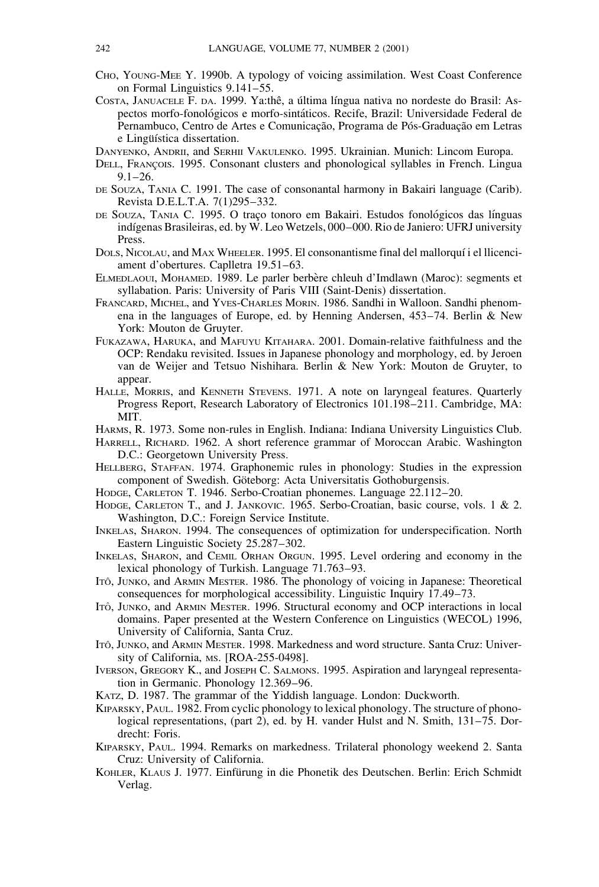Cho, Young-Mee Y. 1990b. A typology of voicing assimilation. West Coast Conference on Formal Linguistics 9.141–55.

Costa, Januacele F. da. 1999. Ya:thê, a última língua nativa no nordeste do Brasil: Aspectos morfo-fonológicos e morfo-sintáticos. Recife, Brazil: Universidade Federal de Pernambuco, Centro de Artes e Comunicação, Programa de Pós-Graduação em Letras e Lingüística dissertation.

Danyenko, Andrii, and Serhii Vakulenko. 1995. Ukrainian. Munich: Lincom Europa.

Dell, François. 1995. Consonant clusters and phonological syllables in French. Lingua 9.1–26.

de Souza, Tania C. 1991. The case of consonantal harmony in Bakairi language (Carib). Revista D.E.L.T.A. 7(1)295–332.

de Souza, Tania C. 1995. O traço tonoro em Bakairi. Estudos fonológicos das línguas indígenas Brasileiras, ed. by W. Leo Wetzels, 000–000. Rio de Janiero: UFRJ university Press.

Dols, Nicolau, and Max Wheeler. 1995. El consonantisme final del mallorquí i el llicenciament d'obertures. Caplletra 19.51–63.

Elmedlaoui, Mohamed. 1989. Le parler berbère chleuh d'Imdlawn (Maroc): segments et syllabation. Paris: University of Paris VIII (Saint-Denis) dissertation.

Francard, Michel, and Yves-Charles Morin. 1986. Sandhi in Walloon. Sandhi phenomena in the languages of Europe, ed. by Henning Andersen, 453–74. Berlin & New York: Mouton de Gruyter.

Fukazawa, Haruka, and Mafuyu Kitahara. 2001. Domain-relative faithfulness and the OCP: Rendaku revisited. Issues in Japanese phonology and morphology, ed. by Jeroen van de Weijer and Tetsuo Nishihara. Berlin & New York: Mouton de Gruyter, to appear.

Halle, Morris, and Kenneth Stevens. 1971. A note on laryngeal features. Quarterly Progress Report, Research Laboratory of Electronics 101.198–211. Cambridge, MA: MIT.

Harms, R. 1973. Some non-rules in English. Indiana: Indiana University Linguistics Club.

Harrell, Richard. 1962. A short reference grammar of Moroccan Arabic. Washington D.C.: Georgetown University Press.

Hellberg, Staffan. 1974. Graphonemic rules in phonology: Studies in the expression component of Swedish. Göteborg: Acta Universitatis Gothoburgensis.

Hodge, Carleton T. 1946. Serbo-Croatian phonemes. Language 22.112–20.

Hodge, Carleton T., and J. Jankovic. 1965. Serbo-Croatian, basic course, vols. 1 & 2. Washington, D.C.: Foreign Service Institute.

Inkelas, Sharon. 1994. The consequences of optimization for underspecification. North Eastern Linguistic Society 25.287–302.

Inkelas, Sharon, and Cemil Orhan Orgun. 1995. Level ordering and economy in the lexical phonology of Turkish. Language 71.763–93.

Itô, Junko, and Armin Mester. 1986. The phonology of voicing in Japanese: Theoretical consequences for morphological accessibility. Linguistic Inquiry 17.49–73.

Itô, Junko, and Armin Mester. 1996. Structural economy and OCP interactions in local domains. Paper presented at the Western Conference on Linguistics (WECOL) 1996, University of California, Santa Cruz.

Itô, Junko, and Armin Mester. 1998. Markedness and word structure. Santa Cruz: University of California, ms. [ROA-255-0498].

Iverson, Gregory K., and Joseph C. Salmons. 1995. Aspiration and laryngeal representation in Germanic. Phonology 12.369–96.

Katz, D. 1987. The grammar of the Yiddish language. London: Duckworth.

Kiparsky, Paul. 1982. From cyclic phonology to lexical phonology. The structure of phonological representations, (part 2), ed. by H. vander Hulst and N. Smith, 131–75. Dordrecht: Foris.

Kiparsky, Paul. 1994. Remarks on markedness. Trilateral phonology weekend 2. Santa Cruz: University of California.

Kohler, Klaus J. 1977. Einfürung in die Phonetik des Deutschen. Berlin: Erich Schmidt Verlag.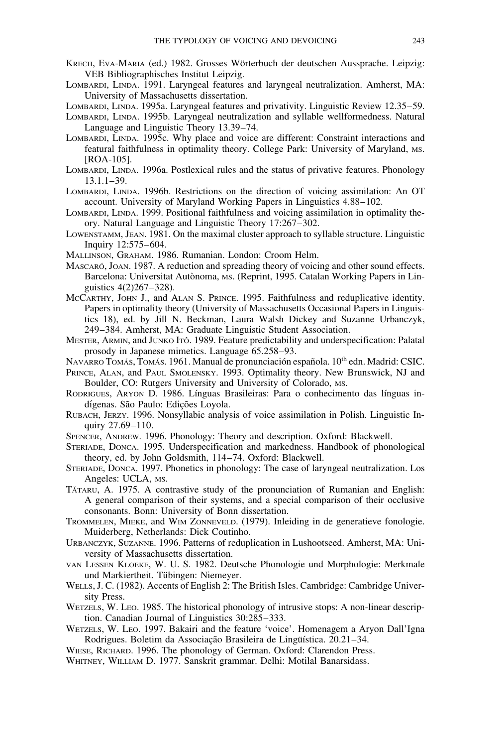KRECH, EVA-MARIA (ed.) 1982. Grosses Wörterbuch der deutschen Aussprache. Leipzig: VEB Bibliographisches Institut Leipzig.

LOMBARDI, LINDA. 1991. Laryngeal features and laryngeal neutralization. Amherst, MA: University of Massachusetts dissertation.

LOMBARDI, LINDA. 1995a. Laryngeal features and privativity. Linguistic Review 12.35–59.

LOMBARDI, LINDA. 1995b. Laryngeal neutralization and syllable wellformedness. Natural Language and Linguistic Theory 13.39–74.

LOMBARDI, LINDA. 1995c. Why place and voice are different: Constraint interactions and featural faithfulness in optimality theory. College Park: University of Maryland, MS. [ROA-105].

LOMBARDI, LINDA. 1996a. Postlexical rules and the status of privative features. Phonology 13.1.1–39.

LOMBARDI, LINDA. 1996b. Restrictions on the direction of voicing assimilation: An OT account. University of Maryland Working Papers in Linguistics 4.88–102.

LOMBARDI, LINDA. 1999. Positional faithfulness and voicing assimilation in optimality theory. Natural Language and Linguistic Theory 17:267–302.

LOWENSTAMM, JEAN. 1981. On the maximal cluster approach to syllable structure. Linguistic Inquiry 12:575–604.

MALLINSON, GRAHAM. 1986. Rumanian. London: Croom Helm.

MASCARÓ, JOAN. 1987. A reduction and spreading theory of voicing and other sound effects. Barcelona: Universitat Autònoma, MS. (Reprint, 1995. Catalan Working Papers in Linguistics 4(2)267–328).

MCCARTHY, JOHN J., and ALAN S. PRINCE. 1995. Faithfulness and reduplicative identity. Papers in optimality theory (University of Massachusetts Occasional Papers in Linguistics 18), ed. by Jill N. Beckman, Laura Walsh Dickey and Suzanne Urbanczyk, 249–384. Amherst, MA: Graduate Linguistic Student Association.

MESTER, ARMIN, and JUNKO ITÔ. 1989. Feature predictability and underspecification: Palatal prosody in Japanese mimetics. Language 65.258–93.

NAVARRO TOMÁS, TOMÁS. 1961. Manual de pronunciación española. 10th edn. Madrid: CSIC.

PRINCE, ALAN, and PAUL SMOLENSKY. 1993. Optimality theory. New Brunswick, NJ and Boulder, CO: Rutgers University and University of Colorado, MS.

RODRIGUES, ARYON D. 1986. Línguas Brasileiras: Para o conhecimento das línguas indígenas. São Paulo: Edições Loyola.

RUBACH, JERZY. 1996. Nonsyllabic analysis of voice assimilation in Polish. Linguistic Inquiry 27.69–110.

SPENCER, ANDREW. 1996. Phonology: Theory and description. Oxford: Blackwell.

STERIADE, DONCA. 1995. Underspecification and markedness. Handbook of phonological theory, ed. by John Goldsmith, 114–74. Oxford: Blackwell.

STERIADE, DONCA. 1997. Phonetics in phonology: The case of laryngeal neutralization. Los Angeles: UCLA, MS.

TĂTARU, A. 1975. A contrastive study of the pronunciation of Rumanian and English: A general comparison of their systems, and a special comparison of their occlusive consonants. Bonn: University of Bonn dissertation.

TROMMELEN, MIEKE, and WIM ZONNEVELD. (1979). Inleiding in de generatieve fonologie. Muiderberg, Netherlands: Dick Coutinho.

URBANCZYK, SUZANNE. 1996. Patterns of reduplication in Lushootseed. Amherst, MA: University of Massachusetts dissertation.

VAN LESSEN KLOEKE, W. U. S. 1982. Deutsche Phonologie und Morphologie: Merkmale und Markiertheit. Tübingen: Niemeyer.

WELLS, J. C. (1982). Accents of English 2: The British Isles. Cambridge: Cambridge University Press.

WETZELS, W. LEO. 1985. The historical phonology of intrusive stops: A non-linear description. Canadian Journal of Linguistics 30:285–333.

WETZELS, W. LEO. 1997. Bakairi and the feature 'voice'. Homenagem a Aryon Dall'Igna Rodrigues. Boletim da Associação Brasileira de Lingüística. 20.21–34.

WIESE, RICHARD. 1996. The phonology of German. Oxford: Clarendon Press.

WHITNEY, WILLIAM D. 1977. Sanskrit grammar. Delhi: Motilal Banarsidass.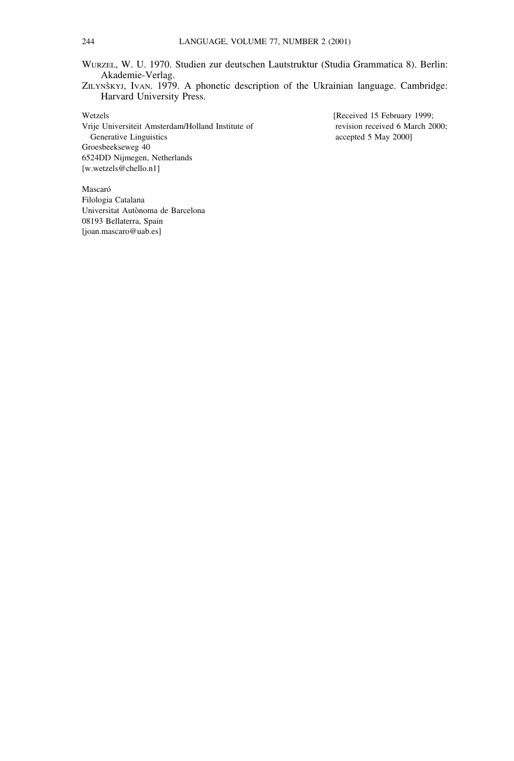WURZEL, W. U. 1970. Studien zur deutschen Lautstruktur (Studia Grammatica 8). Berlin: Akademie-Verlag.

ZILYNŜKYJ, IVAN. 1979. A phonetic description of the Ukrainian language. Cambridge: Harvard University Press.

Wetzels
Vrije Universiteit Amsterdam/Holland Institute of Generative Linguistics
Groesbeekseweg 40
6524DD Nijmegen, Netherlands
[w.wetzels@chello.n1]

Mascaró
Filologia Catalana
Universitat Autònoma de Barcelona
08193 Bellaterra, Spain
[joan.mascaro@uab.es]

[Received 15 February 1999;
revision received 6 March 2000;
accepted 5 May 2000]